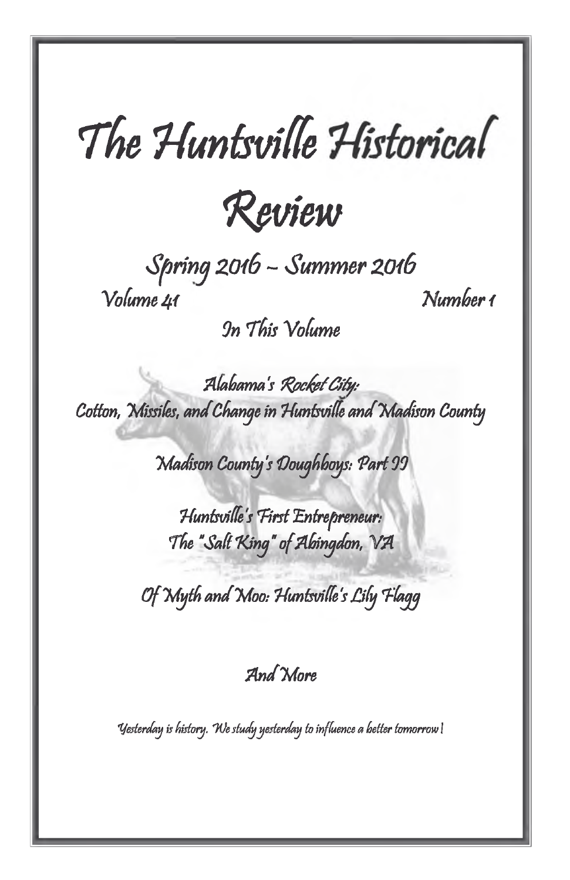# The Huntsville Historical Review

## Spring 2016 – Summer 2016

Volume 41 Number 1

### In This Volume

Alabama's Rocket City:
Cotton, Missiles, and Change in Huntsville and Madison County

Madison County's Doughboys: Part II

Huntsville's First Entrepreneur:
The "Salt King" of Abingdon, VA

Of Myth and Moo: Huntsville's Lily Flagg

And More

*Yesterday is history. We study yesterday to influence a better tomorrow!*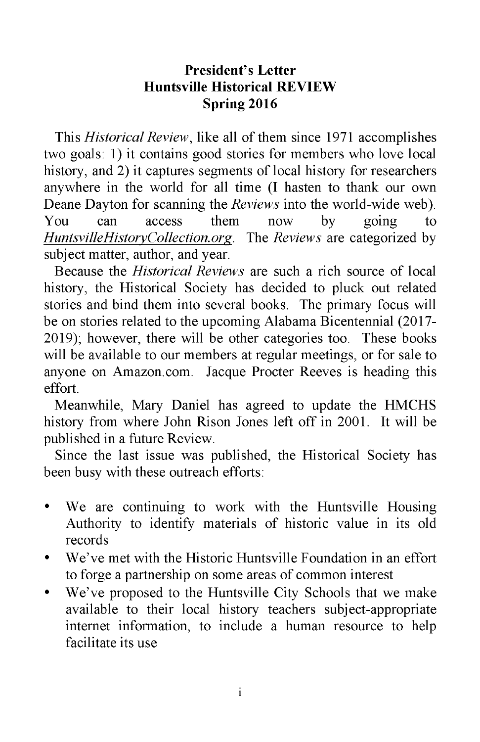# President's Letter
## Huntsville Historical REVIEW
## Spring 2016

This *Historical Review*, like all of them since 1971 accomplishes two goals: 1) it contains good stories for members who love local history, and 2) it captures segments of local history for researchers anywhere in the world for all time (I hasten to thank our own Deane Dayton for scanning the *Reviews* into the world-wide web). You can access them now by going to *HuntsvilleHistoryCollection.org*. The *Reviews* are categorized by subject matter, author, and year.

Because the *Historical Reviews* are such a rich source of local history, the Historical Society has decided to pluck out related stories and bind them into several books. The primary focus will be on stories related to the upcoming Alabama Bicentennial (2017-2019); however, there will be other categories too. These books will be available to our members at regular meetings, or for sale to anyone on Amazon.com. Jacque Procter Reeves is heading this effort.

Meanwhile, Mary Daniel has agreed to update the HMCHS history from where John Rison Jones left off in 2001. It will be published in a future Review.

Since the last issue was published, the Historical Society has been busy with these outreach efforts:

- We are continuing to work with the Huntsville Housing Authority to identify materials of historic value in its old records
- We've met with the Historic Huntsville Foundation in an effort to forge a partnership on some areas of common interest
- We've proposed to the Huntsville City Schools that we make available to their local history teachers subject-appropriate internet information, to include a human resource to help facilitate its use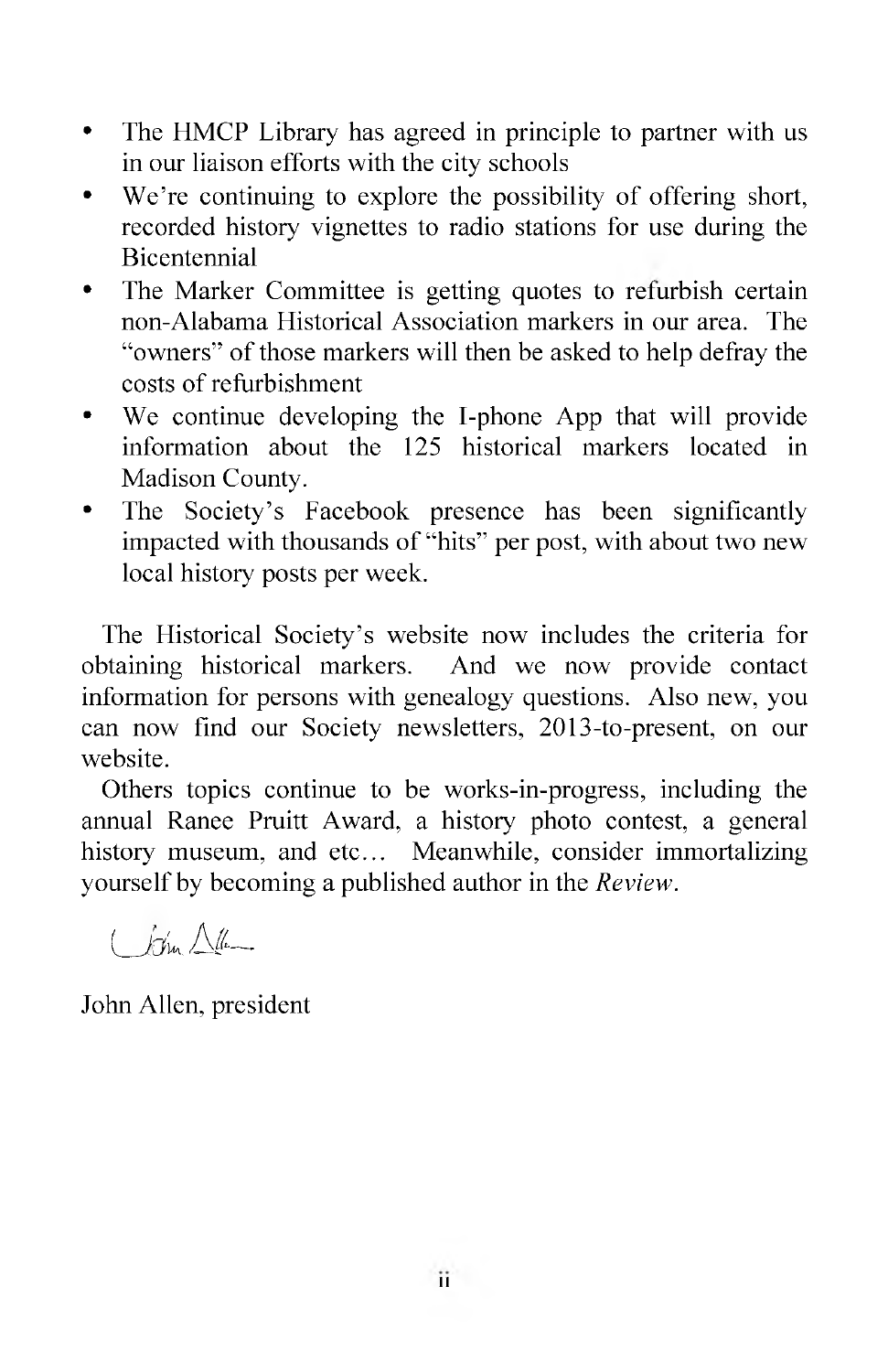- The HMCP Library has agreed in principle to partner with us in our liaison efforts with the city schools
- We're continuing to explore the possibility of offering short, recorded history vignettes to radio stations for use during the Bicentennial
- The Marker Committee is getting quotes to refurbish certain non-Alabama Historical Association markers in our area. The "owners" of those markers will then be asked to help defray the costs of refurbishment
- We continue developing the I-phone App that will provide information about the 125 historical markers located in Madison County.
- The Society's Facebook presence has been significantly impacted with thousands of "hits" per post, with about two new local history posts per week.

The Historical Society's website now includes the criteria for obtaining historical markers. And we now provide contact information for persons with genealogy questions. Also new, you can now find our Society newsletters, 2013-to-present, on our website.

Others topics continue to be works-in-progress, including the annual Ranee Pruitt Award, a history photo contest, a general history museum, and etc… Meanwhile, consider immortalizing yourself by becoming a published author in the *Review*.

John Allen

John Allen, president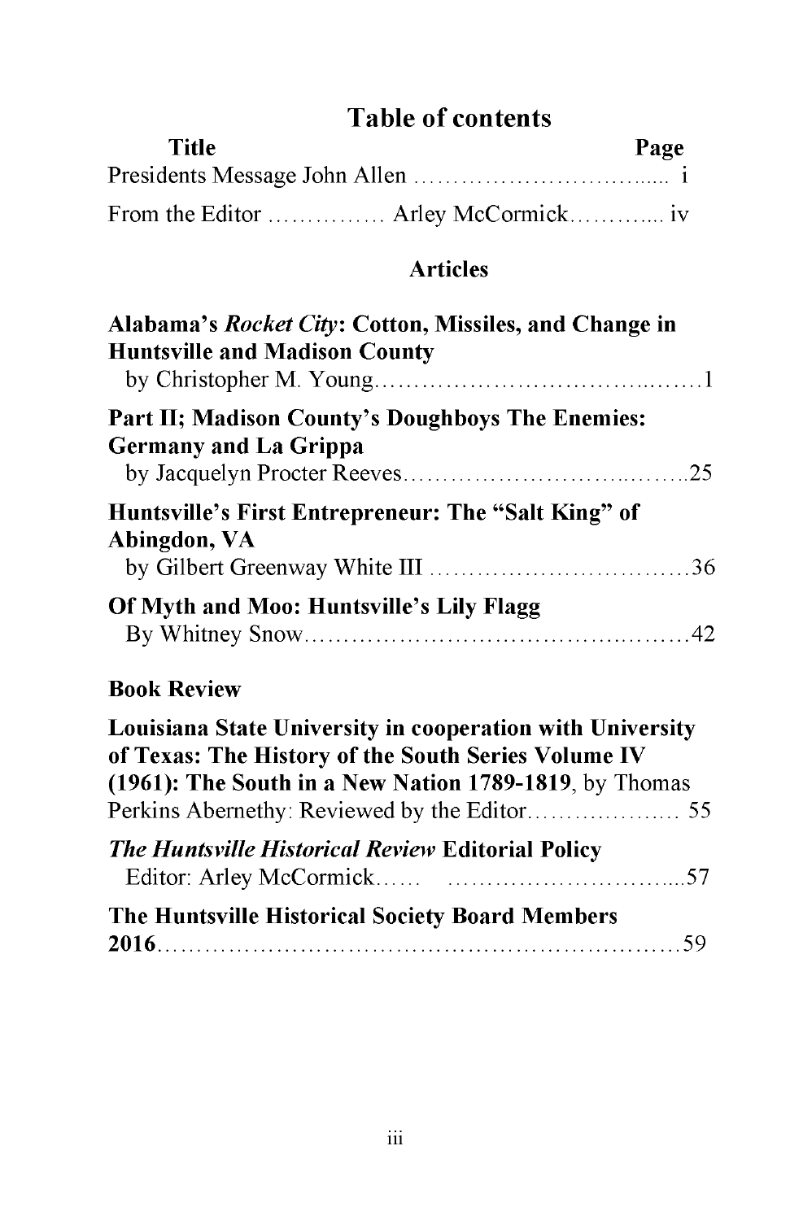# Table of contents

| Title | Page |
|---|---|
| Presidents Message John Allen ............................... | i |
| From the Editor ............... Arley McCormick............ | iv |

## Articles

**Alabama's *Rocket City*: Cotton, Missiles, and Change in Huntsville and Madison County**
by Christopher M. Young.......................................1

**Part II; Madison County's Doughboys The Enemies: Germany and La Grippa**
by Jacquelyn Procter Reeves..................................25

**Huntsville's First Entrepreneur: The "Salt King" of Abingdon, VA**
by Gilbert Greenway White III ................................36

**Of Myth and Moo: Huntsville's Lily Flagg**
By Whitney Snow...............................................42

**Book Review**

**Louisiana State University in cooperation with University of Texas: The History of the South Series Volume IV (1961): The South in a New Nation 1789-1819**, by Thomas Perkins Abernethy: Reviewed by the Editor.................... 55

***The Huntsville Historical Review* Editorial Policy**
Editor: Arley McCormick...... ............................57

**The Huntsville Historical Society Board Members 2016**...........................................................59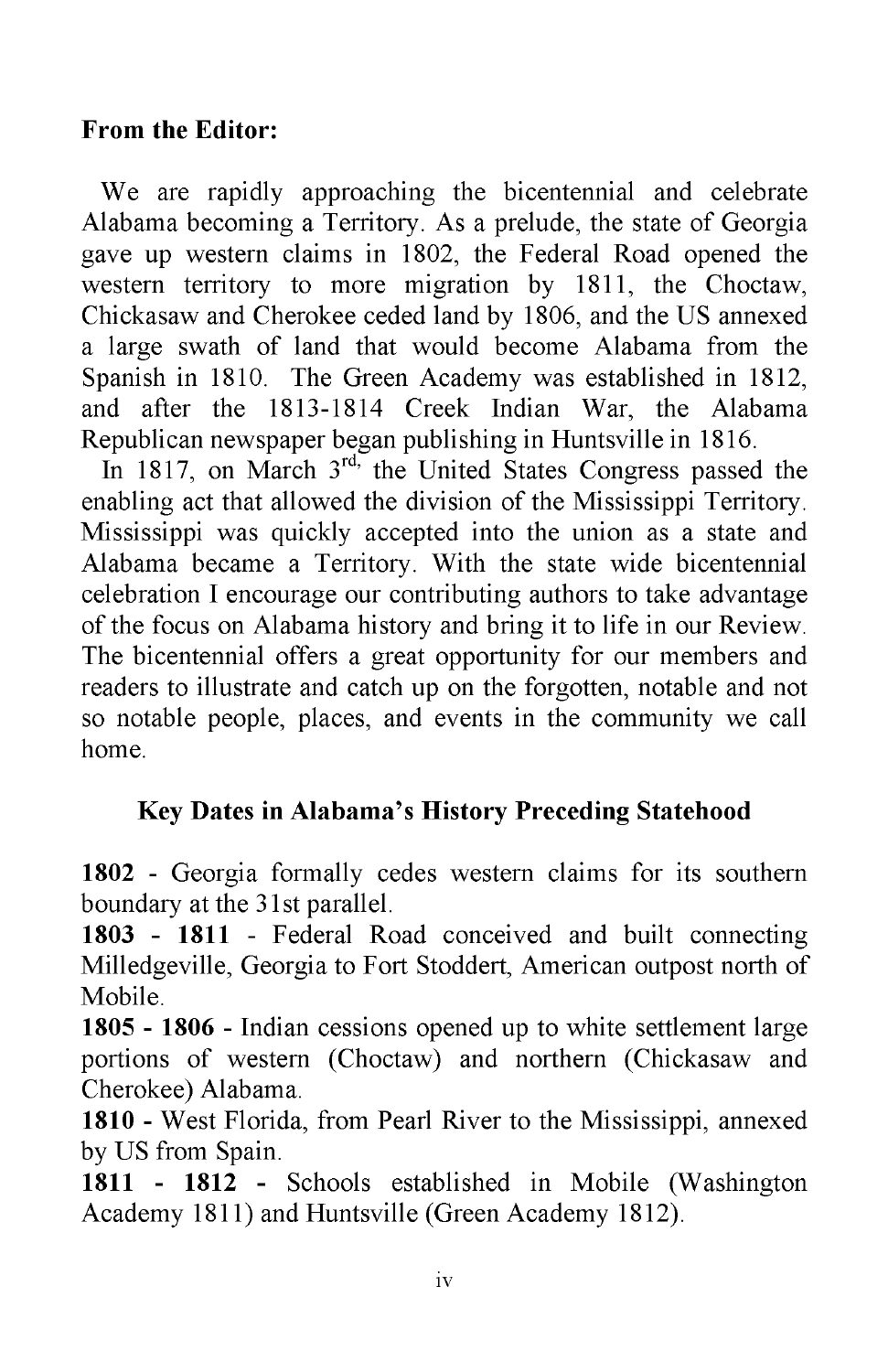**From the Editor:**

We are rapidly approaching the bicentennial and celebrate Alabama becoming a Territory. As a prelude, the state of Georgia gave up western claims in 1802, the Federal Road opened the western territory to more migration by 1811, the Choctaw, Chickasaw and Cherokee ceded land by 1806, and the US annexed a large swath of land that would become Alabama from the Spanish in 1810. The Green Academy was established in 1812, and after the 1813-1814 Creek Indian War, the Alabama Republican newspaper began publishing in Huntsville in 1816.

In 1817, on March 3rd, the United States Congress passed the enabling act that allowed the division of the Mississippi Territory. Mississippi was quickly accepted into the union as a state and Alabama became a Territory. With the state wide bicentennial celebration I encourage our contributing authors to take advantage of the focus on Alabama history and bring it to life in our Review. The bicentennial offers a great opportunity for our members and readers to illustrate and catch up on the forgotten, notable and not so notable people, places, and events in the community we call home.

### Key Dates in Alabama's History Preceding Statehood

**1802** - Georgia formally cedes western claims for its southern boundary at the 31st parallel.

**1803 - 1811** - Federal Road conceived and built connecting Milledgeville, Georgia to Fort Stoddert, American outpost north of Mobile.

**1805 - 1806** - Indian cessions opened up to white settlement large portions of western (Choctaw) and northern (Chickasaw and Cherokee) Alabama.

**1810** - West Florida, from Pearl River to the Mississippi, annexed by US from Spain.

**1811 - 1812** - Schools established in Mobile (Washington Academy 1811) and Huntsville (Green Academy 1812).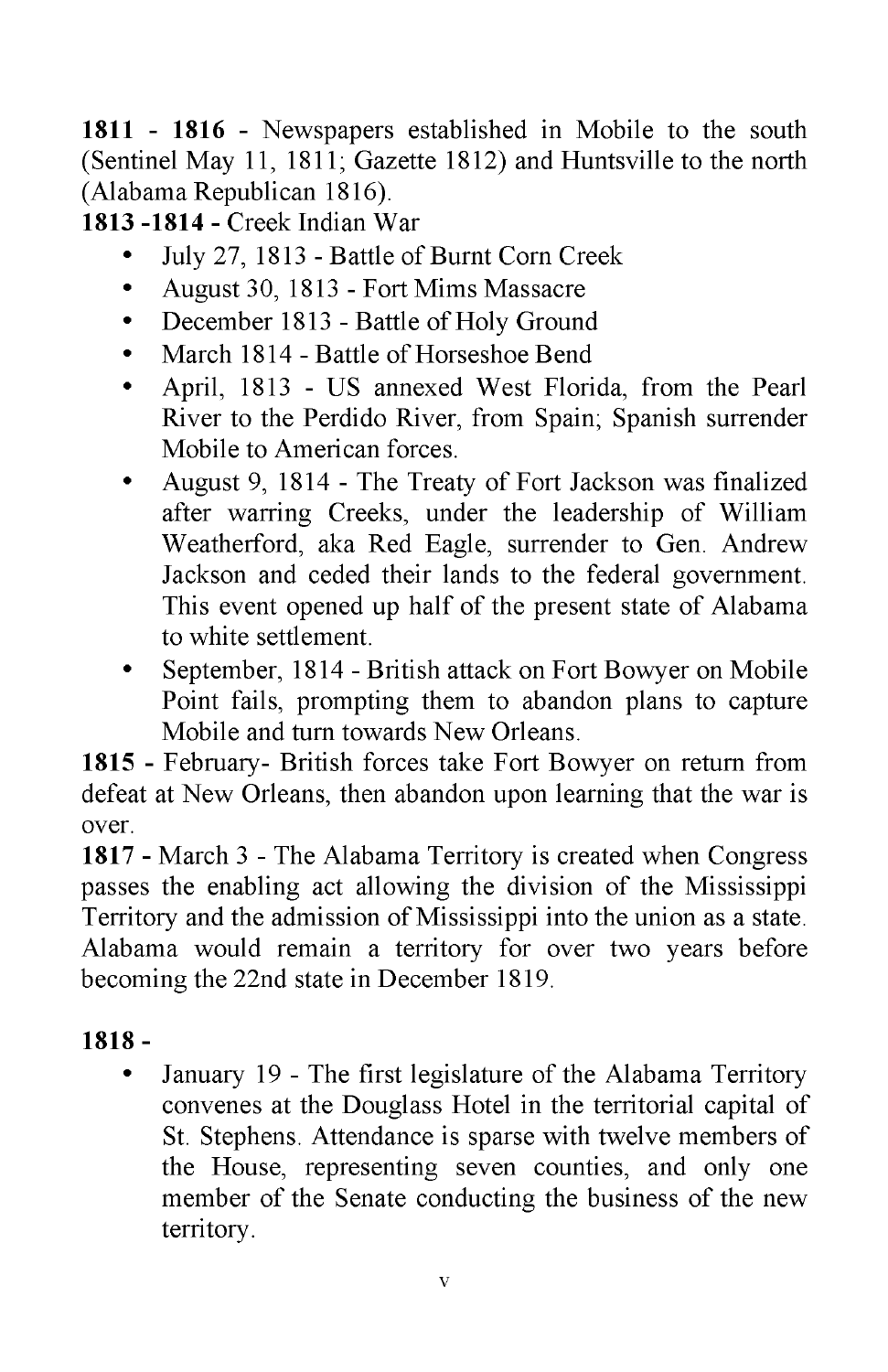**1811 - 1816** - Newspapers established in Mobile to the south (Sentinel May 11, 1811; Gazette 1812) and Huntsville to the north (Alabama Republican 1816).

**1813 -1814** - Creek Indian War

- July 27, 1813 - Battle of Burnt Corn Creek
- August 30, 1813 - Fort Mims Massacre
- December 1813 - Battle of Holy Ground
- March 1814 - Battle of Horseshoe Bend
- April, 1813 - US annexed West Florida, from the Pearl River to the Perdido River, from Spain; Spanish surrender Mobile to American forces.
- August 9, 1814 - The Treaty of Fort Jackson was finalized after warring Creeks, under the leadership of William Weatherford, aka Red Eagle, surrender to Gen. Andrew Jackson and ceded their lands to the federal government. This event opened up half of the present state of Alabama to white settlement.
- September, 1814 - British attack on Fort Bowyer on Mobile Point fails, prompting them to abandon plans to capture Mobile and turn towards New Orleans.

**1815** - February- British forces take Fort Bowyer on return from defeat at New Orleans, then abandon upon learning that the war is over.

**1817** - March 3 - The Alabama Territory is created when Congress passes the enabling act allowing the division of the Mississippi Territory and the admission of Mississippi into the union as a state. Alabama would remain a territory for over two years before becoming the 22nd state in December 1819.

**1818 -**

- January 19 - The first legislature of the Alabama Territory convenes at the Douglass Hotel in the territorial capital of St. Stephens. Attendance is sparse with twelve members of the House, representing seven counties, and only one member of the Senate conducting the business of the new territory.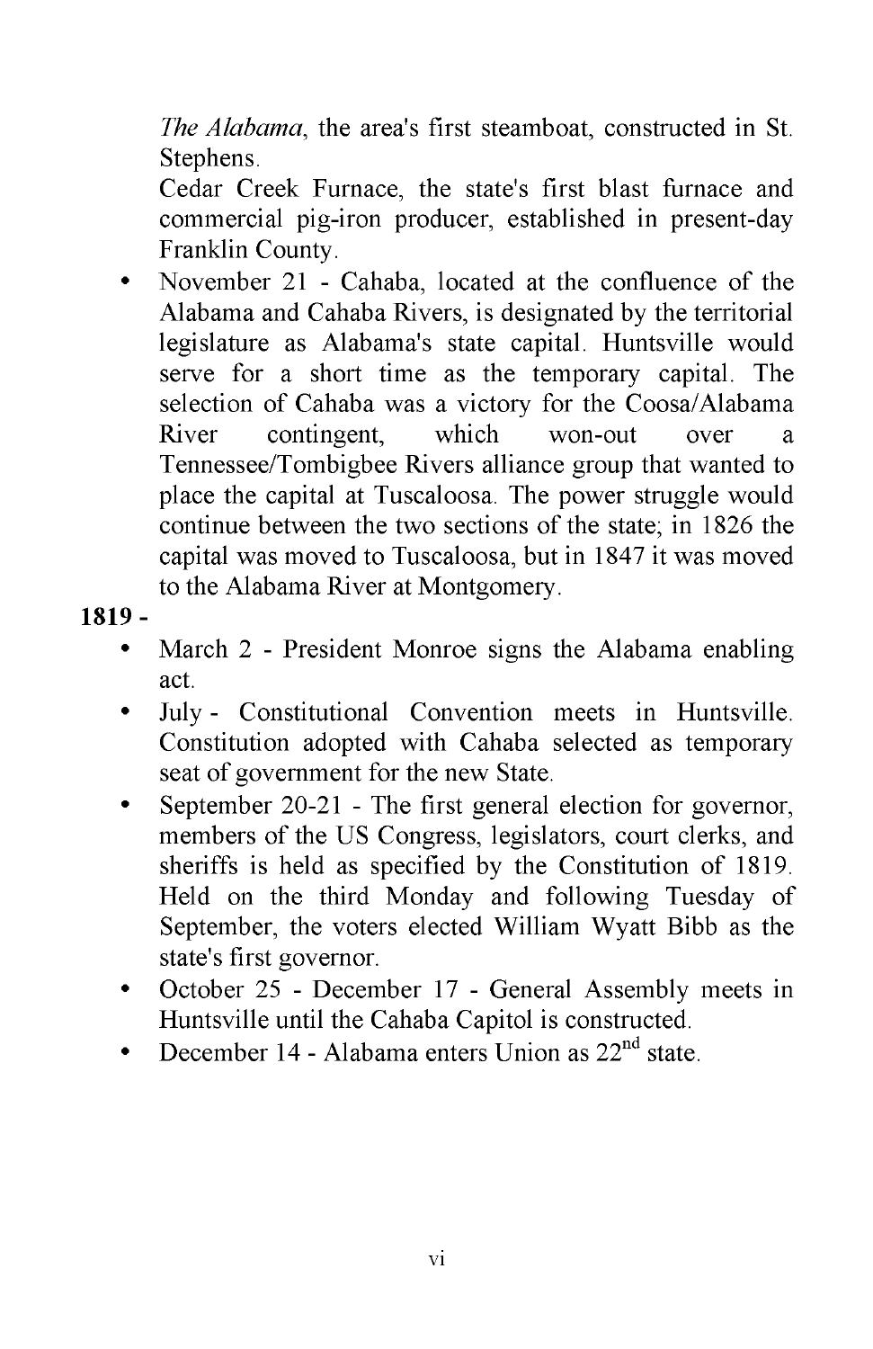*The Alabama*, the area's first steamboat, constructed in St. Stephens.

Cedar Creek Furnace, the state's first blast furnace and commercial pig-iron producer, established in present-day Franklin County.

- November 21 - Cahaba, located at the confluence of the Alabama and Cahaba Rivers, is designated by the territorial legislature as Alabama's state capital. Huntsville would serve for a short time as the temporary capital. The selection of Cahaba was a victory for the Coosa/Alabama River contingent, which won-out over a Tennessee/Tombigbee Rivers alliance group that wanted to place the capital at Tuscaloosa. The power struggle would continue between the two sections of the state; in 1826 the capital was moved to Tuscaloosa, but in 1847 it was moved to the Alabama River at Montgomery.

**1819 -**

- March 2 - President Monroe signs the Alabama enabling act.
- July - Constitutional Convention meets in Huntsville. Constitution adopted with Cahaba selected as temporary seat of government for the new State.
- September 20-21 - The first general election for governor, members of the US Congress, legislators, court clerks, and sheriffs is held as specified by the Constitution of 1819. Held on the third Monday and following Tuesday of September, the voters elected William Wyatt Bibb as the state's first governor.
- October 25 - December 17 - General Assembly meets in Huntsville until the Cahaba Capitol is constructed.
- December 14 - Alabama enters Union as 22nd state.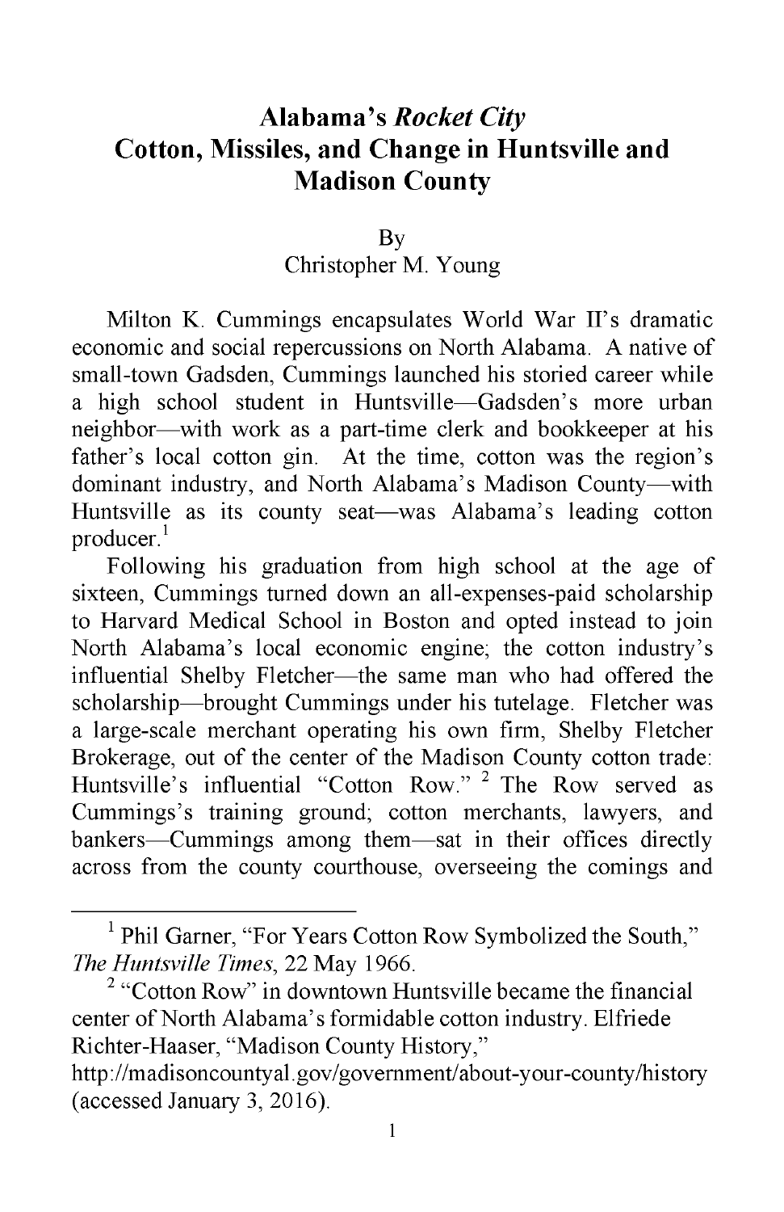# Alabama's *Rocket City*
# Cotton, Missiles, and Change in Huntsville and Madison County

By
Christopher M. Young

Milton K. Cummings encapsulates World War II's dramatic economic and social repercussions on North Alabama. A native of small-town Gadsden, Cummings launched his storied career while a high school student in Huntsville—Gadsden's more urban neighbor—with work as a part-time clerk and bookkeeper at his father's local cotton gin. At the time, cotton was the region's dominant industry, and North Alabama's Madison County—with Huntsville as its county seat—was Alabama's leading cotton producer.[1]

Following his graduation from high school at the age of sixteen, Cummings turned down an all-expenses-paid scholarship to Harvard Medical School in Boston and opted instead to join North Alabama's local economic engine; the cotton industry's influential Shelby Fletcher—the same man who had offered the scholarship—brought Cummings under his tutelage. Fletcher was a large-scale merchant operating his own firm, Shelby Fletcher Brokerage, out of the center of the Madison County cotton trade: Huntsville's influential "Cotton Row." [2] The Row served as Cummings's training ground; cotton merchants, lawyers, and bankers—Cummings among them—sat in their offices directly across from the county courthouse, overseeing the comings and

---

[1] Phil Garner, "For Years Cotton Row Symbolized the South," *The Huntsville Times*, 22 May 1966.

[2] "Cotton Row" in downtown Huntsville became the financial center of North Alabama's formidable cotton industry. Elfriede Richter-Haaser, "Madison County History," http://madisoncountyal.gov/government/about-your-county/history (accessed January 3, 2016).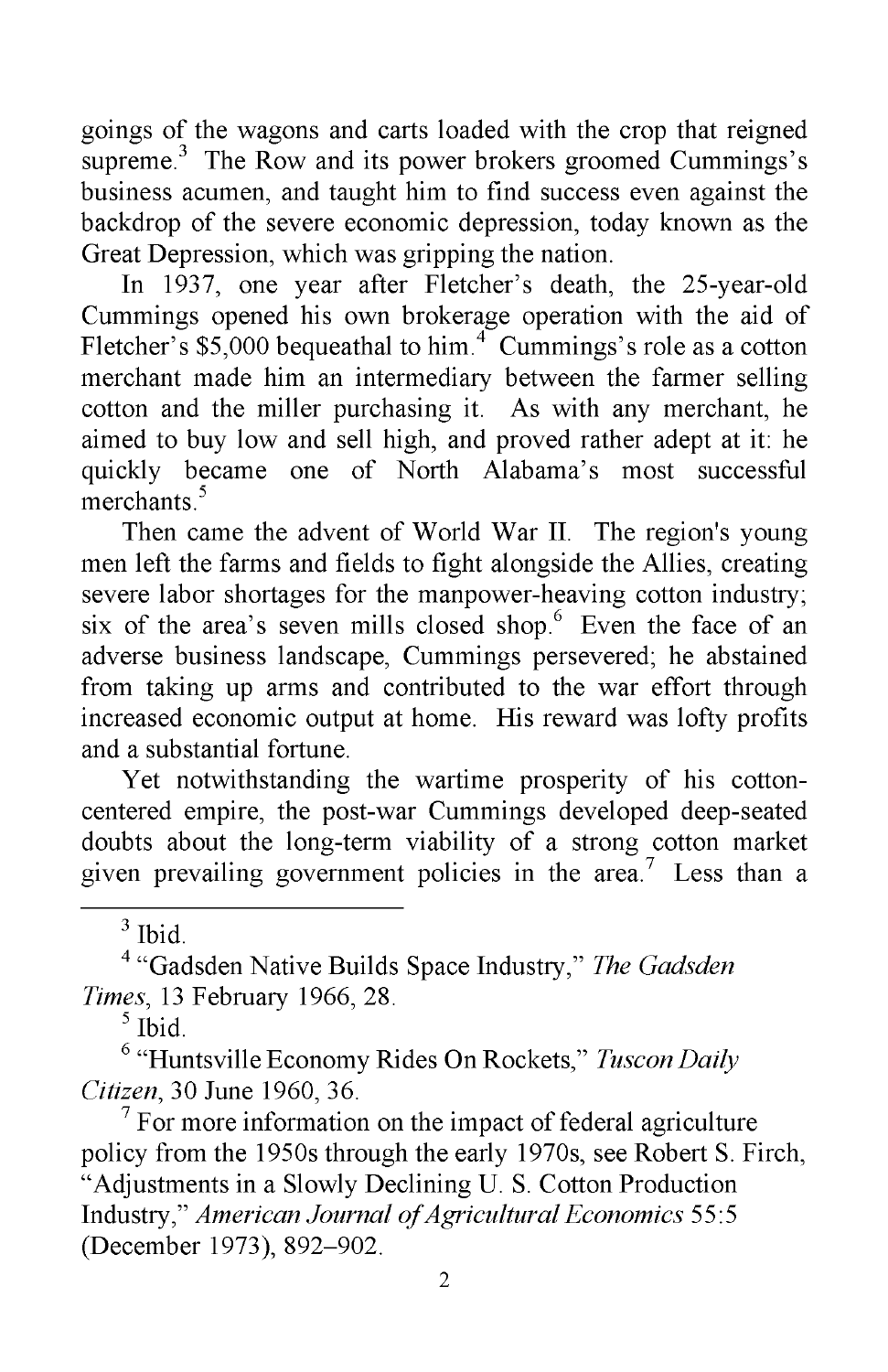goings of the wagons and carts loaded with the crop that reigned supreme.[3] The Row and its power brokers groomed Cummings's business acumen, and taught him to find success even against the backdrop of the severe economic depression, today known as the Great Depression, which was gripping the nation.

In 1937, one year after Fletcher's death, the 25-year-old Cummings opened his own brokerage operation with the aid of Fletcher's $5,000 bequeathal to him.[4] Cummings's role as a cotton merchant made him an intermediary between the farmer selling cotton and the miller purchasing it. As with any merchant, he aimed to buy low and sell high, and proved rather adept at it: he quickly became one of North Alabama's most successful merchants.[5]

Then came the advent of World War II. The region's young men left the farms and fields to fight alongside the Allies, creating severe labor shortages for the manpower-heaving cotton industry; six of the area's seven mills closed shop.[6] Even the face of an adverse business landscape, Cummings persevered; he abstained from taking up arms and contributed to the war effort through increased economic output at home. His reward was lofty profits and a substantial fortune.

Yet notwithstanding the wartime prosperity of his cotton-centered empire, the post-war Cummings developed deep-seated doubts about the long-term viability of a strong cotton market given prevailing government policies in the area.[7] Less than a

---

[3] Ibid.

[4] "Gadsden Native Builds Space Industry," *The Gadsden Times*, 13 February 1966, 28.

[5] Ibid.

[6] "Huntsville Economy Rides On Rockets," *Tuscon Daily Citizen*, 30 June 1960, 36.

[7] For more information on the impact of federal agriculture policy from the 1950s through the early 1970s, see Robert S. Firch, "Adjustments in a Slowly Declining U. S. Cotton Production Industry," *American Journal of Agricultural Economics* 55:5 (December 1973), 892–902.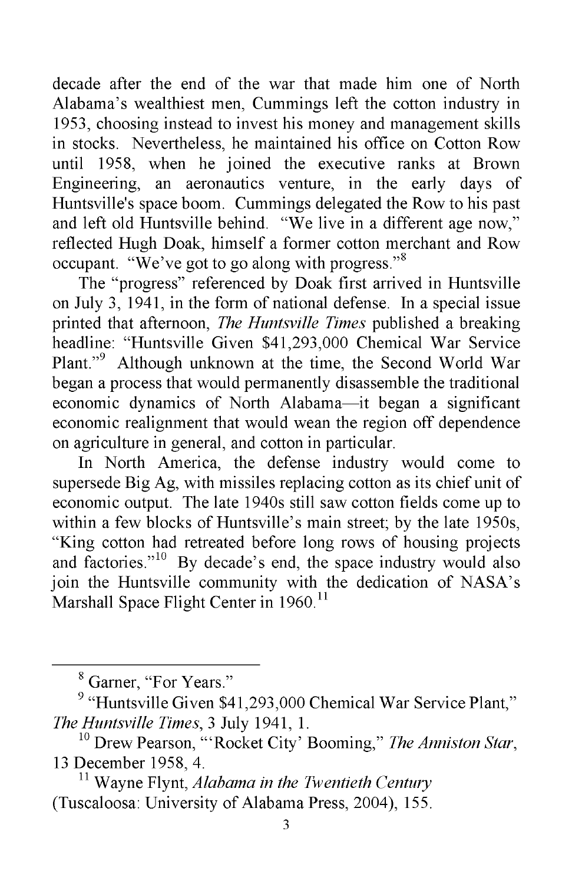decade after the end of the war that made him one of North Alabama's wealthiest men, Cummings left the cotton industry in 1953, choosing instead to invest his money and management skills in stocks. Nevertheless, he maintained his office on Cotton Row until 1958, when he joined the executive ranks at Brown Engineering, an aeronautics venture, in the early days of Huntsville's space boom. Cummings delegated the Row to his past and left old Huntsville behind. "We live in a different age now," reflected Hugh Doak, himself a former cotton merchant and Row occupant. "We've got to go along with progress."[8]

The "progress" referenced by Doak first arrived in Huntsville on July 3, 1941, in the form of national defense. In a special issue printed that afternoon, *The Huntsville Times* published a breaking headline: "Huntsville Given $41,293,000 Chemical War Service Plant."[9] Although unknown at the time, the Second World War began a process that would permanently disassemble the traditional economic dynamics of North Alabama—it began a significant economic realignment that would wean the region off dependence on agriculture in general, and cotton in particular.

In North America, the defense industry would come to supersede Big Ag, with missiles replacing cotton as its chief unit of economic output. The late 1940s still saw cotton fields come up to within a few blocks of Huntsville's main street; by the late 1950s, "King cotton had retreated before long rows of housing projects and factories."[10] By decade's end, the space industry would also join the Huntsville community with the dedication of NASA's Marshall Space Flight Center in 1960.[11]

---

[8] Garner, "For Years."

[9] "Huntsville Given $41,293,000 Chemical War Service Plant," *The Huntsville Times*, 3 July 1941, 1.

[10] Drew Pearson, "'Rocket City' Booming," *The Anniston Star*, 13 December 1958, 4.

[11] Wayne Flynt, *Alabama in the Twentieth Century* (Tuscaloosa: University of Alabama Press, 2004), 155.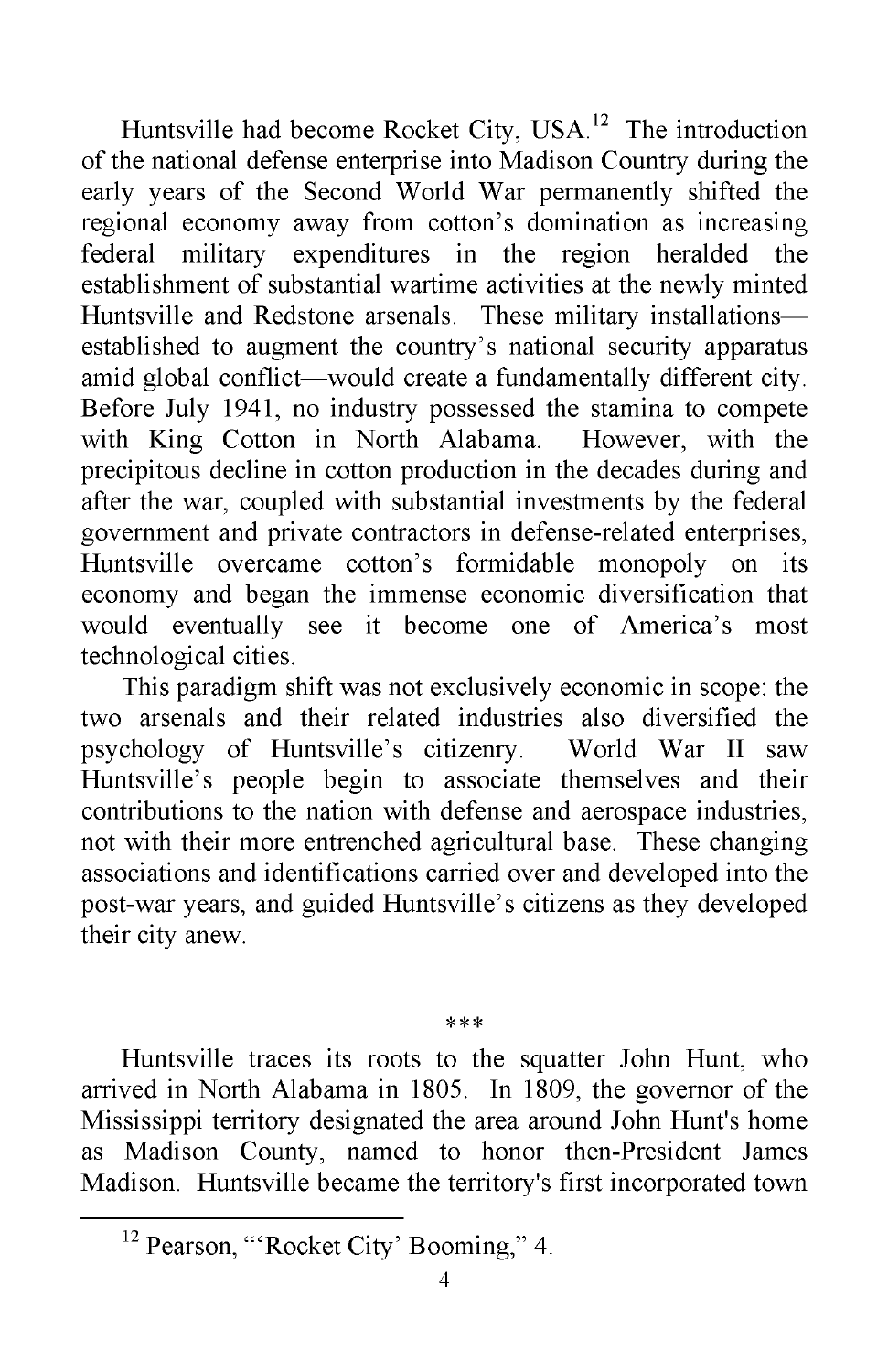Huntsville had become Rocket City, USA.[12] The introduction of the national defense enterprise into Madison Country during the early years of the Second World War permanently shifted the regional economy away from cotton's domination as increasing federal military expenditures in the region heralded the establishment of substantial wartime activities at the newly minted Huntsville and Redstone arsenals. These military installations—established to augment the country's national security apparatus amid global conflict—would create a fundamentally different city. Before July 1941, no industry possessed the stamina to compete with King Cotton in North Alabama. However, with the precipitous decline in cotton production in the decades during and after the war, coupled with substantial investments by the federal government and private contractors in defense-related enterprises, Huntsville overcame cotton's formidable monopoly on its economy and began the immense economic diversification that would eventually see it become one of America's most technological cities.

This paradigm shift was not exclusively economic in scope: the two arsenals and their related industries also diversified the psychology of Huntsville's citizenry. World War II saw Huntsville's people begin to associate themselves and their contributions to the nation with defense and aerospace industries, not with their more entrenched agricultural base. These changing associations and identifications carried over and developed into the post-war years, and guided Huntsville's citizens as they developed their city anew.

***

Huntsville traces its roots to the squatter John Hunt, who arrived in North Alabama in 1805. In 1809, the governor of the Mississippi territory designated the area around John Hunt's home as Madison County, named to honor then-President James Madison. Huntsville became the territory's first incorporated town

[12] Pearson, "'Rocket City' Booming," 4.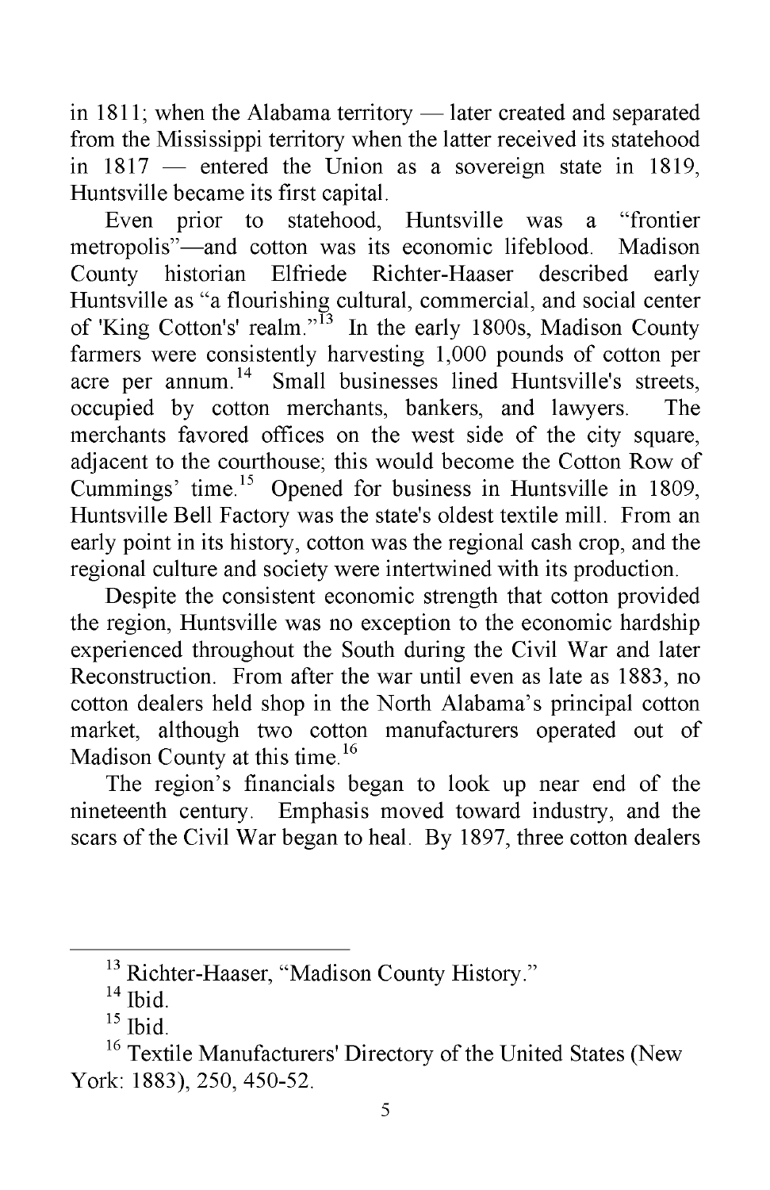in 1811; when the Alabama territory — later created and separated from the Mississippi territory when the latter received its statehood in 1817 — entered the Union as a sovereign state in 1819, Huntsville became its first capital.

Even prior to statehood, Huntsville was a "frontier metropolis"—and cotton was its economic lifeblood. Madison County historian Elfriede Richter-Haaser described early Huntsville as "a flourishing cultural, commercial, and social center of 'King Cotton's' realm."[13] In the early 1800s, Madison County farmers were consistently harvesting 1,000 pounds of cotton per acre per annum.[14] Small businesses lined Huntsville's streets, occupied by cotton merchants, bankers, and lawyers. The merchants favored offices on the west side of the city square, adjacent to the courthouse; this would become the Cotton Row of Cummings' time.[15] Opened for business in Huntsville in 1809, Huntsville Bell Factory was the state's oldest textile mill. From an early point in its history, cotton was the regional cash crop, and the regional culture and society were intertwined with its production.

Despite the consistent economic strength that cotton provided the region, Huntsville was no exception to the economic hardship experienced throughout the South during the Civil War and later Reconstruction. From after the war until even as late as 1883, no cotton dealers held shop in the North Alabama's principal cotton market, although two cotton manufacturers operated out of Madison County at this time.[16]

The region's financials began to look up near end of the nineteenth century. Emphasis moved toward industry, and the scars of the Civil War began to heal. By 1897, three cotton dealers

---

[13] Richter-Haaser, "Madison County History."

[14] Ibid.

[15] Ibid.

[16] Textile Manufacturers' Directory of the United States (New York: 1883), 250, 450-52.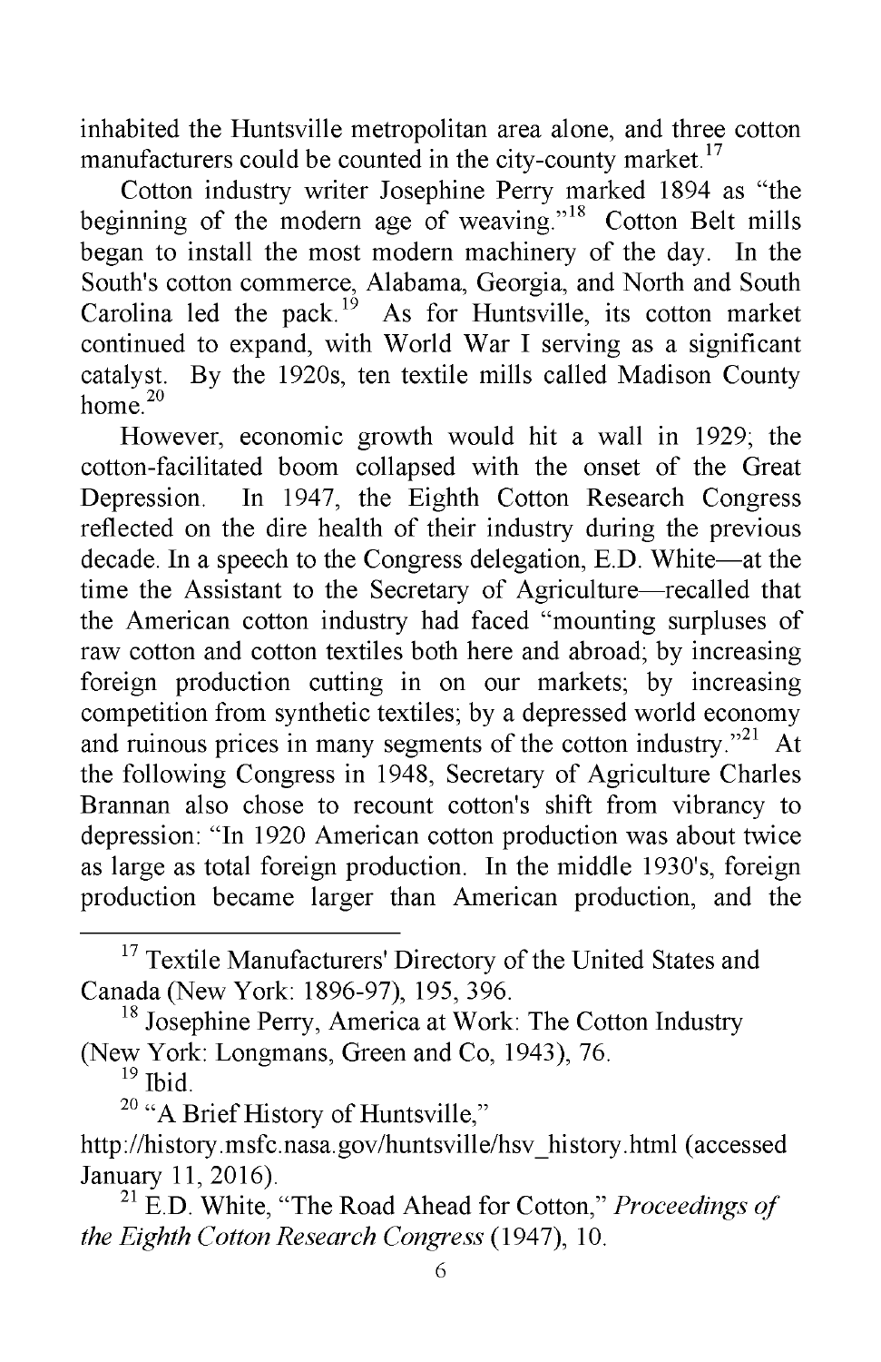inhabited the Huntsville metropolitan area alone, and three cotton manufacturers could be counted in the city-county market.[17]

Cotton industry writer Josephine Perry marked 1894 as "the beginning of the modern age of weaving."[18] Cotton Belt mills began to install the most modern machinery of the day. In the South's cotton commerce, Alabama, Georgia, and North and South Carolina led the pack.[19] As for Huntsville, its cotton market continued to expand, with World War I serving as a significant catalyst. By the 1920s, ten textile mills called Madison County home.[20]

However, economic growth would hit a wall in 1929; the cotton-facilitated boom collapsed with the onset of the Great Depression. In 1947, the Eighth Cotton Research Congress reflected on the dire health of their industry during the previous decade. In a speech to the Congress delegation, E.D. White—at the time the Assistant to the Secretary of Agriculture—recalled that the American cotton industry had faced "mounting surpluses of raw cotton and cotton textiles both here and abroad; by increasing foreign production cutting in on our markets; by increasing competition from synthetic textiles; by a depressed world economy and ruinous prices in many segments of the cotton industry."[21] At the following Congress in 1948, Secretary of Agriculture Charles Brannan also chose to recount cotton's shift from vibrancy to depression: "In 1920 American cotton production was about twice as large as total foreign production. In the middle 1930's, foreign production became larger than American production, and the

---

[17] Textile Manufacturers' Directory of the United States and Canada (New York: 1896-97), 195, 396.

[18] Josephine Perry, America at Work: The Cotton Industry (New York: Longmans, Green and Co, 1943), 76.

[19] Ibid.

[20] "A Brief History of Huntsville," http://history.msfc.nasa.gov/huntsville/hsv_history.html (accessed January 11, 2016).

[21] E.D. White, "The Road Ahead for Cotton," *Proceedings of the Eighth Cotton Research Congress* (1947), 10.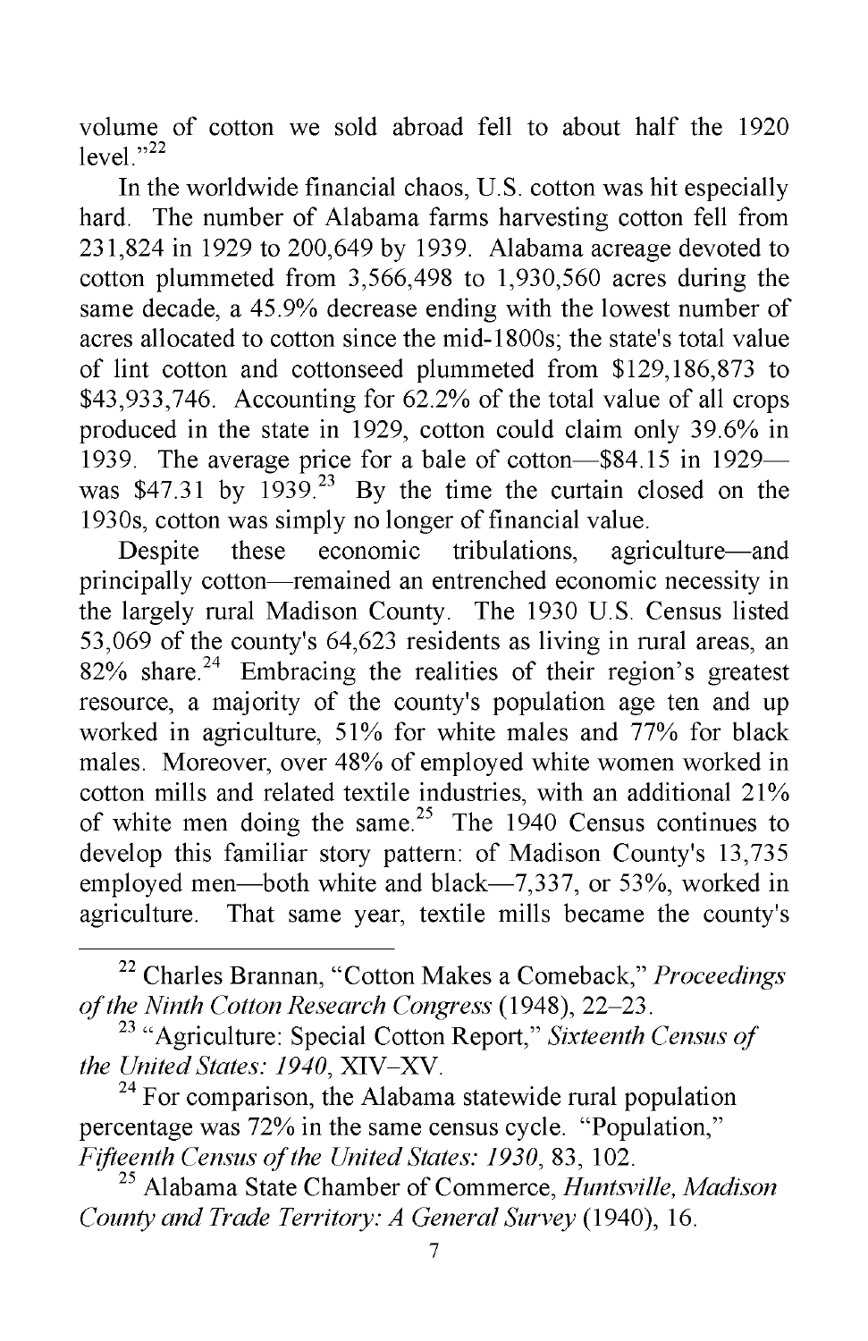volume of cotton we sold abroad fell to about half the 1920 level."[22]

In the worldwide financial chaos, U.S. cotton was hit especially hard. The number of Alabama farms harvesting cotton fell from 231,824 in 1929 to 200,649 by 1939. Alabama acreage devoted to cotton plummeted from 3,566,498 to 1,930,560 acres during the same decade, a 45.9% decrease ending with the lowest number of acres allocated to cotton since the mid-1800s; the state's total value of lint cotton and cottonseed plummeted from $129,186,873 to $43,933,746. Accounting for 62.2% of the total value of all crops produced in the state in 1929, cotton could claim only 39.6% in 1939. The average price for a bale of cotton—$84.15 in 1929—was $47.31 by 1939.[23] By the time the curtain closed on the 1930s, cotton was simply no longer of financial value.

Despite these economic tribulations, agriculture—and principally cotton—remained an entrenched economic necessity in the largely rural Madison County. The 1930 U.S. Census listed 53,069 of the county's 64,623 residents as living in rural areas, an 82% share.[24] Embracing the realities of their region's greatest resource, a majority of the county's population age ten and up worked in agriculture, 51% for white males and 77% for black males. Moreover, over 48% of employed white women worked in cotton mills and related textile industries, with an additional 21% of white men doing the same.[25] The 1940 Census continues to develop this familiar story pattern: of Madison County's 13,735 employed men—both white and black—7,337, or 53%, worked in agriculture. That same year, textile mills became the county's

---

[22] Charles Brannan, "Cotton Makes a Comeback," *Proceedings of the Ninth Cotton Research Congress* (1948), 22–23.

[23] "Agriculture: Special Cotton Report," *Sixteenth Census of the United States: 1940*, XIV–XV.

[24] For comparison, the Alabama statewide rural population percentage was 72% in the same census cycle. "Population," *Fifteenth Census of the United States: 1930*, 83, 102.

[25] Alabama State Chamber of Commerce, *Huntsville, Madison County and Trade Territory: A General Survey* (1940), 16.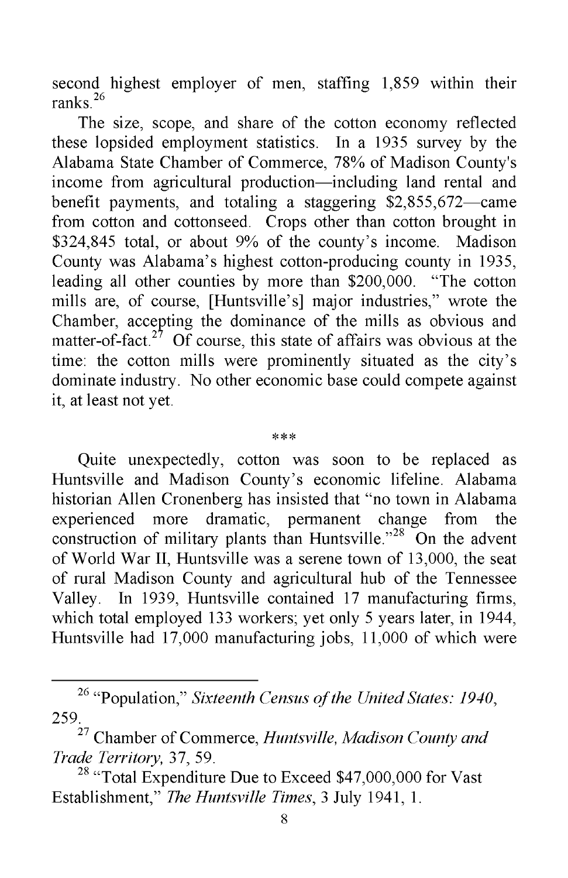second highest employer of men, staffing 1,859 within their ranks.[26]

The size, scope, and share of the cotton economy reflected these lopsided employment statistics. In a 1935 survey by the Alabama State Chamber of Commerce, 78% of Madison County's income from agricultural production—including land rental and benefit payments, and totaling a staggering $2,855,672—came from cotton and cottonseed. Crops other than cotton brought in $324,845 total, or about 9% of the county's income. Madison County was Alabama's highest cotton-producing county in 1935, leading all other counties by more than $200,000. "The cotton mills are, of course, [Huntsville's] major industries," wrote the Chamber, accepting the dominance of the mills as obvious and matter-of-fact.[27] Of course, this state of affairs was obvious at the time: the cotton mills were prominently situated as the city's dominate industry. No other economic base could compete against it, at least not yet.

***

Quite unexpectedly, cotton was soon to be replaced as Huntsville and Madison County's economic lifeline. Alabama historian Allen Cronenberg has insisted that "no town in Alabama experienced more dramatic, permanent change from the construction of military plants than Huntsville."[28] On the advent of World War II, Huntsville was a serene town of 13,000, the seat of rural Madison County and agricultural hub of the Tennessee Valley. In 1939, Huntsville contained 17 manufacturing firms, which total employed 133 workers; yet only 5 years later, in 1944, Huntsville had 17,000 manufacturing jobs, 11,000 of which were

---

[26] "Population," *Sixteenth Census of the United States: 1940*, 259.

[27] Chamber of Commerce, *Huntsville, Madison County and Trade Territory,* 37, 59.

[28] "Total Expenditure Due to Exceed $47,000,000 for Vast Establishment," *The Huntsville Times*, 3 July 1941, 1.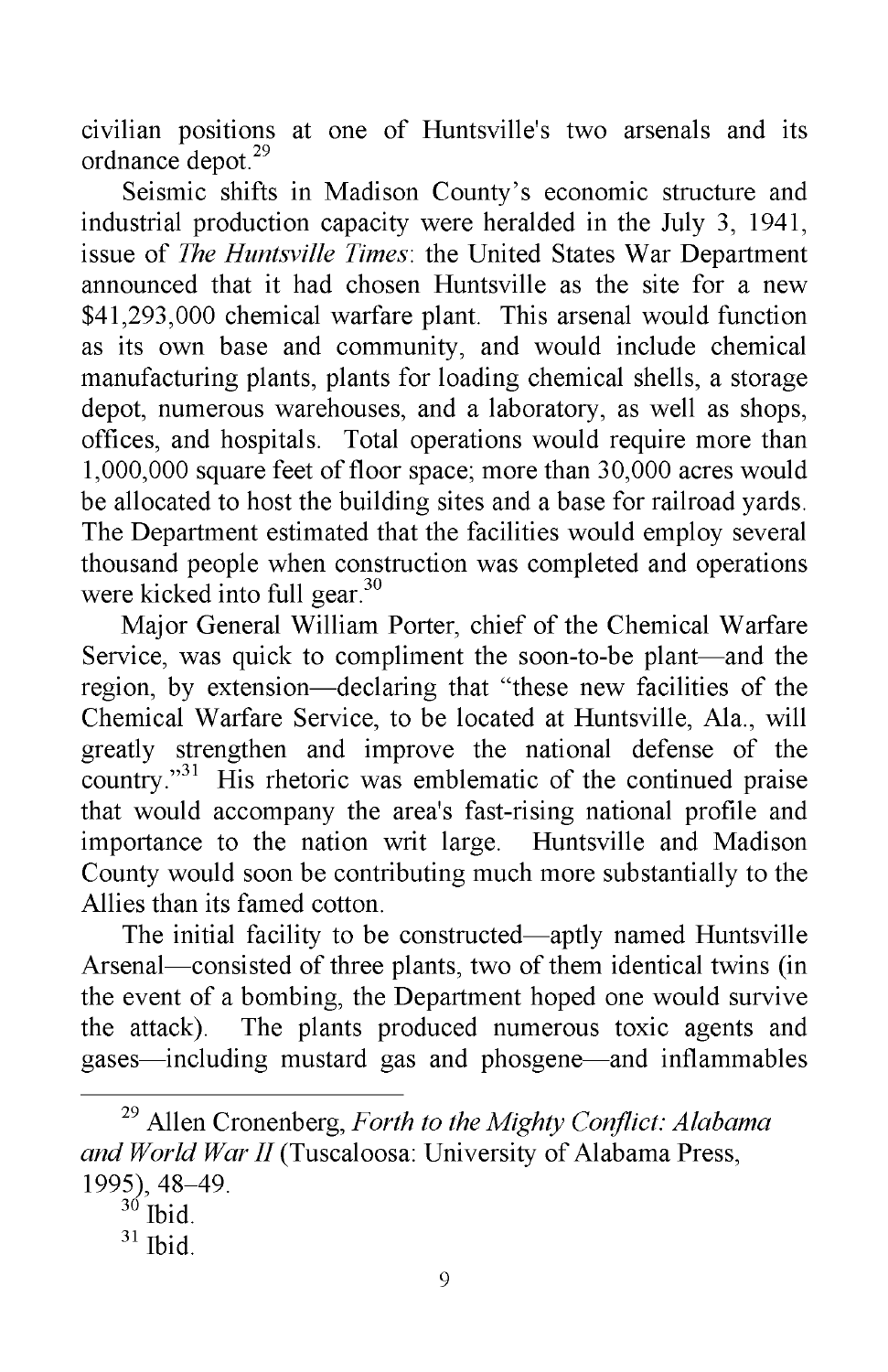civilian positions at one of Huntsville's two arsenals and its ordnance depot.[29]

Seismic shifts in Madison County's economic structure and industrial production capacity were heralded in the July 3, 1941, issue of *The Huntsville Times*: the United States War Department announced that it had chosen Huntsville as the site for a new $41,293,000 chemical warfare plant. This arsenal would function as its own base and community, and would include chemical manufacturing plants, plants for loading chemical shells, a storage depot, numerous warehouses, and a laboratory, as well as shops, offices, and hospitals. Total operations would require more than 1,000,000 square feet of floor space; more than 30,000 acres would be allocated to host the building sites and a base for railroad yards. The Department estimated that the facilities would employ several thousand people when construction was completed and operations were kicked into full gear.[30]

Major General William Porter, chief of the Chemical Warfare Service, was quick to compliment the soon-to-be plant—and the region, by extension—declaring that "these new facilities of the Chemical Warfare Service, to be located at Huntsville, Ala., will greatly strengthen and improve the national defense of the country."[31] His rhetoric was emblematic of the continued praise that would accompany the area's fast-rising national profile and importance to the nation writ large. Huntsville and Madison County would soon be contributing much more substantially to the Allies than its famed cotton.

The initial facility to be constructed—aptly named Huntsville Arsenal—consisted of three plants, two of them identical twins (in the event of a bombing, the Department hoped one would survive the attack). The plants produced numerous toxic agents and gases—including mustard gas and phosgene—and inflammables

---

[29] Allen Cronenberg, *Forth to the Mighty Conflict: Alabama and World War II* (Tuscaloosa: University of Alabama Press, 1995), 48–49.

[30] Ibid.

[31] Ibid.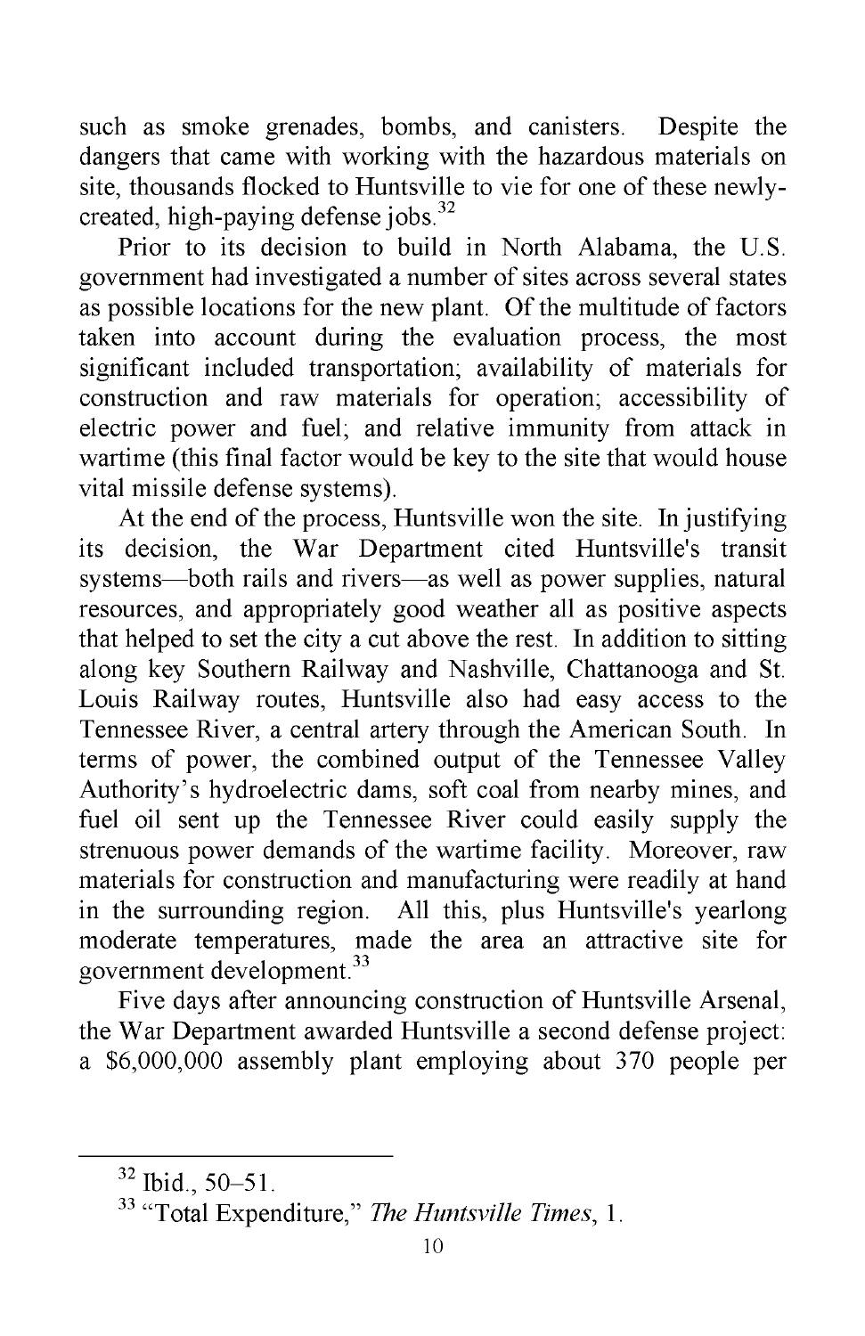such as smoke grenades, bombs, and canisters. Despite the dangers that came with working with the hazardous materials on site, thousands flocked to Huntsville to vie for one of these newly-created, high-paying defense jobs.[32]

Prior to its decision to build in North Alabama, the U.S. government had investigated a number of sites across several states as possible locations for the new plant. Of the multitude of factors taken into account during the evaluation process, the most significant included transportation; availability of materials for construction and raw materials for operation; accessibility of electric power and fuel; and relative immunity from attack in wartime (this final factor would be key to the site that would house vital missile defense systems).

At the end of the process, Huntsville won the site. In justifying its decision, the War Department cited Huntsville's transit systems—both rails and rivers—as well as power supplies, natural resources, and appropriately good weather all as positive aspects that helped to set the city a cut above the rest. In addition to sitting along key Southern Railway and Nashville, Chattanooga and St. Louis Railway routes, Huntsville also had easy access to the Tennessee River, a central artery through the American South. In terms of power, the combined output of the Tennessee Valley Authority's hydroelectric dams, soft coal from nearby mines, and fuel oil sent up the Tennessee River could easily supply the strenuous power demands of the wartime facility. Moreover, raw materials for construction and manufacturing were readily at hand in the surrounding region. All this, plus Huntsville's yearlong moderate temperatures, made the area an attractive site for government development.[33]

Five days after announcing construction of Huntsville Arsenal, the War Department awarded Huntsville a second defense project: a $6,000,000 assembly plant employing about 370 people per

---

[32] Ibid., 50–51.

[33] "Total Expenditure," *The Huntsville Times*, 1.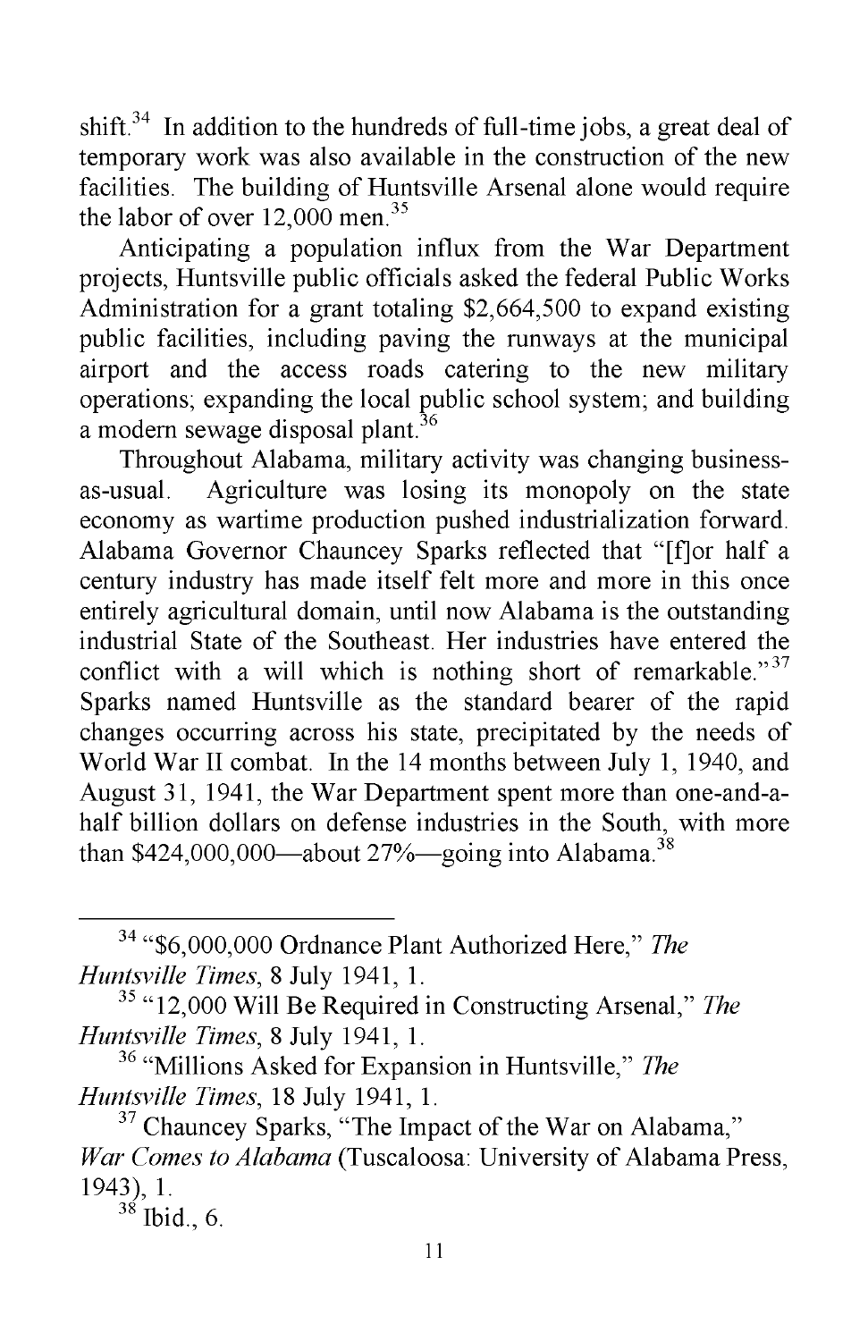shift.[34] In addition to the hundreds of full-time jobs, a great deal of temporary work was also available in the construction of the new facilities. The building of Huntsville Arsenal alone would require the labor of over 12,000 men.[35]

Anticipating a population influx from the War Department projects, Huntsville public officials asked the federal Public Works Administration for a grant totaling $2,664,500 to expand existing public facilities, including paving the runways at the municipal airport and the access roads catering to the new military operations; expanding the local public school system; and building a modern sewage disposal plant.[36]

Throughout Alabama, military activity was changing business-as-usual. Agriculture was losing its monopoly on the state economy as wartime production pushed industrialization forward. Alabama Governor Chauncey Sparks reflected that "[f]or half a century industry has made itself felt more and more in this once entirely agricultural domain, until now Alabama is the outstanding industrial State of the Southeast. Her industries have entered the conflict with a will which is nothing short of remarkable."[37] Sparks named Huntsville as the standard bearer of the rapid changes occurring across his state, precipitated by the needs of World War II combat. In the 14 months between July 1, 1940, and August 31, 1941, the War Department spent more than one-and-a-half billion dollars on defense industries in the South, with more than $424,000,000—about 27%—going into Alabama.[38]

---

[34] "$6,000,000 Ordnance Plant Authorized Here," *The Huntsville Times*, 8 July 1941, 1.

[35] "12,000 Will Be Required in Constructing Arsenal," *The Huntsville Times*, 8 July 1941, 1.

[36] "Millions Asked for Expansion in Huntsville," *The Huntsville Times*, 18 July 1941, 1.

[37] Chauncey Sparks, "The Impact of the War on Alabama," *War Comes to Alabama* (Tuscaloosa: University of Alabama Press, 1943), 1.

[38] Ibid., 6.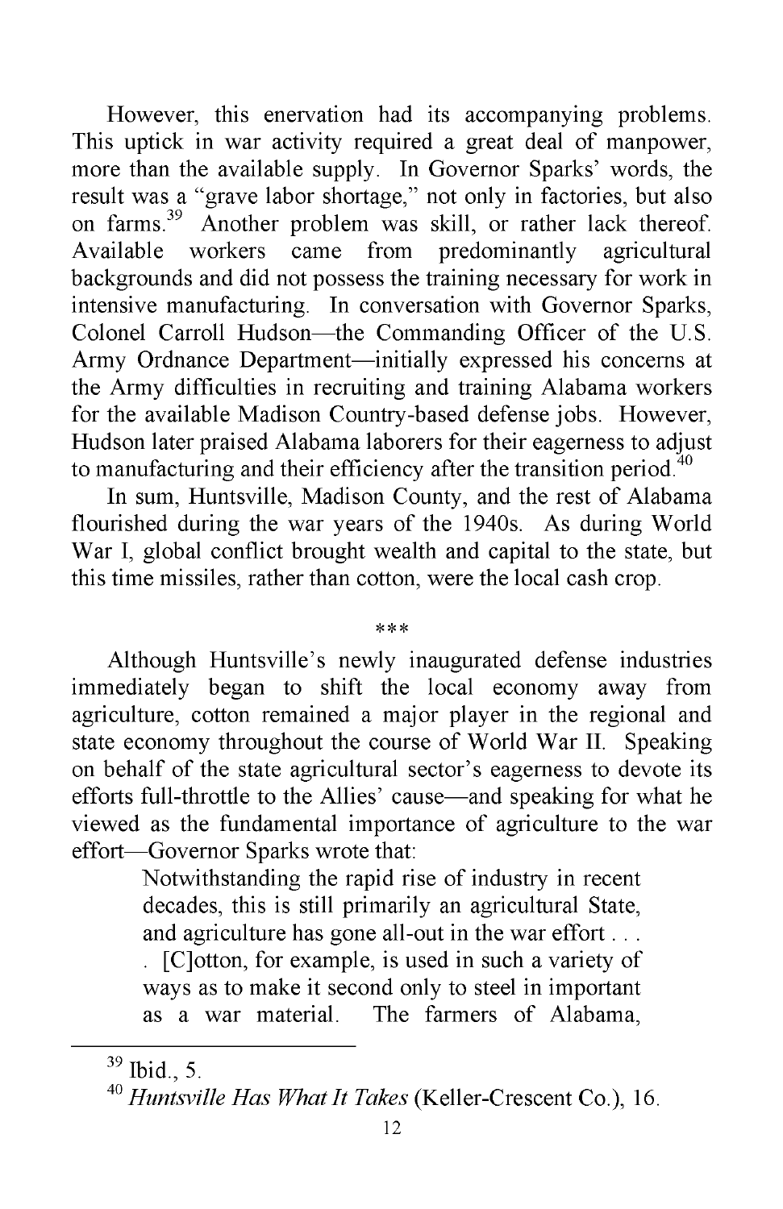However, this enervation had its accompanying problems. This uptick in war activity required a great deal of manpower, more than the available supply. In Governor Sparks' words, the result was a "grave labor shortage," not only in factories, but also on farms.[39] Another problem was skill, or rather lack thereof. Available workers came from predominantly agricultural backgrounds and did not possess the training necessary for work in intensive manufacturing. In conversation with Governor Sparks, Colonel Carroll Hudson—the Commanding Officer of the U.S. Army Ordnance Department—initially expressed his concerns at the Army difficulties in recruiting and training Alabama workers for the available Madison Country-based defense jobs. However, Hudson later praised Alabama laborers for their eagerness to adjust to manufacturing and their efficiency after the transition period.[40]

In sum, Huntsville, Madison County, and the rest of Alabama flourished during the war years of the 1940s. As during World War I, global conflict brought wealth and capital to the state, but this time missiles, rather than cotton, were the local cash crop.

***

Although Huntsville's newly inaugurated defense industries immediately began to shift the local economy away from agriculture, cotton remained a major player in the regional and state economy throughout the course of World War II. Speaking on behalf of the state agricultural sector's eagerness to devote its efforts full-throttle to the Allies' cause—and speaking for what he viewed as the fundamental importance of agriculture to the war effort—Governor Sparks wrote that:

> Notwithstanding the rapid rise of industry in recent decades, this is still primarily an agricultural State, and agriculture has gone all-out in the war effort . . . . [C]otton, for example, is used in such a variety of ways as to make it second only to steel in important as a war material. The farmers of Alabama,

[39] Ibid., 5.

[40] *Huntsville Has What It Takes* (Keller-Crescent Co.), 16.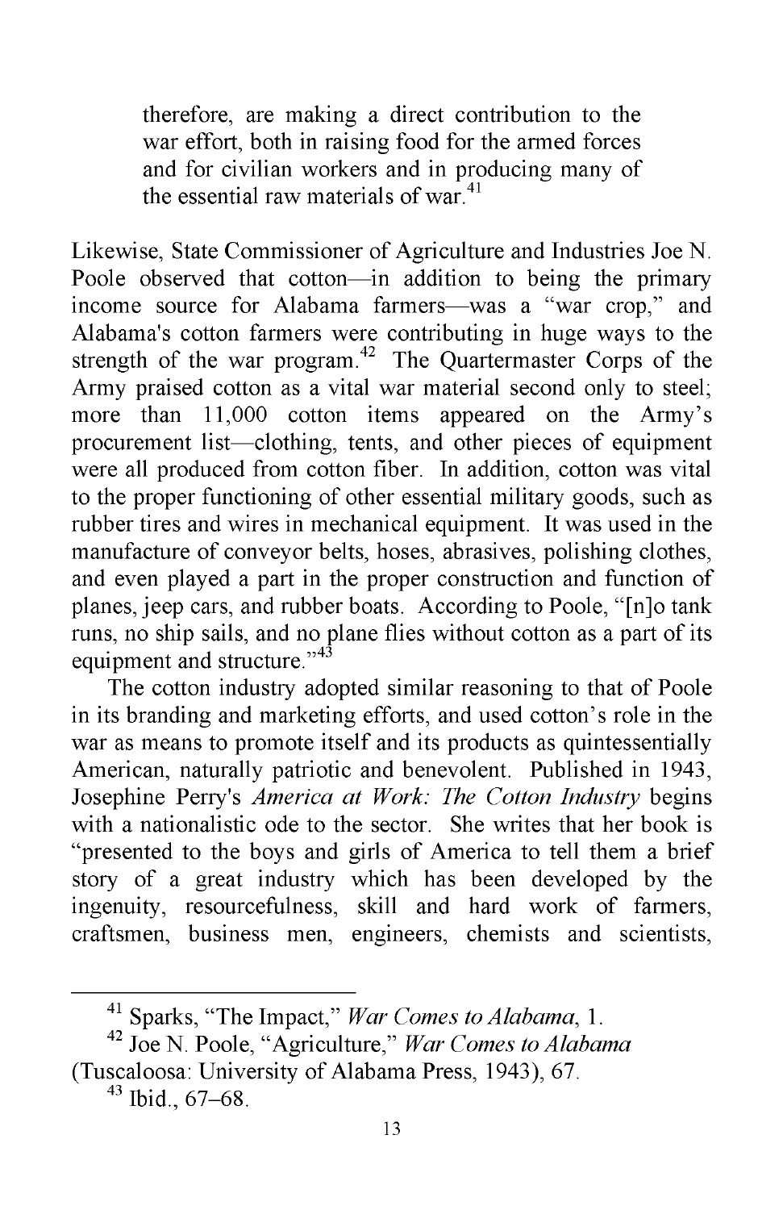> therefore, are making a direct contribution to the war effort, both in raising food for the armed forces and for civilian workers and in producing many of the essential raw materials of war.[41]

Likewise, State Commissioner of Agriculture and Industries Joe N. Poole observed that cotton—in addition to being the primary income source for Alabama farmers—was a "war crop," and Alabama's cotton farmers were contributing in huge ways to the strength of the war program.[42] The Quartermaster Corps of the Army praised cotton as a vital war material second only to steel; more than 11,000 cotton items appeared on the Army's procurement list—clothing, tents, and other pieces of equipment were all produced from cotton fiber. In addition, cotton was vital to the proper functioning of other essential military goods, such as rubber tires and wires in mechanical equipment. It was used in the manufacture of conveyor belts, hoses, abrasives, polishing clothes, and even played a part in the proper construction and function of planes, jeep cars, and rubber boats. According to Poole, "[n]o tank runs, no ship sails, and no plane flies without cotton as a part of its equipment and structure."[43]

The cotton industry adopted similar reasoning to that of Poole in its branding and marketing efforts, and used cotton's role in the war as means to promote itself and its products as quintessentially American, naturally patriotic and benevolent. Published in 1943, Josephine Perry's *America at Work: The Cotton Industry* begins with a nationalistic ode to the sector. She writes that her book is "presented to the boys and girls of America to tell them a brief story of a great industry which has been developed by the ingenuity, resourcefulness, skill and hard work of farmers, craftsmen, business men, engineers, chemists and scientists,

---

[41] Sparks, "The Impact," *War Comes to Alabama*, 1.

[42] Joe N. Poole, "Agriculture," *War Comes to Alabama* (Tuscaloosa: University of Alabama Press, 1943), 67.

[43] Ibid., 67–68.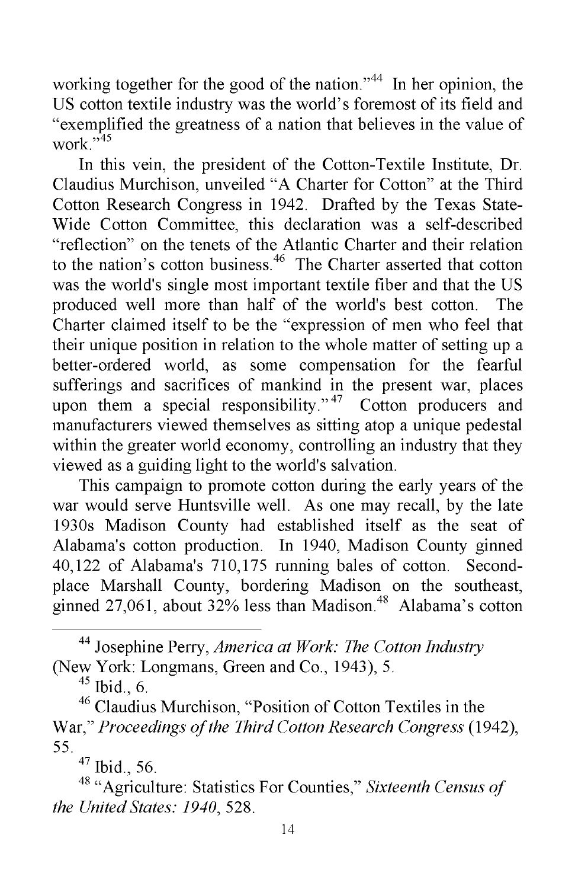working together for the good of the nation."[44] In her opinion, the US cotton textile industry was the world's foremost of its field and "exemplified the greatness of a nation that believes in the value of work."[45]

In this vein, the president of the Cotton-Textile Institute, Dr. Claudius Murchison, unveiled "A Charter for Cotton" at the Third Cotton Research Congress in 1942. Drafted by the Texas State-Wide Cotton Committee, this declaration was a self-described "reflection" on the tenets of the Atlantic Charter and their relation to the nation's cotton business.[46] The Charter asserted that cotton was the world's single most important textile fiber and that the US produced well more than half of the world's best cotton. The Charter claimed itself to be the "expression of men who feel that their unique position in relation to the whole matter of setting up a better-ordered world, as some compensation for the fearful sufferings and sacrifices of mankind in the present war, places upon them a special responsibility."[47] Cotton producers and manufacturers viewed themselves as sitting atop a unique pedestal within the greater world economy, controlling an industry that they viewed as a guiding light to the world's salvation.

This campaign to promote cotton during the early years of the war would serve Huntsville well. As one may recall, by the late 1930s Madison County had established itself as the seat of Alabama's cotton production. In 1940, Madison County ginned 40,122 of Alabama's 710,175 running bales of cotton. Second-place Marshall County, bordering Madison on the southeast, ginned 27,061, about 32% less than Madison.[48] Alabama's cotton

---

[44] Josephine Perry, *America at Work: The Cotton Industry* (New York: Longmans, Green and Co., 1943), 5.

[45] Ibid., 6.

[46] Claudius Murchison, "Position of Cotton Textiles in the War," *Proceedings of the Third Cotton Research Congress* (1942), 55.

[47] Ibid., 56.

[48] "Agriculture: Statistics For Counties," *Sixteenth Census of the United States: 1940*, 528.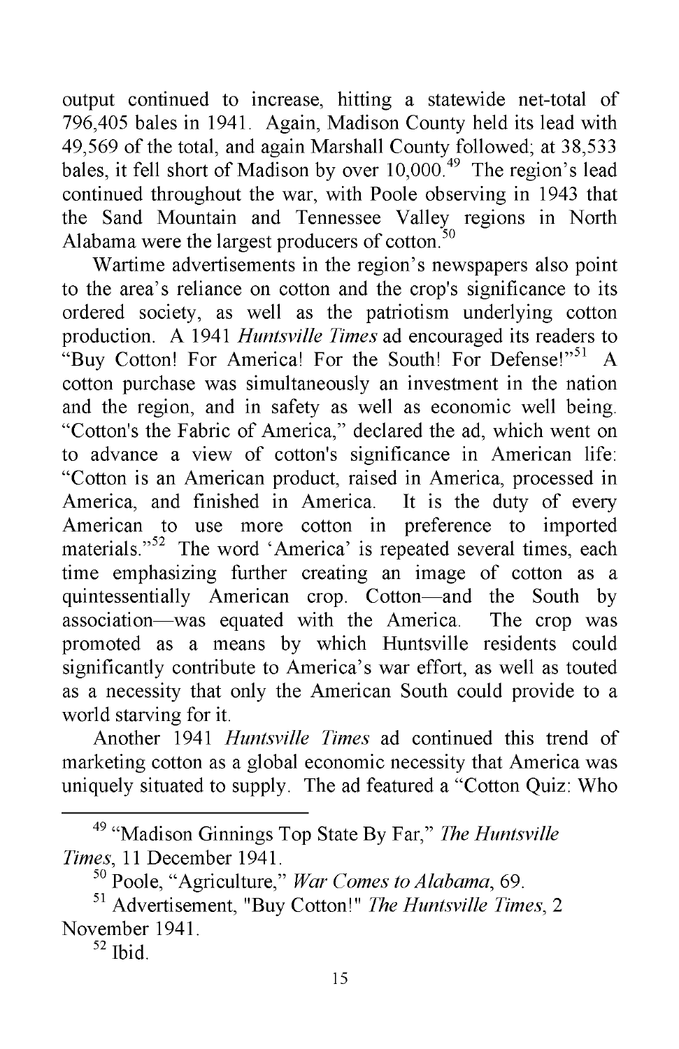output continued to increase, hitting a statewide net-total of 796,405 bales in 1941. Again, Madison County held its lead with 49,569 of the total, and again Marshall County followed; at 38,533 bales, it fell short of Madison by over 10,000.[49] The region's lead continued throughout the war, with Poole observing in 1943 that the Sand Mountain and Tennessee Valley regions in North Alabama were the largest producers of cotton.[50]

Wartime advertisements in the region's newspapers also point to the area's reliance on cotton and the crop's significance to its ordered society, as well as the patriotism underlying cotton production. A 1941 *Huntsville Times* ad encouraged its readers to "Buy Cotton! For America! For the South! For Defense!"[51] A cotton purchase was simultaneously an investment in the nation and the region, and in safety as well as economic well being. "Cotton's the Fabric of America," declared the ad, which went on to advance a view of cotton's significance in American life: "Cotton is an American product, raised in America, processed in America, and finished in America. It is the duty of every American to use more cotton in preference to imported materials."[52] The word 'America' is repeated several times, each time emphasizing further creating an image of cotton as a quintessentially American crop. Cotton—and the South by association—was equated with the America. The crop was promoted as a means by which Huntsville residents could significantly contribute to America's war effort, as well as touted as a necessity that only the American South could provide to a world starving for it.

Another 1941 *Huntsville Times* ad continued this trend of marketing cotton as a global economic necessity that America was uniquely situated to supply. The ad featured a "Cotton Quiz: Who

---

[49] "Madison Ginnings Top State By Far," *The Huntsville Times*, 11 December 1941.

[50] Poole, "Agriculture," *War Comes to Alabama*, 69.

[51] Advertisement, "Buy Cotton!" *The Huntsville Times*, 2 November 1941.

[52] Ibid.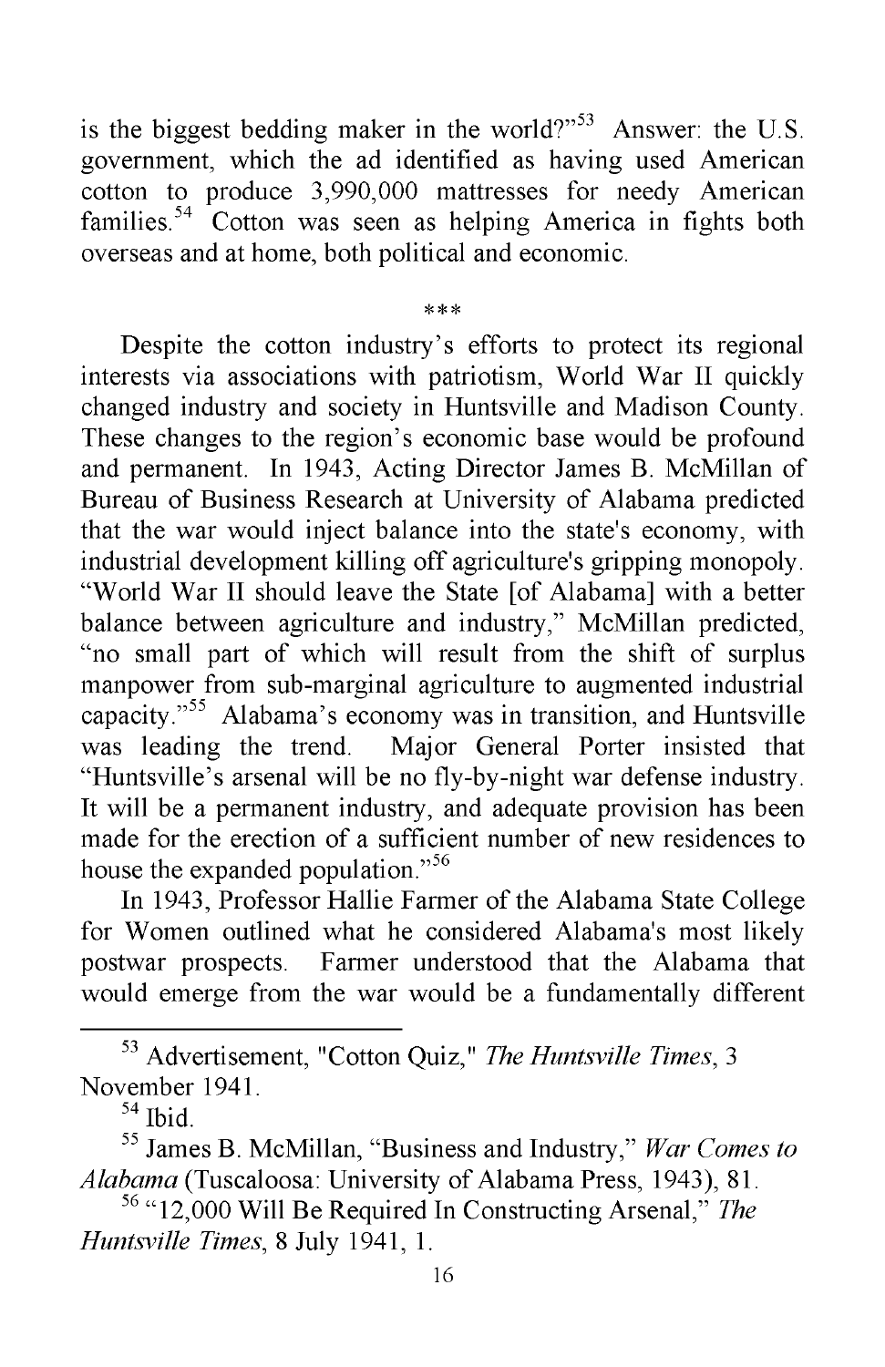is the biggest bedding maker in the world?"[53] Answer: the U.S. government, which the ad identified as having used American cotton to produce 3,990,000 mattresses for needy American families.[54] Cotton was seen as helping America in fights both overseas and at home, both political and economic.

***

Despite the cotton industry's efforts to protect its regional interests via associations with patriotism, World War II quickly changed industry and society in Huntsville and Madison County. These changes to the region's economic base would be profound and permanent. In 1943, Acting Director James B. McMillan of Bureau of Business Research at University of Alabama predicted that the war would inject balance into the state's economy, with industrial development killing off agriculture's gripping monopoly. "World War II should leave the State [of Alabama] with a better balance between agriculture and industry," McMillan predicted, "no small part of which will result from the shift of surplus manpower from sub-marginal agriculture to augmented industrial capacity."[55] Alabama's economy was in transition, and Huntsville was leading the trend. Major General Porter insisted that "Huntsville's arsenal will be no fly-by-night war defense industry. It will be a permanent industry, and adequate provision has been made for the erection of a sufficient number of new residences to house the expanded population."[56]

In 1943, Professor Hallie Farmer of the Alabama State College for Women outlined what he considered Alabama's most likely postwar prospects. Farmer understood that the Alabama that would emerge from the war would be a fundamentally different

---

[53] Advertisement, "Cotton Quiz," *The Huntsville Times*, 3 November 1941.

[54] Ibid.

[55] James B. McMillan, "Business and Industry," *War Comes to Alabama* (Tuscaloosa: University of Alabama Press, 1943), 81.

[56] "12,000 Will Be Required In Constructing Arsenal," *The Huntsville Times*, 8 July 1941, 1.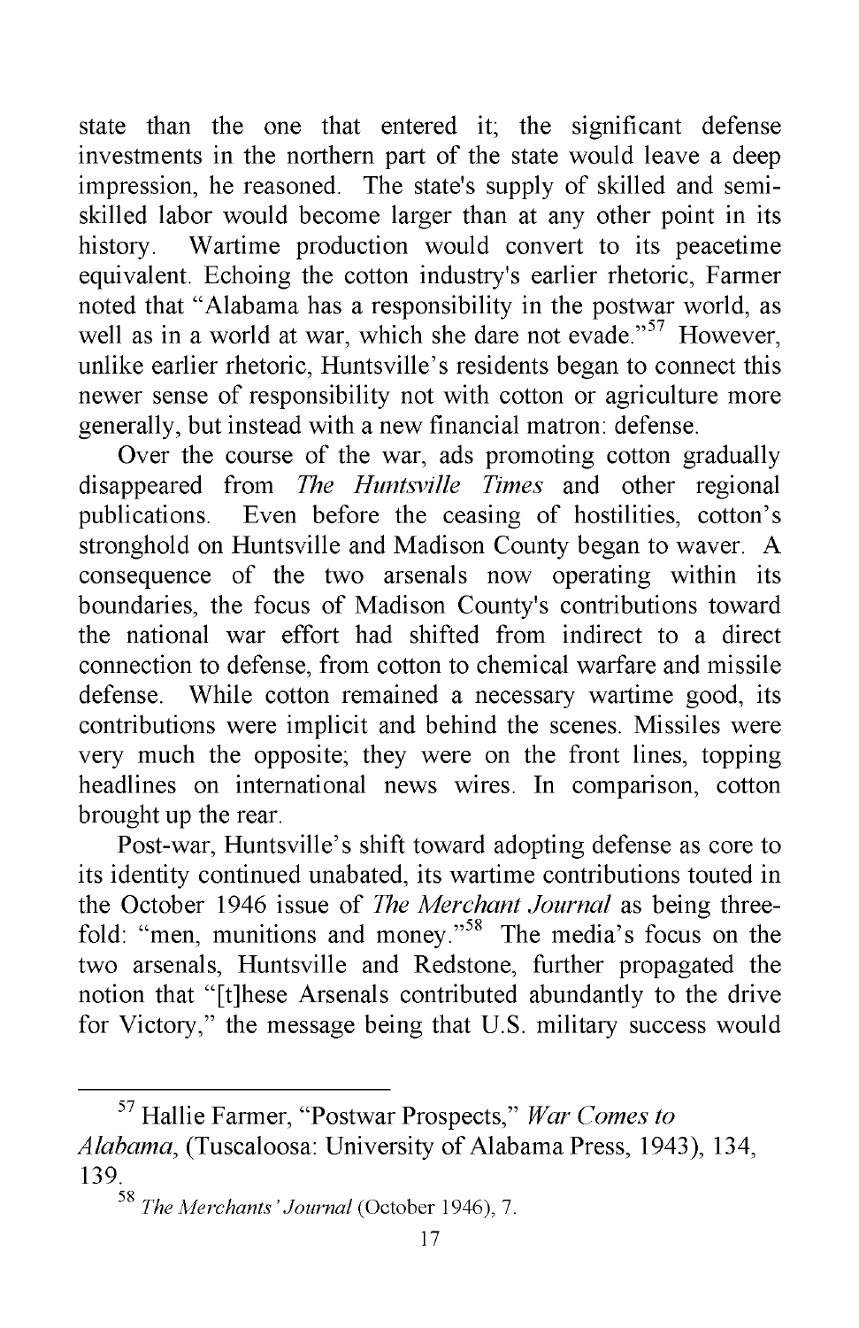state than the one that entered it; the significant defense investments in the northern part of the state would leave a deep impression, he reasoned. The state's supply of skilled and semi-skilled labor would become larger than at any other point in its history. Wartime production would convert to its peacetime equivalent. Echoing the cotton industry's earlier rhetoric, Farmer noted that "Alabama has a responsibility in the postwar world, as well as in a world at war, which she dare not evade."[57] However, unlike earlier rhetoric, Huntsville's residents began to connect this newer sense of responsibility not with cotton or agriculture more generally, but instead with a new financial matron: defense.

Over the course of the war, ads promoting cotton gradually disappeared from *The Huntsville Times* and other regional publications. Even before the ceasing of hostilities, cotton's stronghold on Huntsville and Madison County began to waver. A consequence of the two arsenals now operating within its boundaries, the focus of Madison County's contributions toward the national war effort had shifted from indirect to a direct connection to defense, from cotton to chemical warfare and missile defense. While cotton remained a necessary wartime good, its contributions were implicit and behind the scenes. Missiles were very much the opposite; they were on the front lines, topping headlines on international news wires. In comparison, cotton brought up the rear.

Post-war, Huntsville's shift toward adopting defense as core to its identity continued unabated, its wartime contributions touted in the October 1946 issue of *The Merchant Journal* as being three-fold: "men, munitions and money."[58] The media's focus on the two arsenals, Huntsville and Redstone, further propagated the notion that "[t]hese Arsenals contributed abundantly to the drive for Victory," the message being that U.S. military success would

---

[57] Hallie Farmer, "Postwar Prospects," *War Comes to Alabama*, (Tuscaloosa: University of Alabama Press, 1943), 134, 139.

[58] *The Merchants' Journal* (October 1946), 7.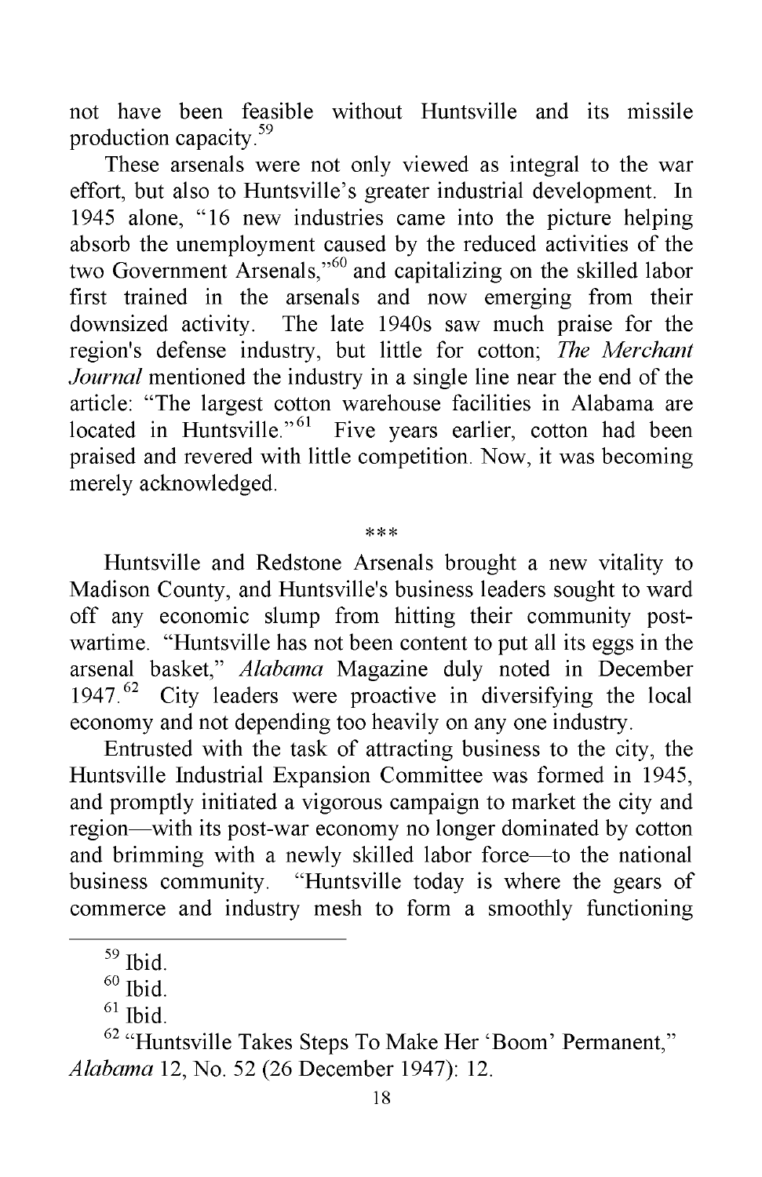not have been feasible without Huntsville and its missile production capacity.[59]

These arsenals were not only viewed as integral to the war effort, but also to Huntsville's greater industrial development. In 1945 alone, "16 new industries came into the picture helping absorb the unemployment caused by the reduced activities of the two Government Arsenals,"[60] and capitalizing on the skilled labor first trained in the arsenals and now emerging from their downsized activity. The late 1940s saw much praise for the region's defense industry, but little for cotton; *The Merchant Journal* mentioned the industry in a single line near the end of the article: "The largest cotton warehouse facilities in Alabama are located in Huntsville."[61] Five years earlier, cotton had been praised and revered with little competition. Now, it was becoming merely acknowledged.

\*\*\*

Huntsville and Redstone Arsenals brought a new vitality to Madison County, and Huntsville's business leaders sought to ward off any economic slump from hitting their community post-wartime. "Huntsville has not been content to put all its eggs in the arsenal basket," *Alabama* Magazine duly noted in December 1947.[62] City leaders were proactive in diversifying the local economy and not depending too heavily on any one industry.

Entrusted with the task of attracting business to the city, the Huntsville Industrial Expansion Committee was formed in 1945, and promptly initiated a vigorous campaign to market the city and region—with its post-war economy no longer dominated by cotton and brimming with a newly skilled labor force—to the national business community. "Huntsville today is where the gears of commerce and industry mesh to form a smoothly functioning

---

[59] Ibid.

[60] Ibid.

[61] Ibid.

[62] "Huntsville Takes Steps To Make Her 'Boom' Permanent," *Alabama* 12, No. 52 (26 December 1947): 12.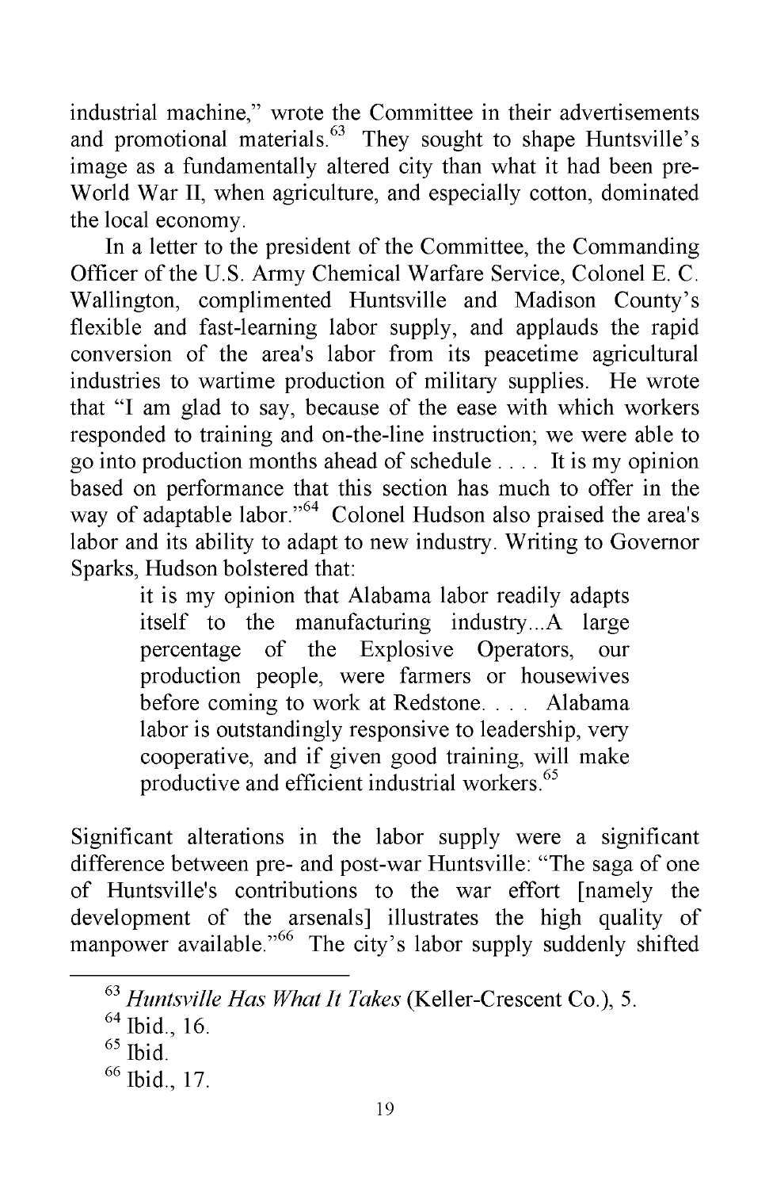industrial machine," wrote the Committee in their advertisements and promotional materials.[63] They sought to shape Huntsville's image as a fundamentally altered city than what it had been pre-World War II, when agriculture, and especially cotton, dominated the local economy.

In a letter to the president of the Committee, the Commanding Officer of the U.S. Army Chemical Warfare Service, Colonel E. C. Wallington, complimented Huntsville and Madison County's flexible and fast-learning labor supply, and applauds the rapid conversion of the area's labor from its peacetime agricultural industries to wartime production of military supplies. He wrote that "I am glad to say, because of the ease with which workers responded to training and on-the-line instruction; we were able to go into production months ahead of schedule . . . . It is my opinion based on performance that this section has much to offer in the way of adaptable labor."[64] Colonel Hudson also praised the area's labor and its ability to adapt to new industry. Writing to Governor Sparks, Hudson bolstered that:

> it is my opinion that Alabama labor readily adapts itself to the manufacturing industry...A large percentage of the Explosive Operators, our production people, were farmers or housewives before coming to work at Redstone. . . . Alabama labor is outstandingly responsive to leadership, very cooperative, and if given good training, will make productive and efficient industrial workers.[65]

Significant alterations in the labor supply were a significant difference between pre- and post-war Huntsville: "The saga of one of Huntsville's contributions to the war effort [namely the development of the arsenals] illustrates the high quality of manpower available."[66] The city's labor supply suddenly shifted

[63] *Huntsville Has What It Takes* (Keller-Crescent Co.), 5.

[64] Ibid., 16.

[65] Ibid.

[66] Ibid., 17.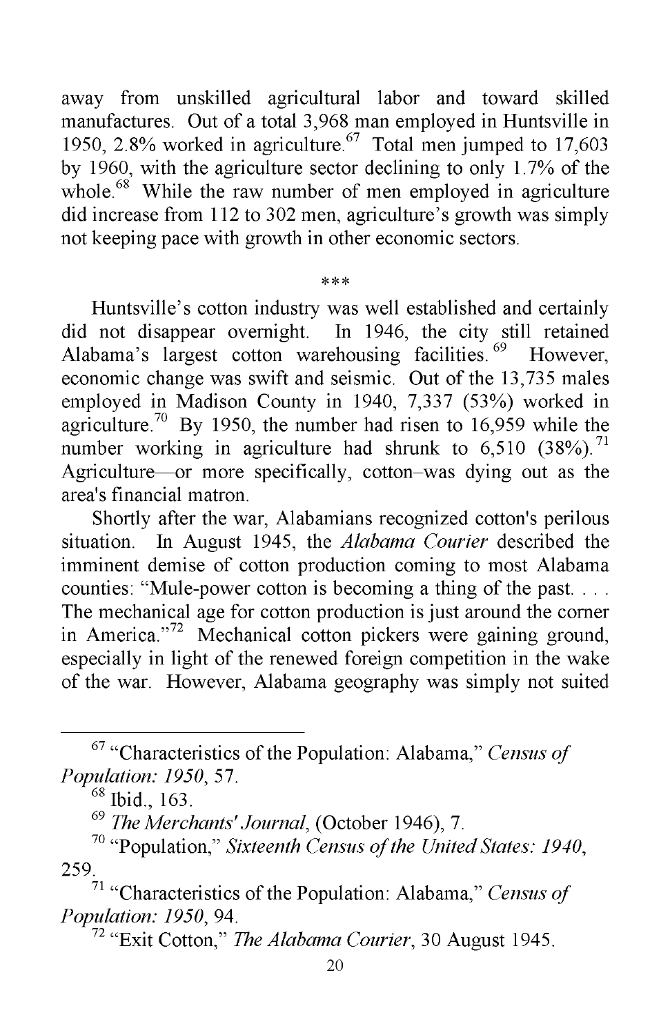away from unskilled agricultural labor and toward skilled manufactures. Out of a total 3,968 man employed in Huntsville in 1950, 2.8% worked in agriculture.[67] Total men jumped to 17,603 by 1960, with the agriculture sector declining to only 1.7% of the whole.[68] While the raw number of men employed in agriculture did increase from 112 to 302 men, agriculture's growth was simply not keeping pace with growth in other economic sectors.

***

Huntsville's cotton industry was well established and certainly did not disappear overnight. In 1946, the city still retained Alabama's largest cotton warehousing facilities.[69] However, economic change was swift and seismic. Out of the 13,735 males employed in Madison County in 1940, 7,337 (53%) worked in agriculture.[70] By 1950, the number had risen to 16,959 while the number working in agriculture had shrunk to 6,510 (38%).[71] Agriculture—or more specifically, cotton–was dying out as the area's financial matron.

Shortly after the war, Alabamians recognized cotton's perilous situation. In August 1945, the *Alabama Courier* described the imminent demise of cotton production coming to most Alabama counties: "Mule-power cotton is becoming a thing of the past. . . . The mechanical age for cotton production is just around the corner in America."[72] Mechanical cotton pickers were gaining ground, especially in light of the renewed foreign competition in the wake of the war. However, Alabama geography was simply not suited

---

[67] "Characteristics of the Population: Alabama," *Census of Population: 1950*, 57.

[68] Ibid., 163.

[69] *The Merchants' Journal*, (October 1946), 7.

[70] "Population," *Sixteenth Census of the United States: 1940*, 259.

[71] "Characteristics of the Population: Alabama," *Census of Population: 1950*, 94.

[72] "Exit Cotton," *The Alabama Courier*, 30 August 1945.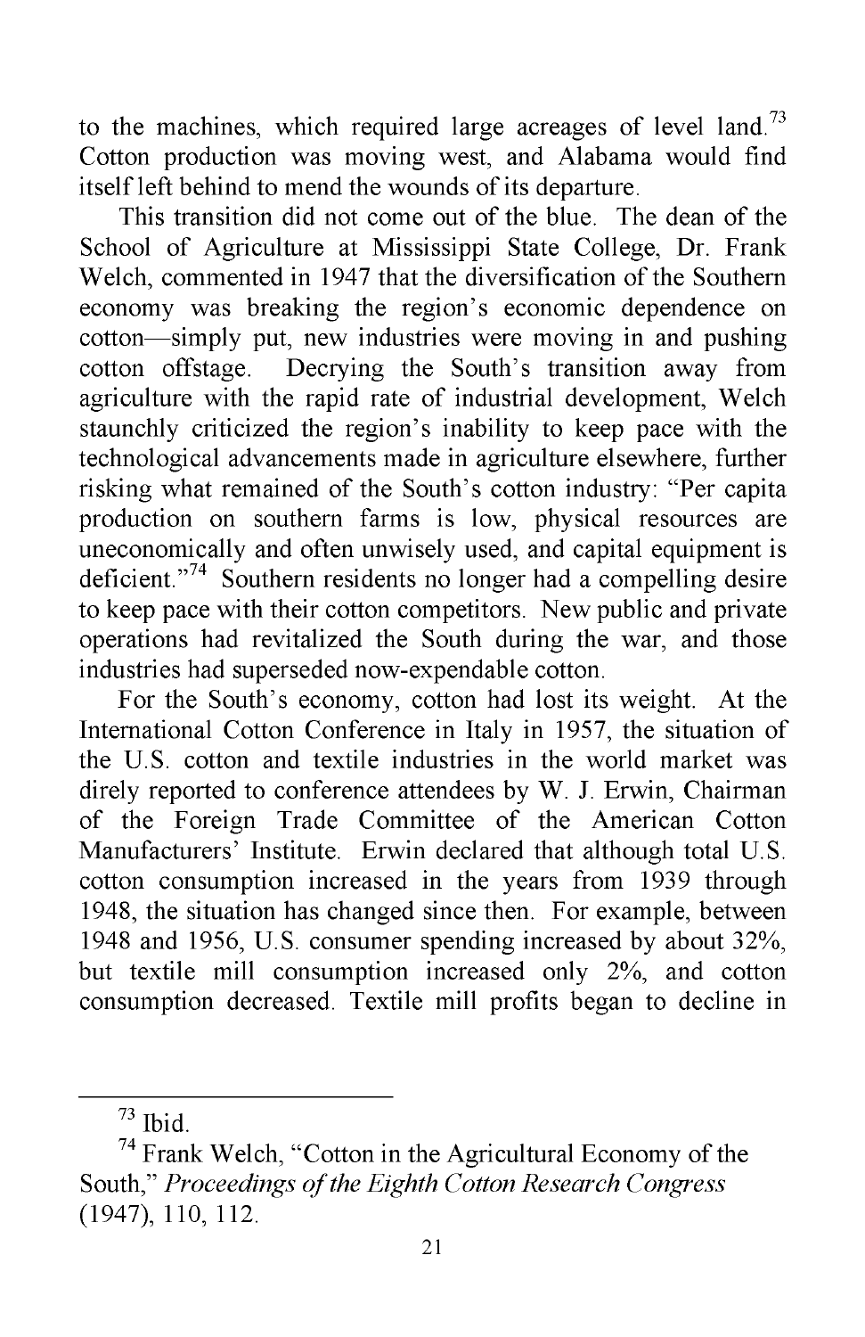to the machines, which required large acreages of level land.[73] Cotton production was moving west, and Alabama would find itself left behind to mend the wounds of its departure.

This transition did not come out of the blue. The dean of the School of Agriculture at Mississippi State College, Dr. Frank Welch, commented in 1947 that the diversification of the Southern economy was breaking the region's economic dependence on cotton—simply put, new industries were moving in and pushing cotton offstage. Decrying the South's transition away from agriculture with the rapid rate of industrial development, Welch staunchly criticized the region's inability to keep pace with the technological advancements made in agriculture elsewhere, further risking what remained of the South's cotton industry: "Per capita production on southern farms is low, physical resources are uneconomically and often unwisely used, and capital equipment is deficient."[74] Southern residents no longer had a compelling desire to keep pace with their cotton competitors. New public and private operations had revitalized the South during the war, and those industries had superseded now-expendable cotton.

For the South's economy, cotton had lost its weight. At the International Cotton Conference in Italy in 1957, the situation of the U.S. cotton and textile industries in the world market was direly reported to conference attendees by W. J. Erwin, Chairman of the Foreign Trade Committee of the American Cotton Manufacturers' Institute. Erwin declared that although total U.S. cotton consumption increased in the years from 1939 through 1948, the situation has changed since then. For example, between 1948 and 1956, U.S. consumer spending increased by about 32%, but textile mill consumption increased only 2%, and cotton consumption decreased. Textile mill profits began to decline in

---

[73] Ibid.

[74] Frank Welch, "Cotton in the Agricultural Economy of the South," *Proceedings of the Eighth Cotton Research Congress* (1947), 110, 112.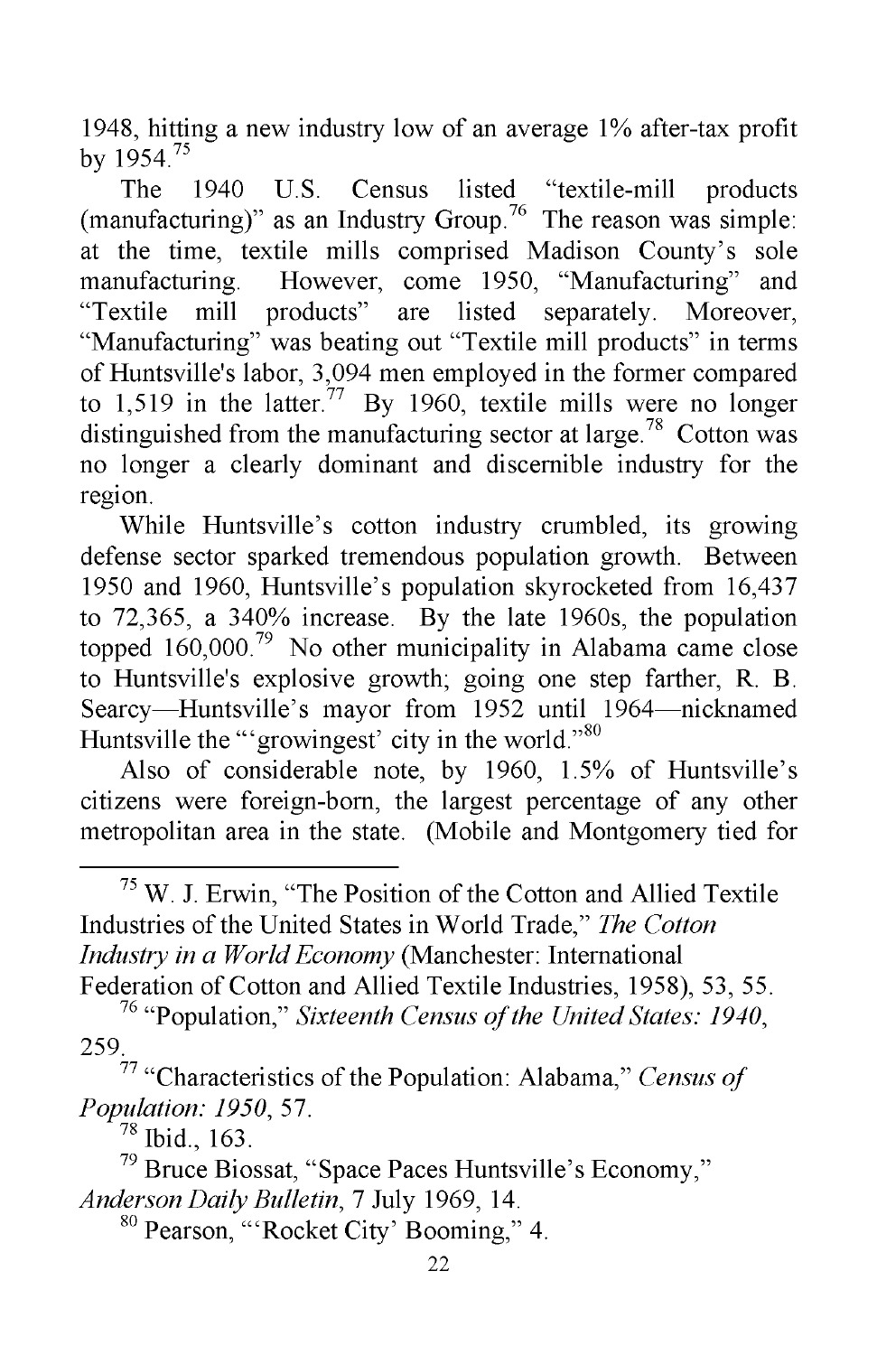1948, hitting a new industry low of an average 1% after-tax profit by 1954.[75]

The 1940 U.S. Census listed "textile-mill products (manufacturing)" as an Industry Group.[76] The reason was simple: at the time, textile mills comprised Madison County's sole manufacturing. However, come 1950, "Manufacturing" and "Textile mill products" are listed separately. Moreover, "Manufacturing" was beating out "Textile mill products" in terms of Huntsville's labor, 3,094 men employed in the former compared to 1,519 in the latter.[77] By 1960, textile mills were no longer distinguished from the manufacturing sector at large.[78] Cotton was no longer a clearly dominant and discernible industry for the region.

While Huntsville's cotton industry crumbled, its growing defense sector sparked tremendous population growth. Between 1950 and 1960, Huntsville's population skyrocketed from 16,437 to 72,365, a 340% increase. By the late 1960s, the population topped 160,000.[79] No other municipality in Alabama came close to Huntsville's explosive growth; going one step farther, R. B. Searcy—Huntsville's mayor from 1952 until 1964—nicknamed Huntsville the "'growingest' city in the world."[80]

Also of considerable note, by 1960, 1.5% of Huntsville's citizens were foreign-born, the largest percentage of any other metropolitan area in the state. (Mobile and Montgomery tied for

---

[75] W. J. Erwin, "The Position of the Cotton and Allied Textile Industries of the United States in World Trade," *The Cotton Industry in a World Economy* (Manchester: International Federation of Cotton and Allied Textile Industries, 1958), 53, 55.

[76] "Population," *Sixteenth Census of the United States: 1940*, 259.

[77] "Characteristics of the Population: Alabama," *Census of Population: 1950*, 57.

[78] Ibid., 163.

[79] Bruce Biossat, "Space Paces Huntsville's Economy," *Anderson Daily Bulletin*, 7 July 1969, 14.

[80] Pearson, "'Rocket City' Booming," 4.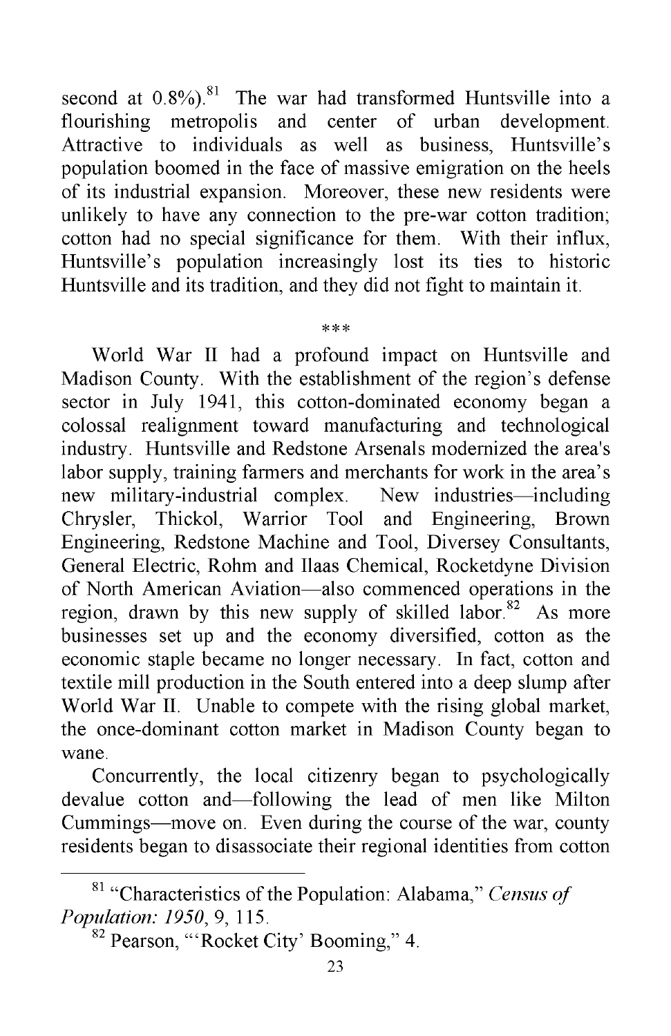second at 0.8%).[81] The war had transformed Huntsville into a flourishing metropolis and center of urban development. Attractive to individuals as well as business, Huntsville's population boomed in the face of massive emigration on the heels of its industrial expansion. Moreover, these new residents were unlikely to have any connection to the pre-war cotton tradition; cotton had no special significance for them. With their influx, Huntsville's population increasingly lost its ties to historic Huntsville and its tradition, and they did not fight to maintain it.

\*\*\*

World War II had a profound impact on Huntsville and Madison County. With the establishment of the region's defense sector in July 1941, this cotton-dominated economy began a colossal realignment toward manufacturing and technological industry. Huntsville and Redstone Arsenals modernized the area's labor supply, training farmers and merchants for work in the area's new military-industrial complex. New industries—including Chrysler, Thickol, Warrior Tool and Engineering, Brown Engineering, Redstone Machine and Tool, Diversey Consultants, General Electric, Rohm and Ilaas Chemical, Rocketdyne Division of North American Aviation—also commenced operations in the region, drawn by this new supply of skilled labor.[82] As more businesses set up and the economy diversified, cotton as the economic staple became no longer necessary. In fact, cotton and textile mill production in the South entered into a deep slump after World War II. Unable to compete with the rising global market, the once-dominant cotton market in Madison County began to wane.

Concurrently, the local citizenry began to psychologically devalue cotton and—following the lead of men like Milton Cummings—move on. Even during the course of the war, county residents began to disassociate their regional identities from cotton

---

[81] "Characteristics of the Population: Alabama," *Census of Population: 1950*, 9, 115.

[82] Pearson, "'Rocket City' Booming," 4.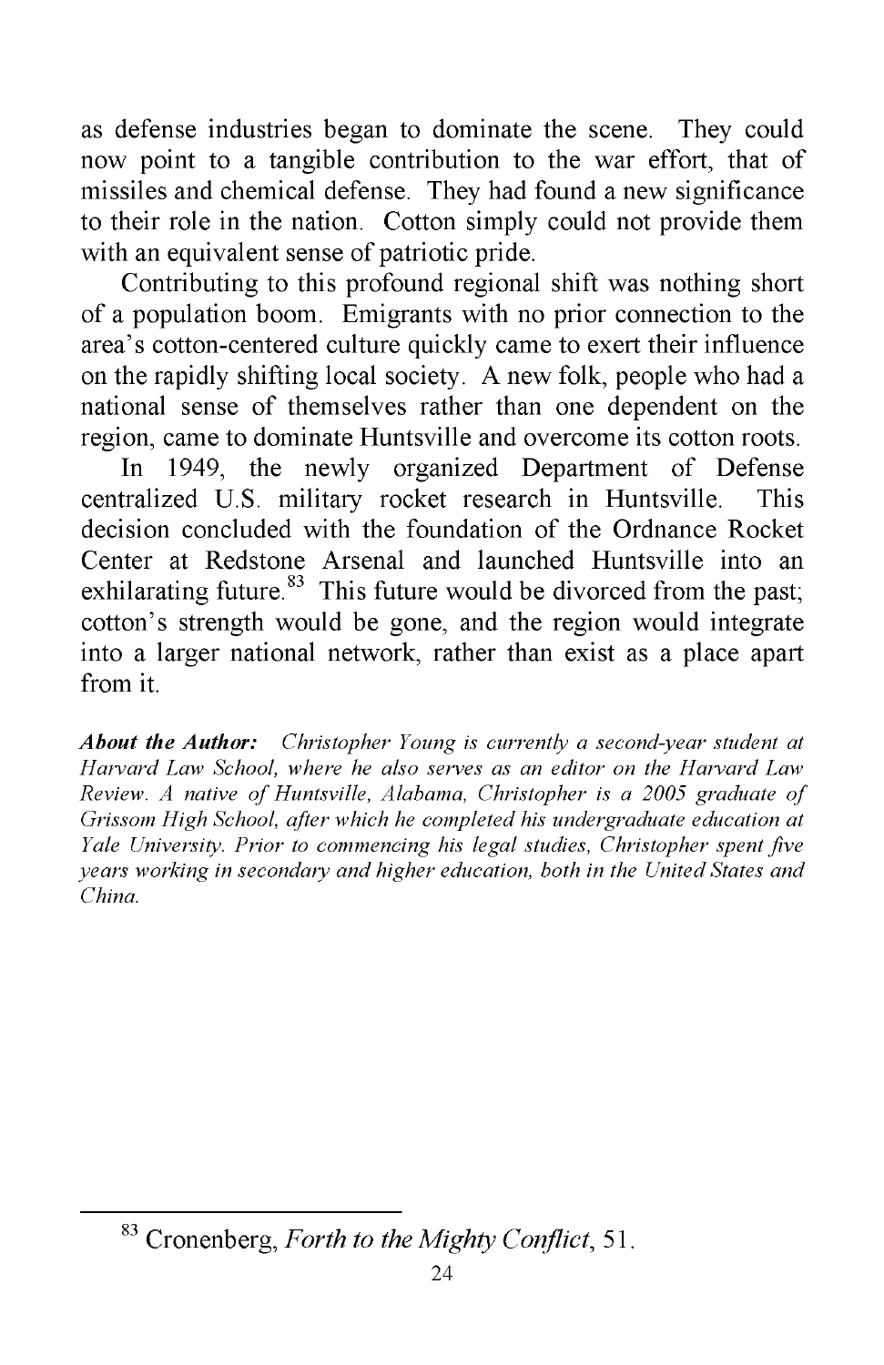as defense industries began to dominate the scene. They could now point to a tangible contribution to the war effort, that of missiles and chemical defense. They had found a new significance to their role in the nation. Cotton simply could not provide them with an equivalent sense of patriotic pride.

Contributing to this profound regional shift was nothing short of a population boom. Emigrants with no prior connection to the area's cotton-centered culture quickly came to exert their influence on the rapidly shifting local society. A new folk, people who had a national sense of themselves rather than one dependent on the region, came to dominate Huntsville and overcome its cotton roots.

In 1949, the newly organized Department of Defense centralized U.S. military rocket research in Huntsville. This decision concluded with the foundation of the Ordnance Rocket Center at Redstone Arsenal and launched Huntsville into an exhilarating future.[83] This future would be divorced from the past; cotton's strength would be gone, and the region would integrate into a larger national network, rather than exist as a place apart from it.

***About the Author:*** *Christopher Young is currently a second-year student at Harvard Law School, where he also serves as an editor on the Harvard Law Review. A native of Huntsville, Alabama, Christopher is a 2005 graduate of Grissom High School, after which he completed his undergraduate education at Yale University. Prior to commencing his legal studies, Christopher spent five years working in secondary and higher education, both in the United States and China.*

---

[83] Cronenberg, *Forth to the Mighty Conflict*, 51.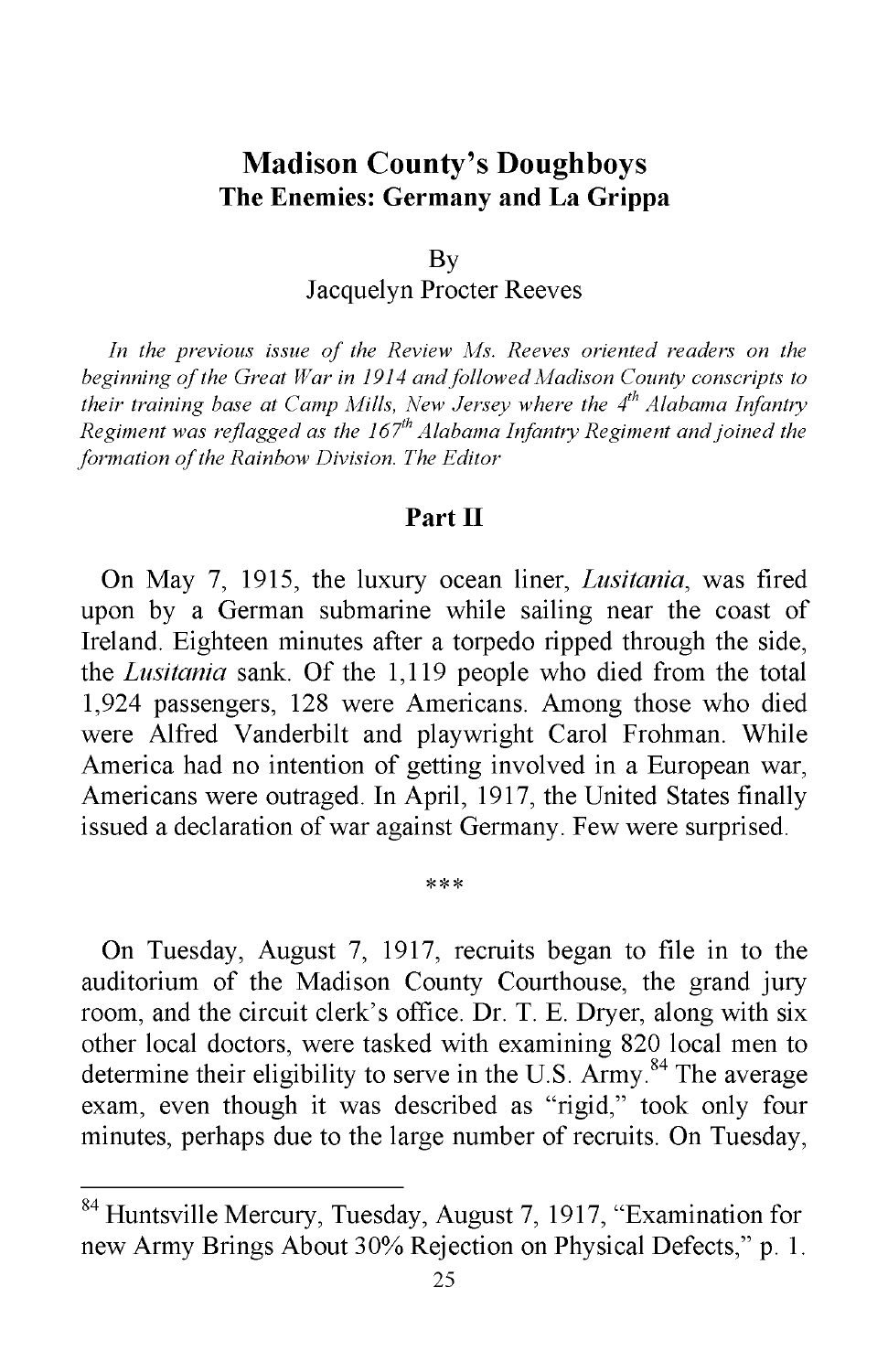## Madison County's Doughboys
### The Enemies: Germany and La Grippa

By
Jacquelyn Procter Reeves

*In the previous issue of the Review Ms. Reeves oriented readers on the beginning of the Great War in 1914 and followed Madison County conscripts to their training base at Camp Mills, New Jersey where the 4th Alabama Infantry Regiment was reflagged as the 167th Alabama Infantry Regiment and joined the formation of the Rainbow Division. The Editor*

### Part II

On May 7, 1915, the luxury ocean liner, *Lusitania*, was fired upon by a German submarine while sailing near the coast of Ireland. Eighteen minutes after a torpedo ripped through the side, the *Lusitania* sank. Of the 1,119 people who died from the total 1,924 passengers, 128 were Americans. Among those who died were Alfred Vanderbilt and playwright Carol Frohman. While America had no intention of getting involved in a European war, Americans were outraged. In April, 1917, the United States finally issued a declaration of war against Germany. Few were surprised.

\*\*\*

On Tuesday, August 7, 1917, recruits began to file in to the auditorium of the Madison County Courthouse, the grand jury room, and the circuit clerk's office. Dr. T. E. Dryer, along with six other local doctors, were tasked with examining 820 local men to determine their eligibility to serve in the U.S. Army.[84] The average exam, even though it was described as "rigid," took only four minutes, perhaps due to the large number of recruits. On Tuesday,

---

[84] Huntsville Mercury, Tuesday, August 7, 1917, "Examination for new Army Brings About 30% Rejection on Physical Defects," p. 1.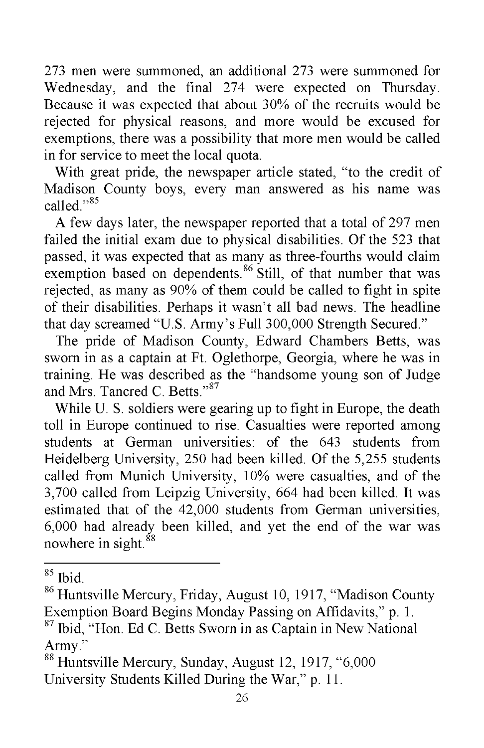273 men were summoned, an additional 273 were summoned for Wednesday, and the final 274 were expected on Thursday. Because it was expected that about 30% of the recruits would be rejected for physical reasons, and more would be excused for exemptions, there was a possibility that more men would be called in for service to meet the local quota.

With great pride, the newspaper article stated, "to the credit of Madison County boys, every man answered as his name was called."[85]

A few days later, the newspaper reported that a total of 297 men failed the initial exam due to physical disabilities. Of the 523 that passed, it was expected that as many as three-fourths would claim exemption based on dependents.[86] Still, of that number that was rejected, as many as 90% of them could be called to fight in spite of their disabilities. Perhaps it wasn't all bad news. The headline that day screamed "U.S. Army's Full 300,000 Strength Secured."

The pride of Madison County, Edward Chambers Betts, was sworn in as a captain at Ft. Oglethorpe, Georgia, where he was in training. He was described as the "handsome young son of Judge and Mrs. Tancred C. Betts."[87]

While U. S. soldiers were gearing up to fight in Europe, the death toll in Europe continued to rise. Casualties were reported among students at German universities: of the 643 students from Heidelberg University, 250 had been killed. Of the 5,255 students called from Munich University, 10% were casualties, and of the 3,700 called from Leipzig University, 664 had been killed. It was estimated that of the 42,000 students from German universities, 6,000 had already been killed, and yet the end of the war was nowhere in sight.[88]

---

[85] Ibid.

[86] Huntsville Mercury, Friday, August 10, 1917, "Madison County Exemption Board Begins Monday Passing on Affidavits," p. 1.

[87] Ibid, "Hon. Ed C. Betts Sworn in as Captain in New National Army."

[88] Huntsville Mercury, Sunday, August 12, 1917, "6,000 University Students Killed During the War," p. 11.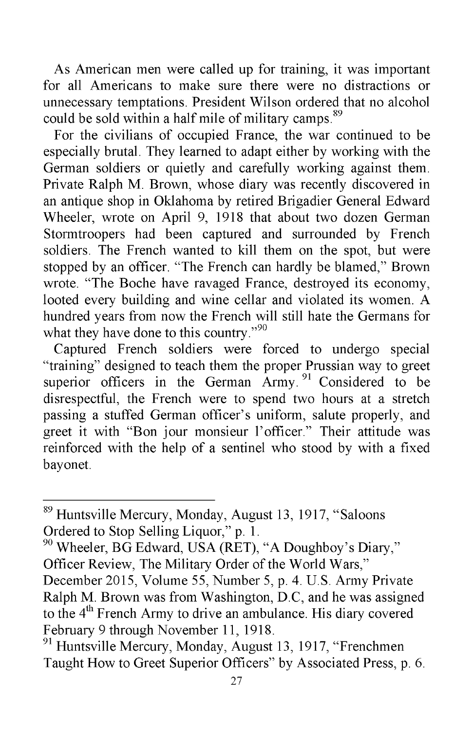As American men were called up for training, it was important for all Americans to make sure there were no distractions or unnecessary temptations. President Wilson ordered that no alcohol could be sold within a half mile of military camps.[89]

For the civilians of occupied France, the war continued to be especially brutal. They learned to adapt either by working with the German soldiers or quietly and carefully working against them. Private Ralph M. Brown, whose diary was recently discovered in an antique shop in Oklahoma by retired Brigadier General Edward Wheeler, wrote on April 9, 1918 that about two dozen German Stormtroopers had been captured and surrounded by French soldiers. The French wanted to kill them on the spot, but were stopped by an officer. "The French can hardly be blamed," Brown wrote. "The Boche have ravaged France, destroyed its economy, looted every building and wine cellar and violated its women. A hundred years from now the French will still hate the Germans for what they have done to this country."[90]

Captured French soldiers were forced to undergo special "training" designed to teach them the proper Prussian way to greet superior officers in the German Army.[91] Considered to be disrespectful, the French were to spend two hours at a stretch passing a stuffed German officer's uniform, salute properly, and greet it with "Bon jour monsieur l'officer." Their attitude was reinforced with the help of a sentinel who stood by with a fixed bayonet.

---

[89] Huntsville Mercury, Monday, August 13, 1917, "Saloons Ordered to Stop Selling Liquor," p. 1.

[90] Wheeler, BG Edward, USA (RET), "A Doughboy's Diary," Officer Review, The Military Order of the World Wars," December 2015, Volume 55, Number 5, p. 4. U.S. Army Private Ralph M. Brown was from Washington, D.C, and he was assigned to the 4th French Army to drive an ambulance. His diary covered February 9 through November 11, 1918.

[91] Huntsville Mercury, Monday, August 13, 1917, "Frenchmen Taught How to Greet Superior Officers" by Associated Press, p. 6.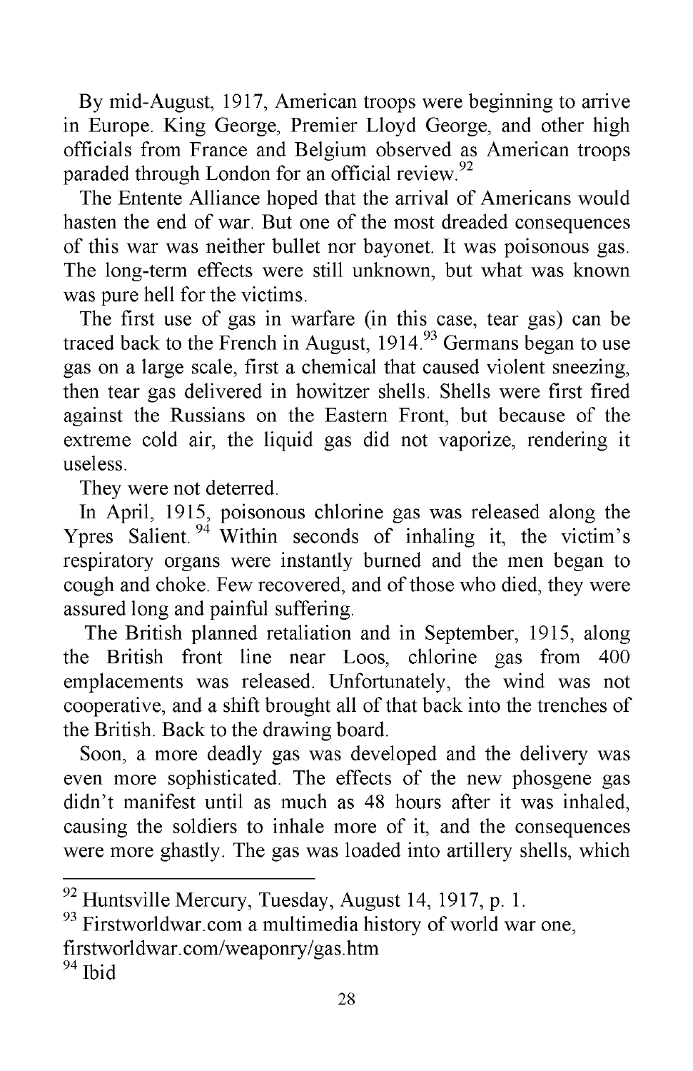By mid-August, 1917, American troops were beginning to arrive in Europe. King George, Premier Lloyd George, and other high officials from France and Belgium observed as American troops paraded through London for an official review.[92]

The Entente Alliance hoped that the arrival of Americans would hasten the end of war. But one of the most dreaded consequences of this war was neither bullet nor bayonet. It was poisonous gas. The long-term effects were still unknown, but what was known was pure hell for the victims.

The first use of gas in warfare (in this case, tear gas) can be traced back to the French in August, 1914.[93] Germans began to use gas on a large scale, first a chemical that caused violent sneezing, then tear gas delivered in howitzer shells. Shells were first fired against the Russians on the Eastern Front, but because of the extreme cold air, the liquid gas did not vaporize, rendering it useless.

They were not deterred.

In April, 1915, poisonous chlorine gas was released along the Ypres Salient.[94] Within seconds of inhaling it, the victim's respiratory organs were instantly burned and the men began to cough and choke. Few recovered, and of those who died, they were assured long and painful suffering.

The British planned retaliation and in September, 1915, along the British front line near Loos, chlorine gas from 400 emplacements was released. Unfortunately, the wind was not cooperative, and a shift brought all of that back into the trenches of the British. Back to the drawing board.

Soon, a more deadly gas was developed and the delivery was even more sophisticated. The effects of the new phosgene gas didn't manifest until as much as 48 hours after it was inhaled, causing the soldiers to inhale more of it, and the consequences were more ghastly. The gas was loaded into artillery shells, which

---

[92] Huntsville Mercury, Tuesday, August 14, 1917, p. 1.

[93] Firstworldwar.com a multimedia history of world war one, firstworldwar.com/weaponry/gas.htm

[94] Ibid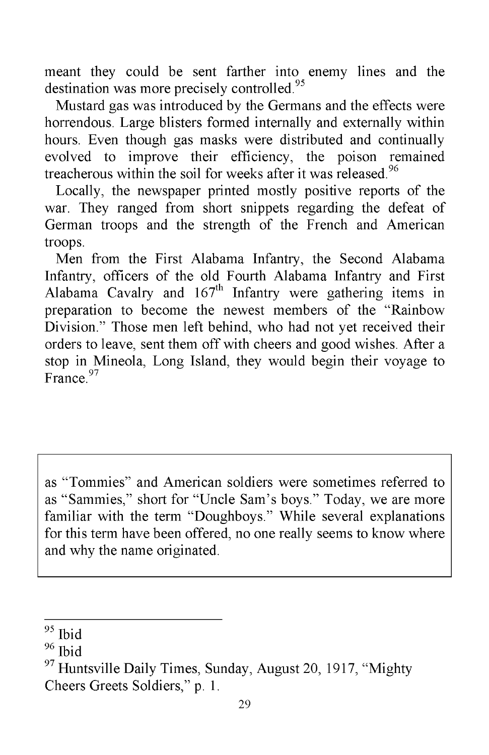meant they could be sent farther into enemy lines and the destination was more precisely controlled.[95]

Mustard gas was introduced by the Germans and the effects were horrendous. Large blisters formed internally and externally within hours. Even though gas masks were distributed and continually evolved to improve their efficiency, the poison remained treacherous within the soil for weeks after it was released.[96]

Locally, the newspaper printed mostly positive reports of the war. They ranged from short snippets regarding the defeat of German troops and the strength of the French and American troops.

Men from the First Alabama Infantry, the Second Alabama Infantry, officers of the old Fourth Alabama Infantry and First Alabama Cavalry and 167th Infantry were gathering items in preparation to become the newest members of the "Rainbow Division." Those men left behind, who had not yet received their orders to leave, sent them off with cheers and good wishes. After a stop in Mineola, Long Island, they would begin their voyage to France.[97]

> as "Tommies" and American soldiers were sometimes referred to as "Sammies," short for "Uncle Sam's boys." Today, we are more familiar with the term "Doughboys." While several explanations for this term have been offered, no one really seems to know where and why the name originated.

---

[95] Ibid

[96] Ibid

[97] Huntsville Daily Times, Sunday, August 20, 1917, "Mighty Cheers Greets Soldiers," p. 1.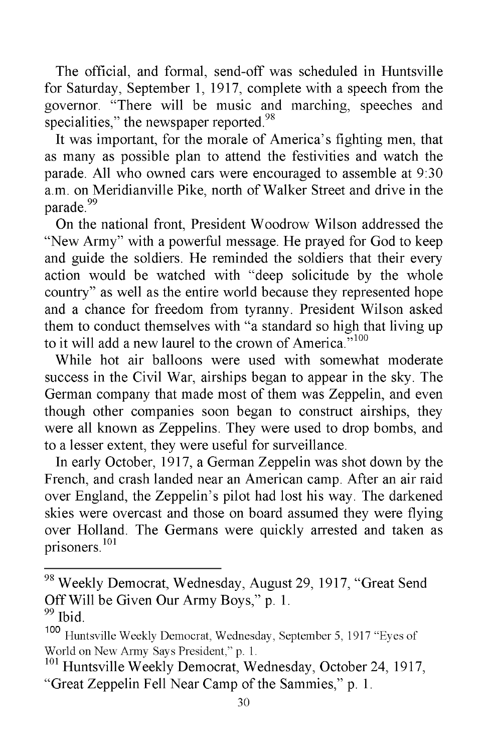The official, and formal, send-off was scheduled in Huntsville for Saturday, September 1, 1917, complete with a speech from the governor. "There will be music and marching, speeches and specialities," the newspaper reported.[98]

It was important, for the morale of America's fighting men, that as many as possible plan to attend the festivities and watch the parade. All who owned cars were encouraged to assemble at 9:30 a.m. on Meridianville Pike, north of Walker Street and drive in the parade.[99]

On the national front, President Woodrow Wilson addressed the "New Army" with a powerful message. He prayed for God to keep and guide the soldiers. He reminded the soldiers that their every action would be watched with "deep solicitude by the whole country" as well as the entire world because they represented hope and a chance for freedom from tyranny. President Wilson asked them to conduct themselves with "a standard so high that living up to it will add a new laurel to the crown of America."[100]

While hot air balloons were used with somewhat moderate success in the Civil War, airships began to appear in the sky. The German company that made most of them was Zeppelin, and even though other companies soon began to construct airships, they were all known as Zeppelins. They were used to drop bombs, and to a lesser extent, they were useful for surveillance.

In early October, 1917, a German Zeppelin was shot down by the French, and crash landed near an American camp. After an air raid over England, the Zeppelin's pilot had lost his way. The darkened skies were overcast and those on board assumed they were flying over Holland. The Germans were quickly arrested and taken as prisoners.[101]

---

[98] Weekly Democrat, Wednesday, August 29, 1917, "Great Send Off Will be Given Our Army Boys," p. 1.

[99] Ibid.

[100] Huntsville Weekly Democrat, Wednesday, September 5, 1917 "Eyes of World on New Army Says President," p. 1.

[101] Huntsville Weekly Democrat, Wednesday, October 24, 1917, "Great Zeppelin Fell Near Camp of the Sammies," p. 1.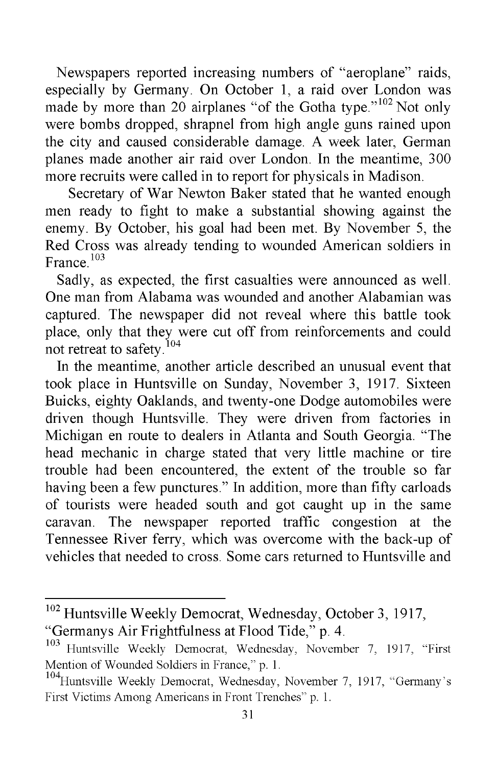Newspapers reported increasing numbers of "aeroplane" raids, especially by Germany. On October 1, a raid over London was made by more than 20 airplanes "of the Gotha type."[102] Not only were bombs dropped, shrapnel from high angle guns rained upon the city and caused considerable damage. A week later, German planes made another air raid over London. In the meantime, 300 more recruits were called in to report for physicals in Madison.

Secretary of War Newton Baker stated that he wanted enough men ready to fight to make a substantial showing against the enemy. By October, his goal had been met. By November 5, the Red Cross was already tending to wounded American soldiers in France.[103]

Sadly, as expected, the first casualties were announced as well. One man from Alabama was wounded and another Alabamian was captured. The newspaper did not reveal where this battle took place, only that they were cut off from reinforcements and could not retreat to safety.[104]

In the meantime, another article described an unusual event that took place in Huntsville on Sunday, November 3, 1917. Sixteen Buicks, eighty Oaklands, and twenty-one Dodge automobiles were driven though Huntsville. They were driven from factories in Michigan en route to dealers in Atlanta and South Georgia. "The head mechanic in charge stated that very little machine or tire trouble had been encountered, the extent of the trouble so far having been a few punctures." In addition, more than fifty carloads of tourists were headed south and got caught up in the same caravan. The newspaper reported traffic congestion at the Tennessee River ferry, which was overcome with the back-up of vehicles that needed to cross. Some cars returned to Huntsville and

---

[102] Huntsville Weekly Democrat, Wednesday, October 3, 1917, "Germanys Air Frightfulness at Flood Tide," p. 4.

[103] Huntsville Weekly Democrat, Wednesday, November 7, 1917, "First Mention of Wounded Soldiers in France," p. 1.

[104] Huntsville Weekly Democrat, Wednesday, November 7, 1917, "Germany's First Victims Among Americans in Front Trenches" p. 1.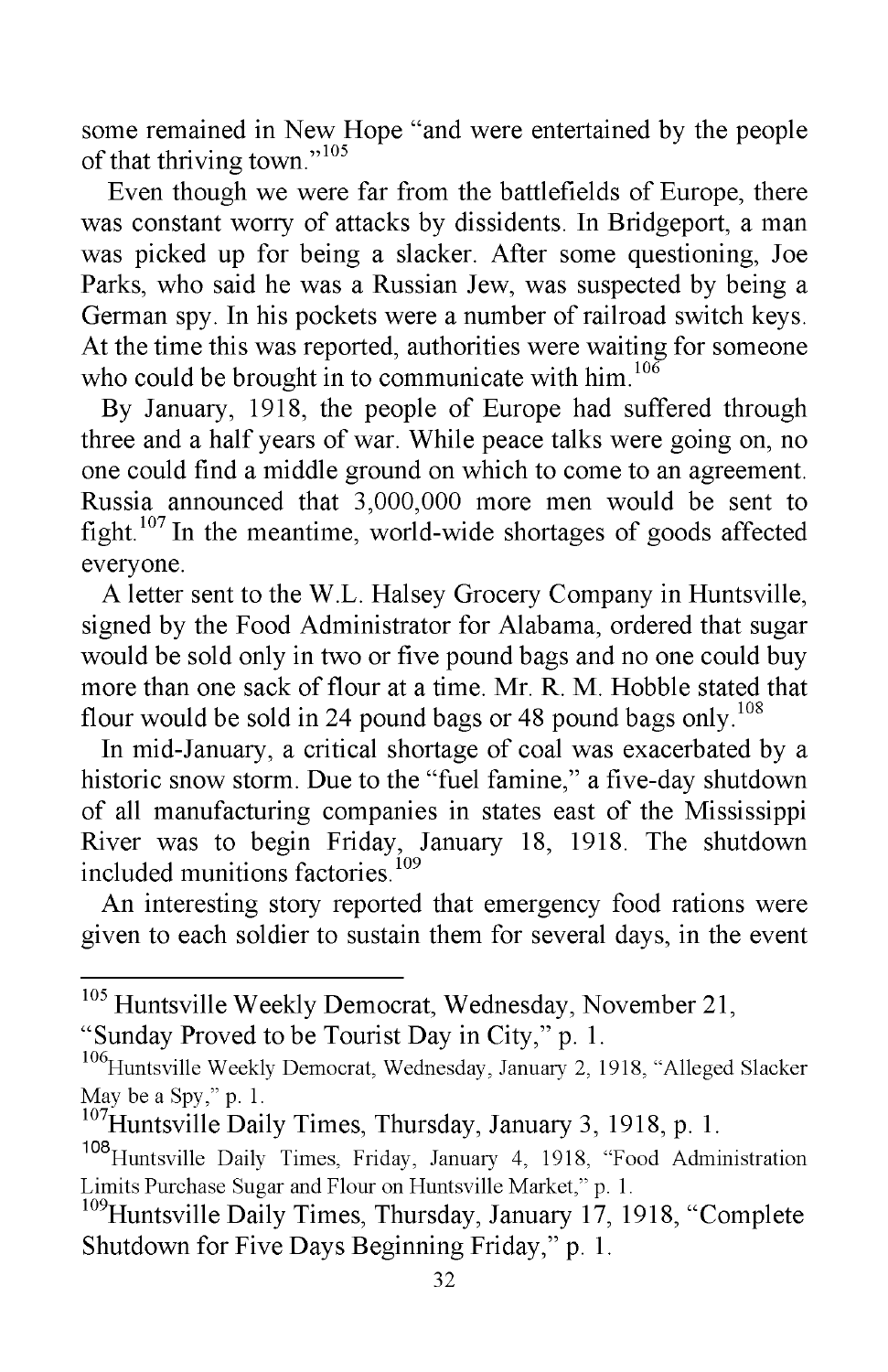some remained in New Hope "and were entertained by the people of that thriving town."[105]

Even though we were far from the battlefields of Europe, there was constant worry of attacks by dissidents. In Bridgeport, a man was picked up for being a slacker. After some questioning, Joe Parks, who said he was a Russian Jew, was suspected by being a German spy. In his pockets were a number of railroad switch keys. At the time this was reported, authorities were waiting for someone who could be brought in to communicate with him.[106]

By January, 1918, the people of Europe had suffered through three and a half years of war. While peace talks were going on, no one could find a middle ground on which to come to an agreement. Russia announced that 3,000,000 more men would be sent to fight.[107] In the meantime, world-wide shortages of goods affected everyone.

A letter sent to the W.L. Halsey Grocery Company in Huntsville, signed by the Food Administrator for Alabama, ordered that sugar would be sold only in two or five pound bags and no one could buy more than one sack of flour at a time. Mr. R. M. Hobble stated that flour would be sold in 24 pound bags or 48 pound bags only.[108]

In mid-January, a critical shortage of coal was exacerbated by a historic snow storm. Due to the "fuel famine," a five-day shutdown of all manufacturing companies in states east of the Mississippi River was to begin Friday, January 18, 1918. The shutdown included munitions factories.[109]

An interesting story reported that emergency food rations were given to each soldier to sustain them for several days, in the event

---

[105] Huntsville Weekly Democrat, Wednesday, November 21, "Sunday Proved to be Tourist Day in City," p. 1.

[106] Huntsville Weekly Democrat, Wednesday, January 2, 1918, "Alleged Slacker May be a Spy," p. 1.

[107] Huntsville Daily Times, Thursday, January 3, 1918, p. 1.

[108] Huntsville Daily Times, Friday, January 4, 1918, "Food Administration Limits Purchase Sugar and Flour on Huntsville Market," p. 1.

[109] Huntsville Daily Times, Thursday, January 17, 1918, "Complete Shutdown for Five Days Beginning Friday," p. 1.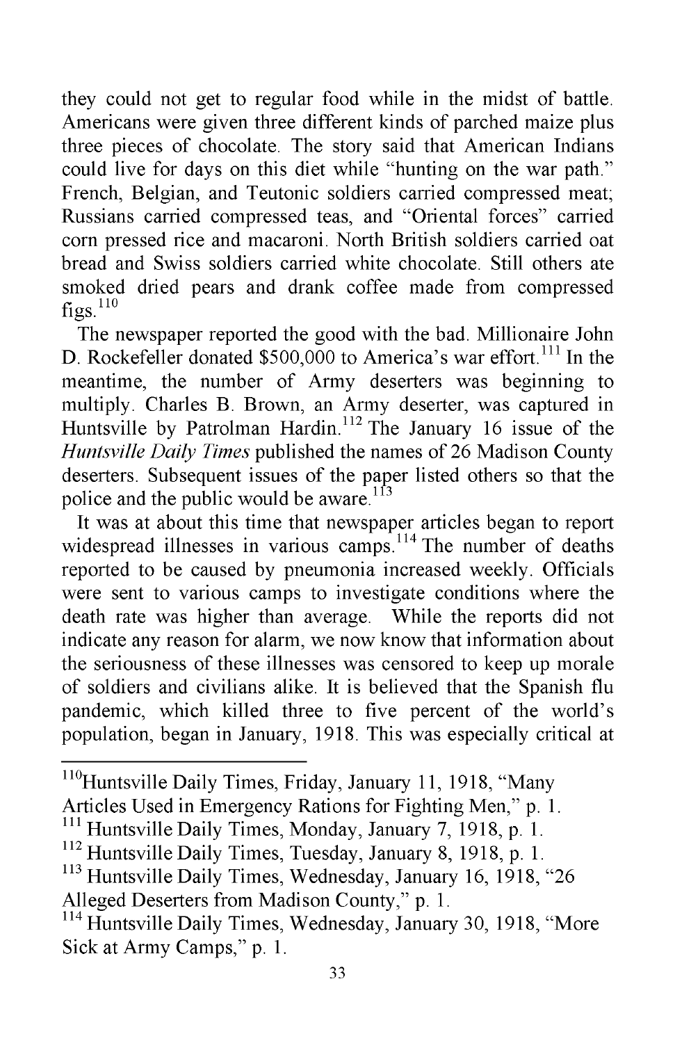they could not get to regular food while in the midst of battle. Americans were given three different kinds of parched maize plus three pieces of chocolate. The story said that American Indians could live for days on this diet while "hunting on the war path." French, Belgian, and Teutonic soldiers carried compressed meat; Russians carried compressed teas, and "Oriental forces" carried corn pressed rice and macaroni. North British soldiers carried oat bread and Swiss soldiers carried white chocolate. Still others ate smoked dried pears and drank coffee made from compressed figs.[110]

The newspaper reported the good with the bad. Millionaire John D. Rockefeller donated $500,000 to America's war effort.[111] In the meantime, the number of Army deserters was beginning to multiply. Charles B. Brown, an Army deserter, was captured in Huntsville by Patrolman Hardin.[112] The January 16 issue of the *Huntsville Daily Times* published the names of 26 Madison County deserters. Subsequent issues of the paper listed others so that the police and the public would be aware.[113]

It was at about this time that newspaper articles began to report widespread illnesses in various camps.[114] The number of deaths reported to be caused by pneumonia increased weekly. Officials were sent to various camps to investigate conditions where the death rate was higher than average. While the reports did not indicate any reason for alarm, we now know that information about the seriousness of these illnesses was censored to keep up morale of soldiers and civilians alike. It is believed that the Spanish flu pandemic, which killed three to five percent of the world's population, began in January, 1918. This was especially critical at

---

[110] Huntsville Daily Times, Friday, January 11, 1918, "Many Articles Used in Emergency Rations for Fighting Men," p. 1.

[111] Huntsville Daily Times, Monday, January 7, 1918, p. 1.

[112] Huntsville Daily Times, Tuesday, January 8, 1918, p. 1.

[113] Huntsville Daily Times, Wednesday, January 16, 1918, "26 Alleged Deserters from Madison County," p. 1.

[114] Huntsville Daily Times, Wednesday, January 30, 1918, "More Sick at Army Camps," p. 1.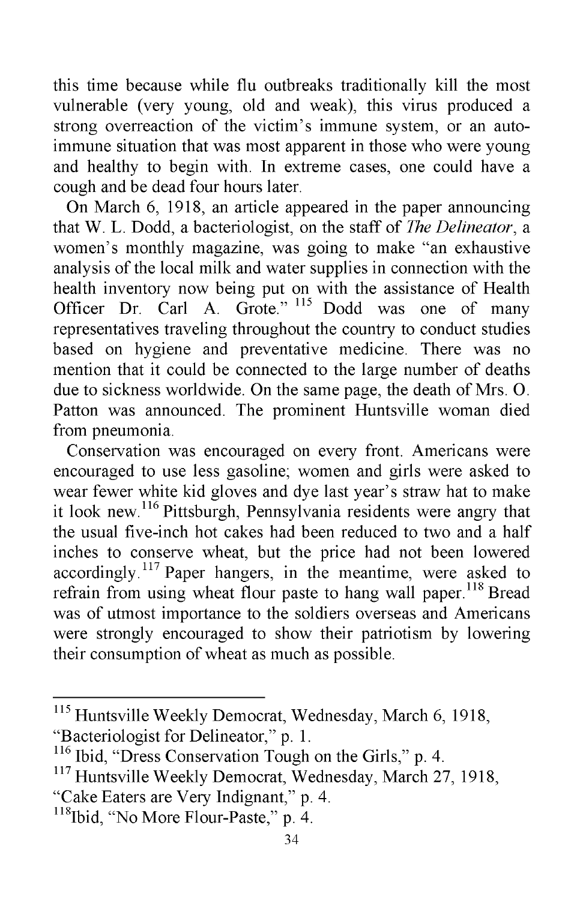this time because while flu outbreaks traditionally kill the most vulnerable (very young, old and weak), this virus produced a strong overreaction of the victim's immune system, or an auto-immune situation that was most apparent in those who were young and healthy to begin with. In extreme cases, one could have a cough and be dead four hours later.

On March 6, 1918, an article appeared in the paper announcing that W. L. Dodd, a bacteriologist, on the staff of *The Delineator*, a women's monthly magazine, was going to make "an exhaustive analysis of the local milk and water supplies in connection with the health inventory now being put on with the assistance of Health Officer Dr. Carl A. Grote." [115] Dodd was one of many representatives traveling throughout the country to conduct studies based on hygiene and preventative medicine. There was no mention that it could be connected to the large number of deaths due to sickness worldwide. On the same page, the death of Mrs. O. Patton was announced. The prominent Huntsville woman died from pneumonia.

Conservation was encouraged on every front. Americans were encouraged to use less gasoline; women and girls were asked to wear fewer white kid gloves and dye last year's straw hat to make it look new.[116] Pittsburgh, Pennsylvania residents were angry that the usual five-inch hot cakes had been reduced to two and a half inches to conserve wheat, but the price had not been lowered accordingly.[117] Paper hangers, in the meantime, were asked to refrain from using wheat flour paste to hang wall paper.[118] Bread was of utmost importance to the soldiers overseas and Americans were strongly encouraged to show their patriotism by lowering their consumption of wheat as much as possible.

---

[115] Huntsville Weekly Democrat, Wednesday, March 6, 1918, "Bacteriologist for Delineator," p. 1.

[116] Ibid, "Dress Conservation Tough on the Girls," p. 4.

[117] Huntsville Weekly Democrat, Wednesday, March 27, 1918, "Cake Eaters are Very Indignant," p. 4.

[118] Ibid, "No More Flour-Paste," p. 4.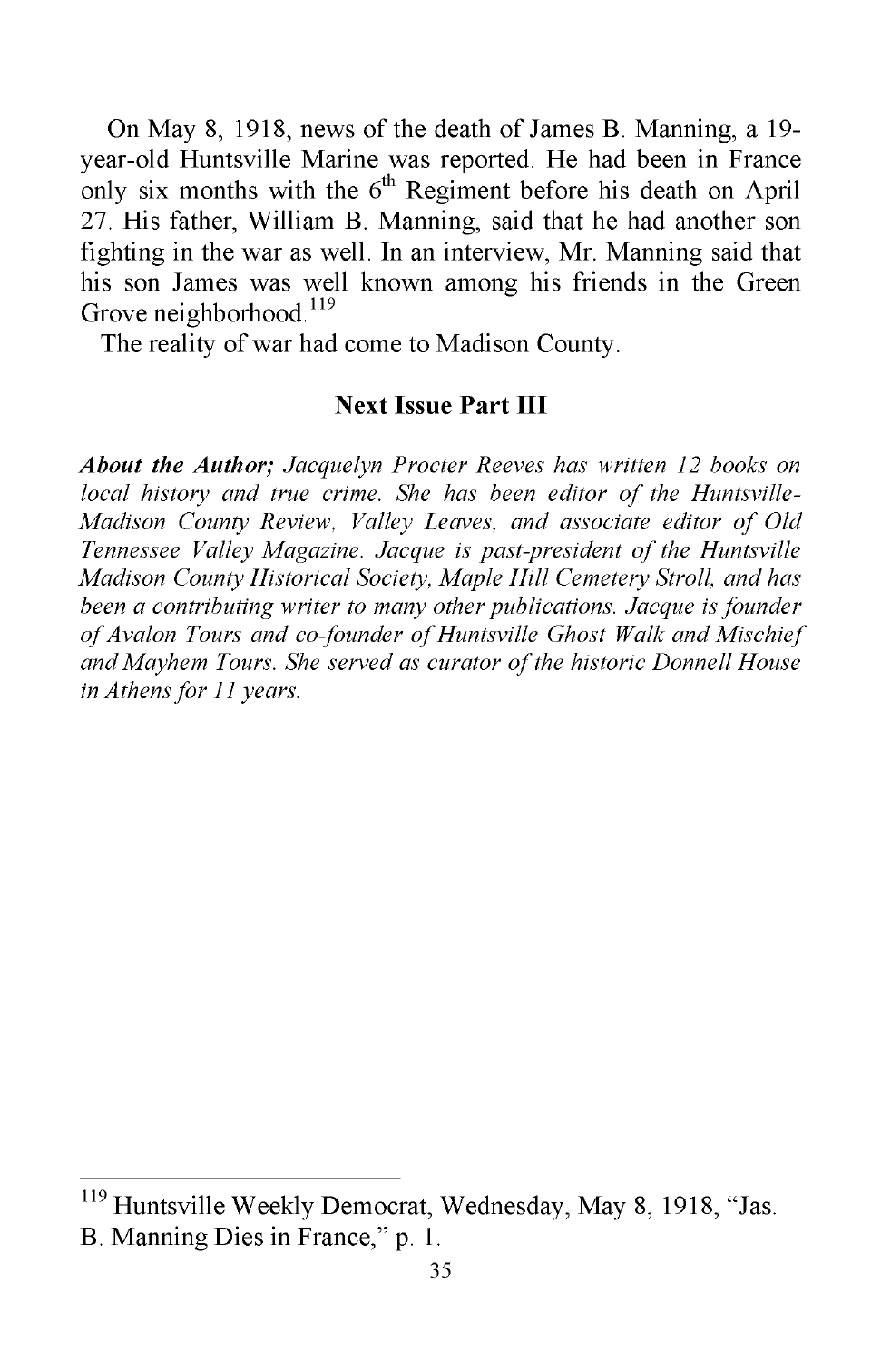On May 8, 1918, news of the death of James B. Manning, a 19-year-old Huntsville Marine was reported. He had been in France only six months with the 6th Regiment before his death on April 27. His father, William B. Manning, said that he had another son fighting in the war as well. In an interview, Mr. Manning said that his son James was well known among his friends in the Green Grove neighborhood.[119]

The reality of war had come to Madison County.

**Next Issue Part III**

***About the Author;*** *Jacquelyn Procter Reeves has written 12 books on local history and true crime. She has been editor of the Huntsville-Madison County Review, Valley Leaves, and associate editor of Old Tennessee Valley Magazine. Jacque is past-president of the Huntsville Madison County Historical Society, Maple Hill Cemetery Stroll, and has been a contributing writer to many other publications. Jacque is founder of Avalon Tours and co-founder of Huntsville Ghost Walk and Mischief and Mayhem Tours. She served as curator of the historic Donnell House in Athens for 11 years.*

---

[119] Huntsville Weekly Democrat, Wednesday, May 8, 1918, "Jas. B. Manning Dies in France," p. 1.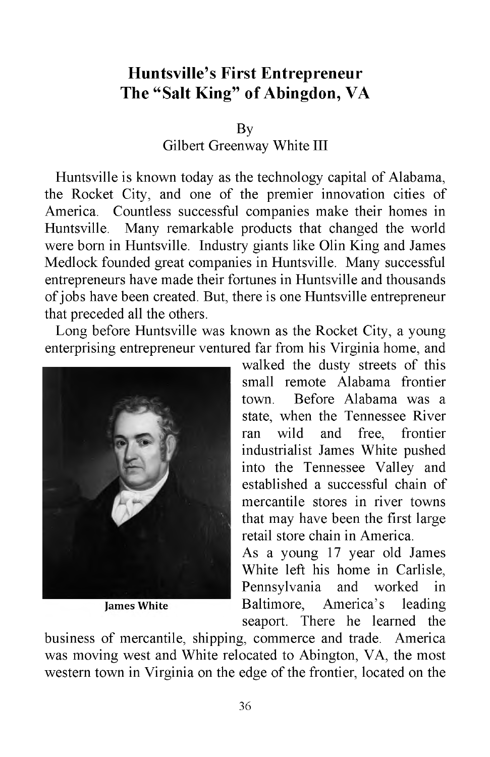# Huntsville's First Entrepreneur
# The "Salt King" of Abingdon, VA

By
Gilbert Greenway White III

Huntsville is known today as the technology capital of Alabama, the Rocket City, and one of the premier innovation cities of America. Countless successful companies make their homes in Huntsville. Many remarkable products that changed the world were born in Huntsville. Industry giants like Olin King and James Medlock founded great companies in Huntsville. Many successful entrepreneurs have made their fortunes in Huntsville and thousands of jobs have been created. But, there is one Huntsville entrepreneur that preceded all the others.

Long before Huntsville was known as the Rocket City, a young enterprising entrepreneur ventured far from his Virginia home, and walked the dusty streets of this small remote Alabama frontier town. Before Alabama was a state, when the Tennessee River ran wild and free, frontier industrialist James White pushed into the Tennessee Valley and established a successful chain of mercantile stores in river towns that may have been the first large retail store chain in America.

James White

As a young 17 year old James White left his home in Carlisle, Pennsylvania and worked in Baltimore, America's leading seaport. There he learned the business of mercantile, shipping, commerce and trade. America was moving west and White relocated to Abington, VA, the most western town in Virginia on the edge of the frontier, located on the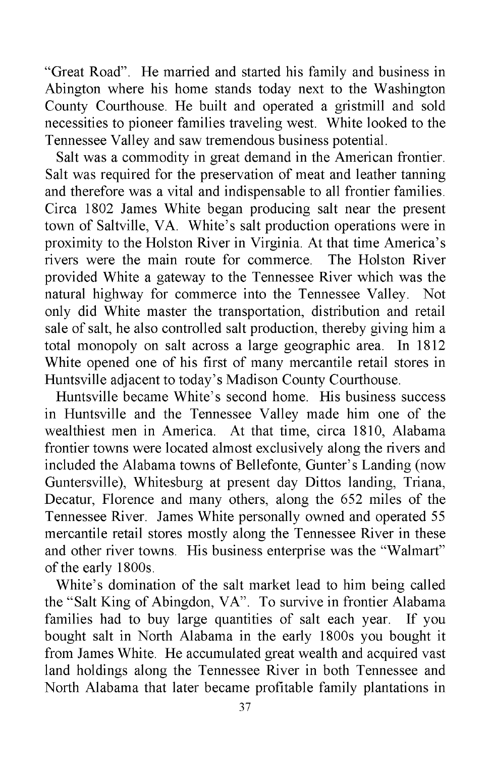"Great Road". He married and started his family and business in Abington where his home stands today next to the Washington County Courthouse. He built and operated a gristmill and sold necessities to pioneer families traveling west. White looked to the Tennessee Valley and saw tremendous business potential.

Salt was a commodity in great demand in the American frontier. Salt was required for the preservation of meat and leather tanning and therefore was a vital and indispensable to all frontier families. Circa 1802 James White began producing salt near the present town of Saltville, VA. White's salt production operations were in proximity to the Holston River in Virginia. At that time America's rivers were the main route for commerce. The Holston River provided White a gateway to the Tennessee River which was the natural highway for commerce into the Tennessee Valley. Not only did White master the transportation, distribution and retail sale of salt, he also controlled salt production, thereby giving him a total monopoly on salt across a large geographic area. In 1812 White opened one of his first of many mercantile retail stores in Huntsville adjacent to today's Madison County Courthouse.

Huntsville became White's second home. His business success in Huntsville and the Tennessee Valley made him one of the wealthiest men in America. At that time, circa 1810, Alabama frontier towns were located almost exclusively along the rivers and included the Alabama towns of Bellefonte, Gunter's Landing (now Guntersville), Whitesburg at present day Dittos landing, Triana, Decatur, Florence and many others, along the 652 miles of the Tennessee River. James White personally owned and operated 55 mercantile retail stores mostly along the Tennessee River in these and other river towns. His business enterprise was the "Walmart" of the early 1800s.

White's domination of the salt market lead to him being called the "Salt King of Abingdon, VA". To survive in frontier Alabama families had to buy large quantities of salt each year. If you bought salt in North Alabama in the early 1800s you bought it from James White. He accumulated great wealth and acquired vast land holdings along the Tennessee River in both Tennessee and North Alabama that later became profitable family plantations in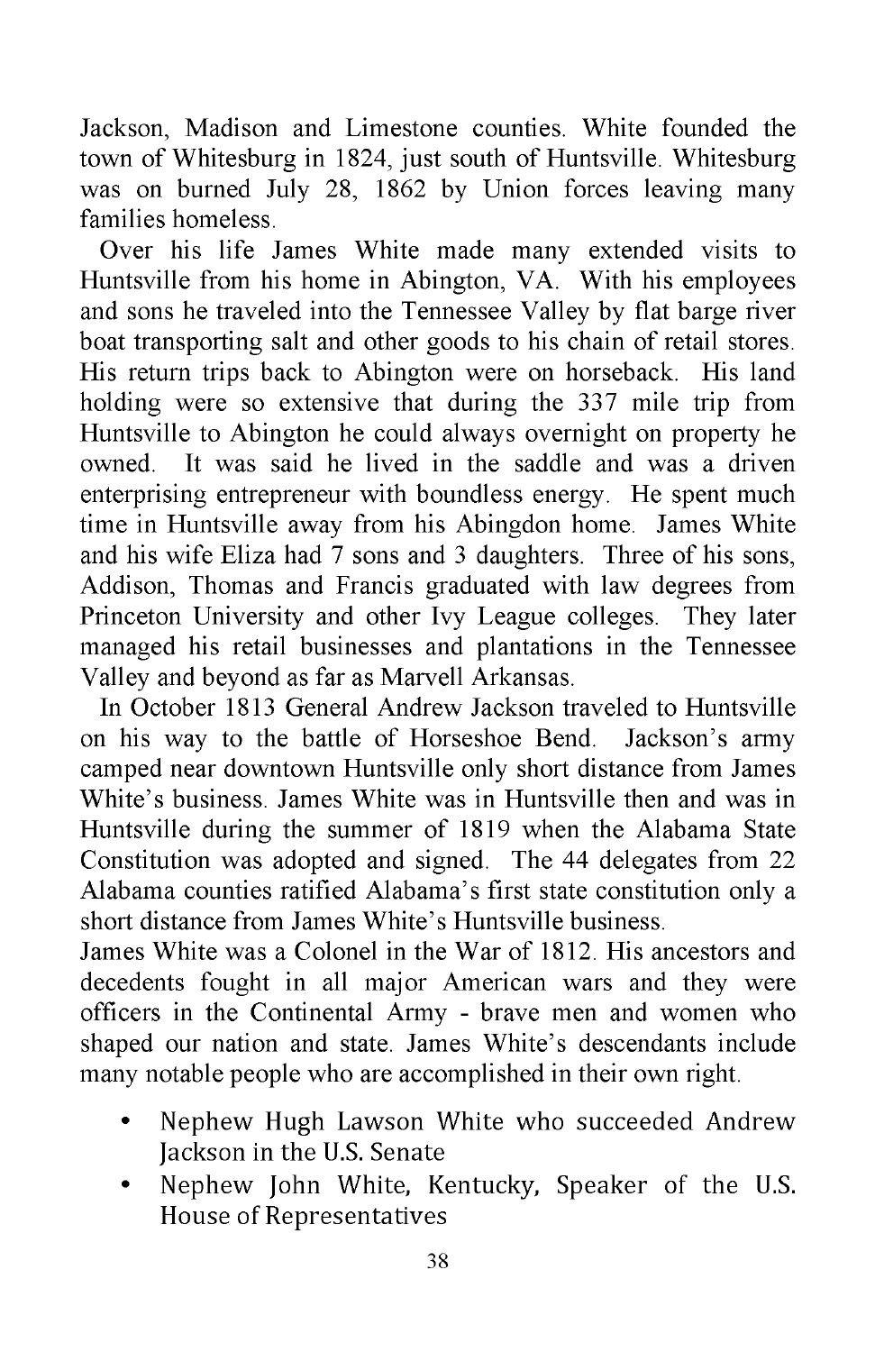Jackson, Madison and Limestone counties. White founded the town of Whitesburg in 1824, just south of Huntsville. Whitesburg was on burned July 28, 1862 by Union forces leaving many families homeless.

Over his life James White made many extended visits to Huntsville from his home in Abington, VA. With his employees and sons he traveled into the Tennessee Valley by flat barge river boat transporting salt and other goods to his chain of retail stores. His return trips back to Abington were on horseback. His land holding were so extensive that during the 337 mile trip from Huntsville to Abington he could always overnight on property he owned. It was said he lived in the saddle and was a driven enterprising entrepreneur with boundless energy. He spent much time in Huntsville away from his Abingdon home. James White and his wife Eliza had 7 sons and 3 daughters. Three of his sons, Addison, Thomas and Francis graduated with law degrees from Princeton University and other Ivy League colleges. They later managed his retail businesses and plantations in the Tennessee Valley and beyond as far as Marvell Arkansas.

In October 1813 General Andrew Jackson traveled to Huntsville on his way to the battle of Horseshoe Bend. Jackson's army camped near downtown Huntsville only short distance from James White's business. James White was in Huntsville then and was in Huntsville during the summer of 1819 when the Alabama State Constitution was adopted and signed. The 44 delegates from 22 Alabama counties ratified Alabama's first state constitution only a short distance from James White's Huntsville business.

James White was a Colonel in the War of 1812. His ancestors and decedents fought in all major American wars and they were officers in the Continental Army - brave men and women who shaped our nation and state. James White's descendants include many notable people who are accomplished in their own right.

- Nephew Hugh Lawson White who succeeded Andrew Jackson in the U.S. Senate
- Nephew John White, Kentucky, Speaker of the U.S. House of Representatives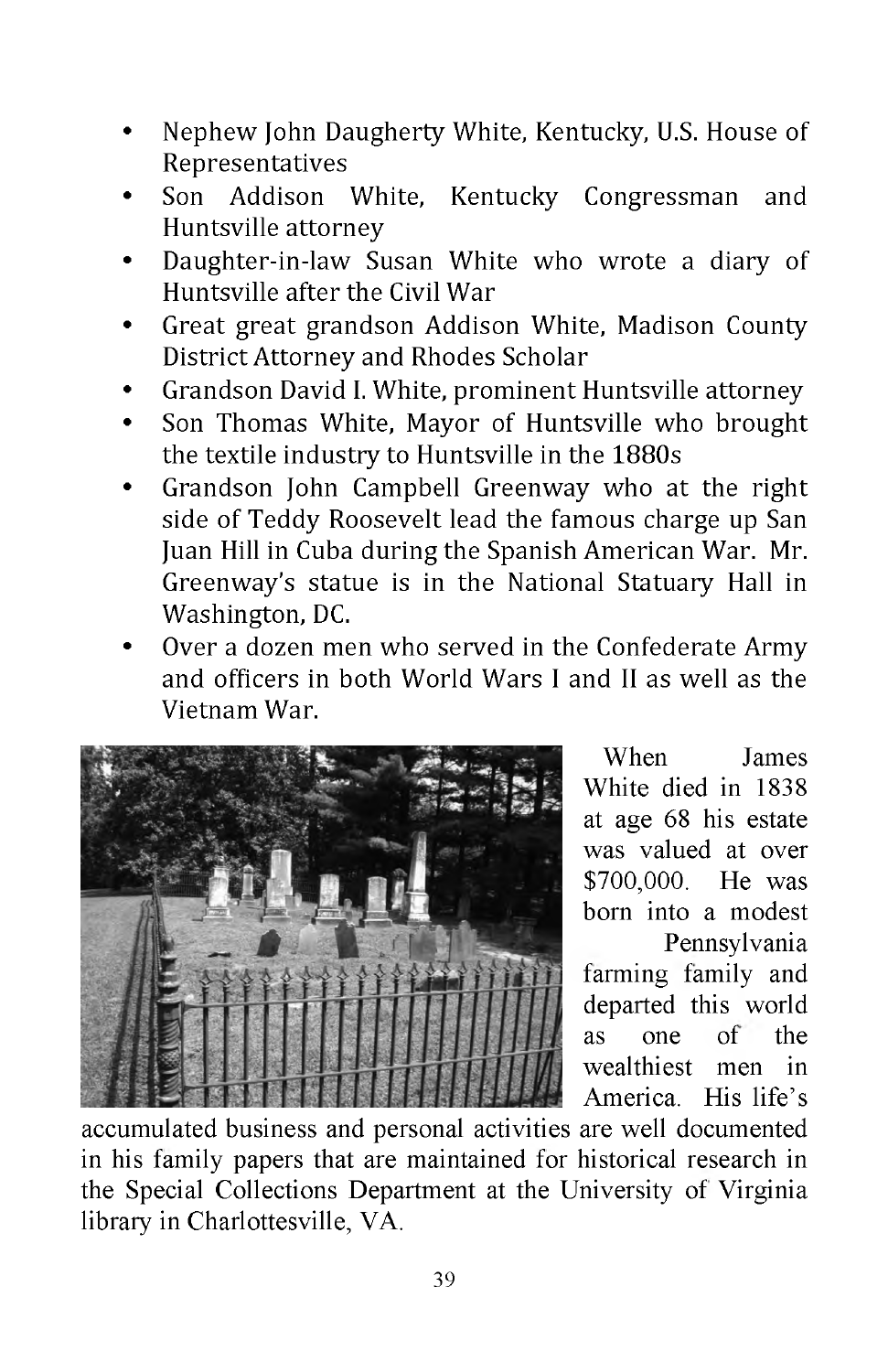- Nephew John Daugherty White, Kentucky, U.S. House of Representatives
- Son Addison White, Kentucky Congressman and Huntsville attorney
- Daughter-in-law Susan White who wrote a diary of Huntsville after the Civil War
- Great great grandson Addison White, Madison County District Attorney and Rhodes Scholar
- Grandson David I. White, prominent Huntsville attorney
- Son Thomas White, Mayor of Huntsville who brought the textile industry to Huntsville in the 1880s
- Grandson John Campbell Greenway who at the right side of Teddy Roosevelt lead the famous charge up San Juan Hill in Cuba during the Spanish American War. Mr. Greenway's statue is in the National Statuary Hall in Washington, DC.
- Over a dozen men who served in the Confederate Army and officers in both World Wars I and II as well as the Vietnam War.

When James White died in 1838 at age 68 his estate was valued at over $700,000. He was born into a modest Pennsylvania farming family and departed this world as one of the wealthiest men in America. His life's accumulated business and personal activities are well documented in his family papers that are maintained for historical research in the Special Collections Department at the University of Virginia library in Charlottesville, VA.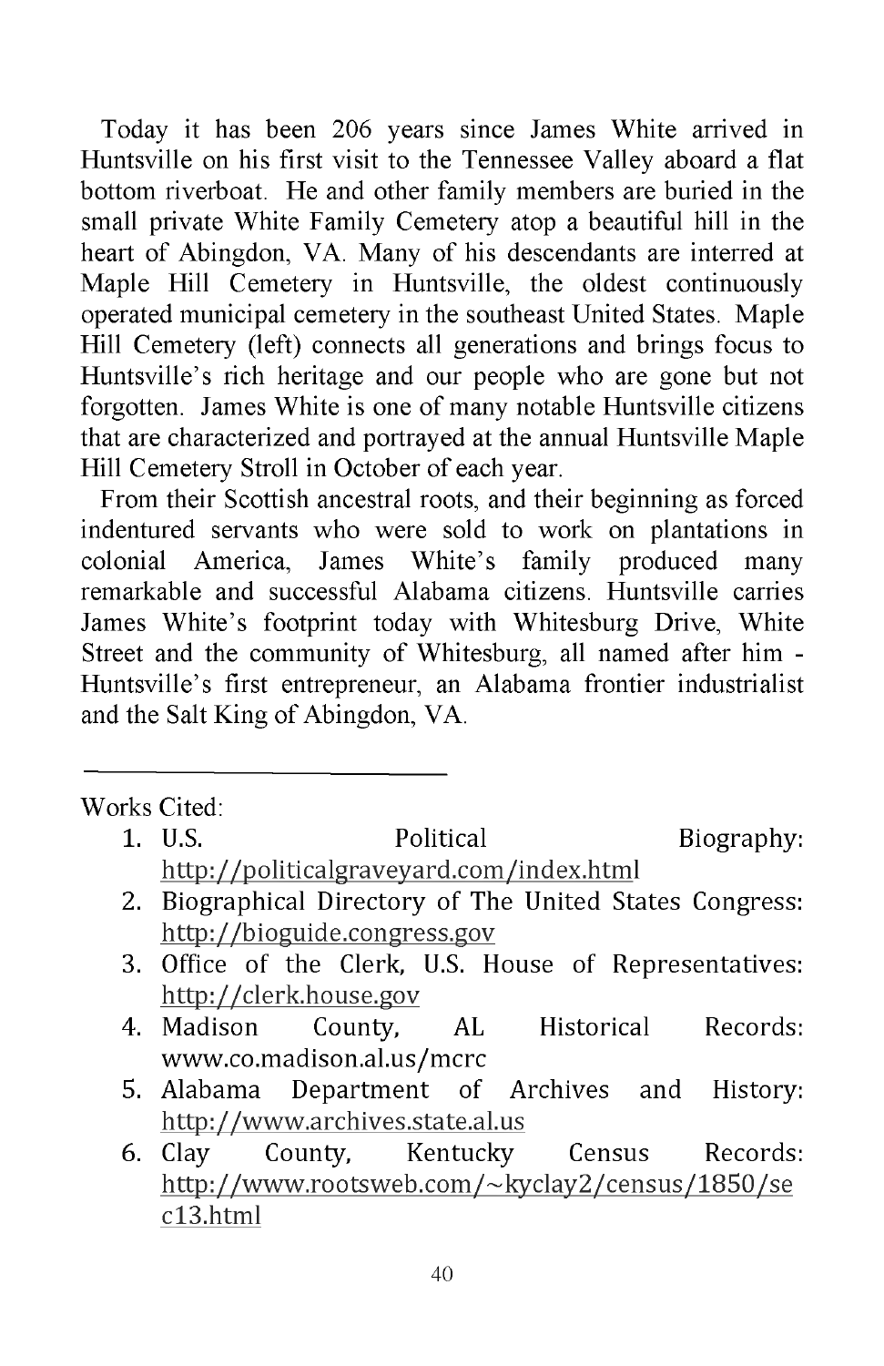Today it has been 206 years since James White arrived in Huntsville on his first visit to the Tennessee Valley aboard a flat bottom riverboat. He and other family members are buried in the small private White Family Cemetery atop a beautiful hill in the heart of Abingdon, VA. Many of his descendants are interred at Maple Hill Cemetery in Huntsville, the oldest continuously operated municipal cemetery in the southeast United States. Maple Hill Cemetery (left) connects all generations and brings focus to Huntsville's rich heritage and our people who are gone but not forgotten. James White is one of many notable Huntsville citizens that are characterized and portrayed at the annual Huntsville Maple Hill Cemetery Stroll in October of each year.

From their Scottish ancestral roots, and their beginning as forced indentured servants who were sold to work on plantations in colonial America, James White's family produced many remarkable and successful Alabama citizens. Huntsville carries James White's footprint today with Whitesburg Drive, White Street and the community of Whitesburg, all named after him - Huntsville's first entrepreneur, an Alabama frontier industrialist and the Salt King of Abingdon, VA.

---

Works Cited:

1. U.S. Political Biography: http://politicalgraveyard.com/index.html
2. Biographical Directory of The United States Congress: http://bioguide.congress.gov
3. Office of the Clerk, U.S. House of Representatives: http://clerk.house.gov
4. Madison County, AL Historical Records: www.co.madison.al.us/mcrc
5. Alabama Department of Archives and History: http://www.archives.state.al.us
6. Clay County, Kentucky Census Records: http://www.rootsweb.com/~kyclay2/census/1850/sec13.html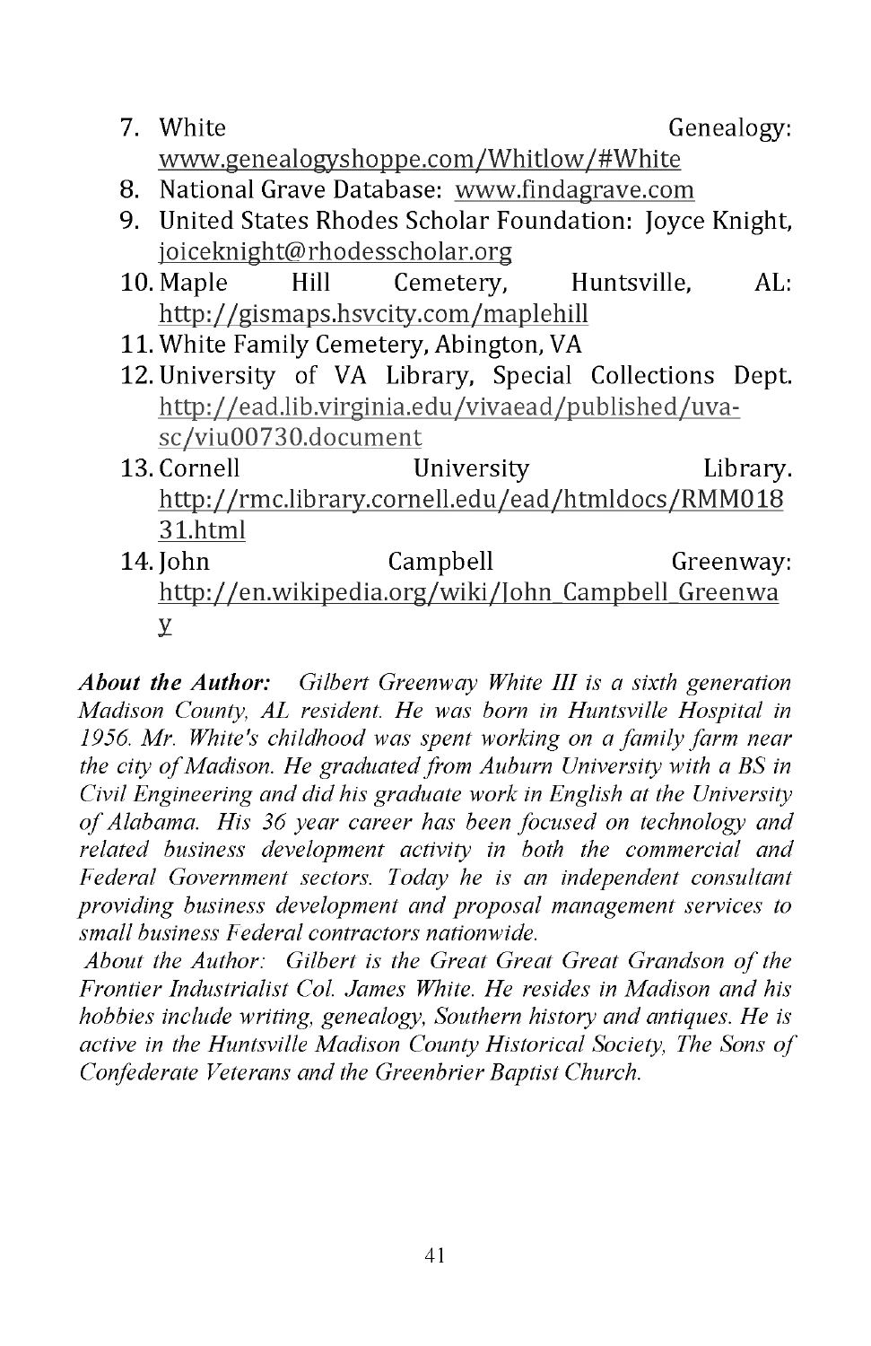7. White Genealogy: www.genealogyshoppe.com/Whitlow/#White
8. National Grave Database: www.findagrave.com
9. United States Rhodes Scholar Foundation: Joyce Knight, joiceknight@rhodesscholar.org
10. Maple Hill Cemetery, Huntsville, AL: http://gismaps.hsvcity.com/maplehill
11. White Family Cemetery, Abington, VA
12. University of VA Library, Special Collections Dept. http://ead.lib.virginia.edu/vivaead/published/uva-sc/viu00730.document
13. Cornell University Library. http://rmc.library.cornell.edu/ead/htmldocs/RMM01831.html
14. John Campbell Greenway: http://en.wikipedia.org/wiki/John_Campbell_Greenway

***About the Author:*** *Gilbert Greenway White III is a sixth generation Madison County, AL resident. He was born in Huntsville Hospital in 1956. Mr. White's childhood was spent working on a family farm near the city of Madison. He graduated from Auburn University with a BS in Civil Engineering and did his graduate work in English at the University of Alabama. His 36 year career has been focused on technology and related business development activity in both the commercial and Federal Government sectors. Today he is an independent consultant providing business development and proposal management services to small business Federal contractors nationwide.*

*About the Author: Gilbert is the Great Great Great Grandson of the Frontier Industrialist Col. James White. He resides in Madison and his hobbies include writing, genealogy, Southern history and antiques. He is active in the Huntsville Madison County Historical Society, The Sons of Confederate Veterans and the Greenbrier Baptist Church.*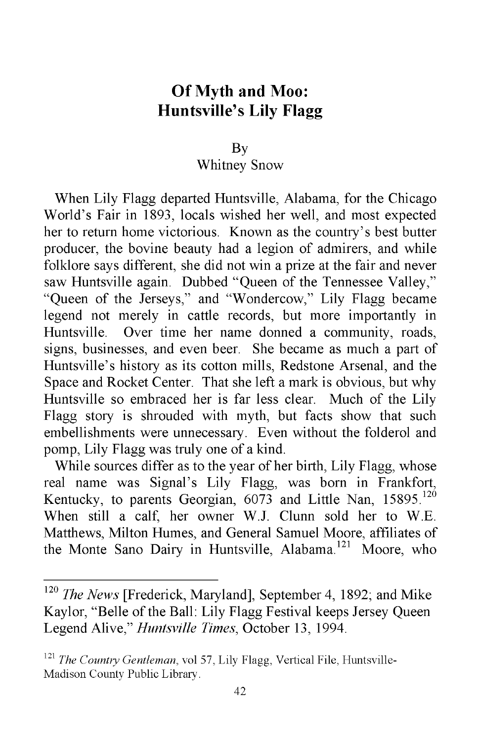# Of Myth and Moo: Huntsville's Lily Flagg

By

Whitney Snow

When Lily Flagg departed Huntsville, Alabama, for the Chicago World's Fair in 1893, locals wished her well, and most expected her to return home victorious. Known as the country's best butter producer, the bovine beauty had a legion of admirers, and while folklore says different, she did not win a prize at the fair and never saw Huntsville again. Dubbed "Queen of the Tennessee Valley," "Queen of the Jerseys," and "Wondercow," Lily Flagg became legend not merely in cattle records, but more importantly in Huntsville. Over time her name donned a community, roads, signs, businesses, and even beer. She became as much a part of Huntsville's history as its cotton mills, Redstone Arsenal, and the Space and Rocket Center. That she left a mark is obvious, but why Huntsville so embraced her is far less clear. Much of the Lily Flagg story is shrouded with myth, but facts show that such embellishments were unnecessary. Even without the folderol and pomp, Lily Flagg was truly one of a kind.

While sources differ as to the year of her birth, Lily Flagg, whose real name was Signal's Lily Flagg, was born in Frankfort, Kentucky, to parents Georgian, 6073 and Little Nan, 15895.[120] When still a calf, her owner W.J. Clunn sold her to W.E. Matthews, Milton Humes, and General Samuel Moore, affiliates of the Monte Sano Dairy in Huntsville, Alabama.[121] Moore, who

---

[120] *The News* [Frederick, Maryland], September 4, 1892; and Mike Kaylor, "Belle of the Ball: Lily Flagg Festival keeps Jersey Queen Legend Alive," *Huntsville Times*, October 13, 1994.

[121] *The Country Gentleman*, vol 57, Lily Flagg, Vertical File, Huntsville-Madison County Public Library.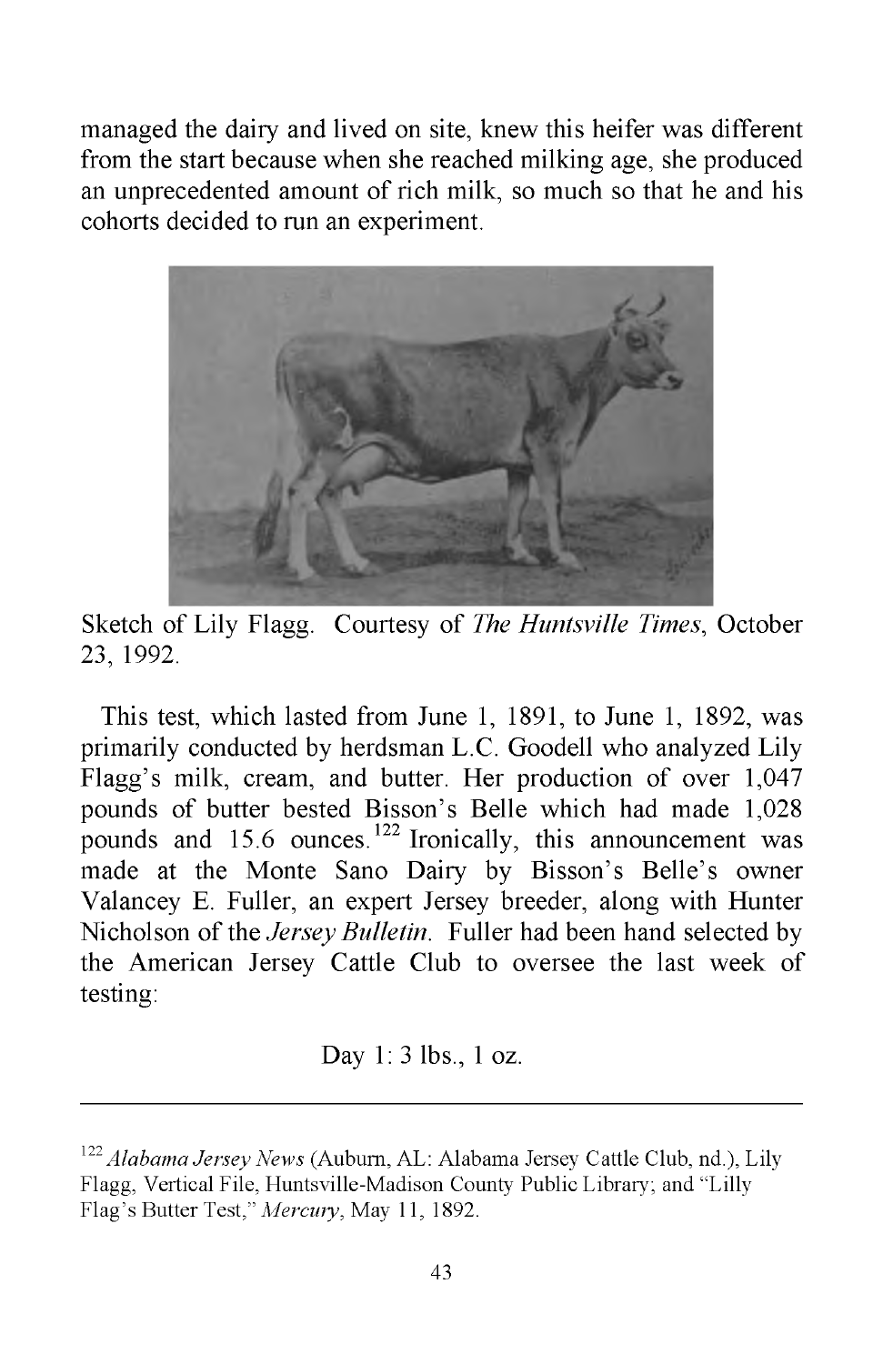managed the dairy and lived on site, knew this heifer was different from the start because when she reached milking age, she produced an unprecedented amount of rich milk, so much so that he and his cohorts decided to run an experiment.

Sketch of Lily Flagg. Courtesy of *The Huntsville Times*, October 23, 1992.

This test, which lasted from June 1, 1891, to June 1, 1892, was primarily conducted by herdsman L.C. Goodell who analyzed Lily Flagg's milk, cream, and butter. Her production of over 1,047 pounds of butter bested Bisson's Belle which had made 1,028 pounds and 15.6 ounces.[122] Ironically, this announcement was made at the Monte Sano Dairy by Bisson's Belle's owner Valancey E. Fuller, an expert Jersey breeder, along with Hunter Nicholson of the *Jersey Bulletin*. Fuller had been hand selected by the American Jersey Cattle Club to oversee the last week of testing:

Day 1: 3 lbs., 1 oz.

---

[122] *Alabama Jersey News* (Auburn, AL: Alabama Jersey Cattle Club, nd.), Lily Flagg, Vertical File, Huntsville-Madison County Public Library; and "Lilly Flag's Butter Test," *Mercury*, May 11, 1892.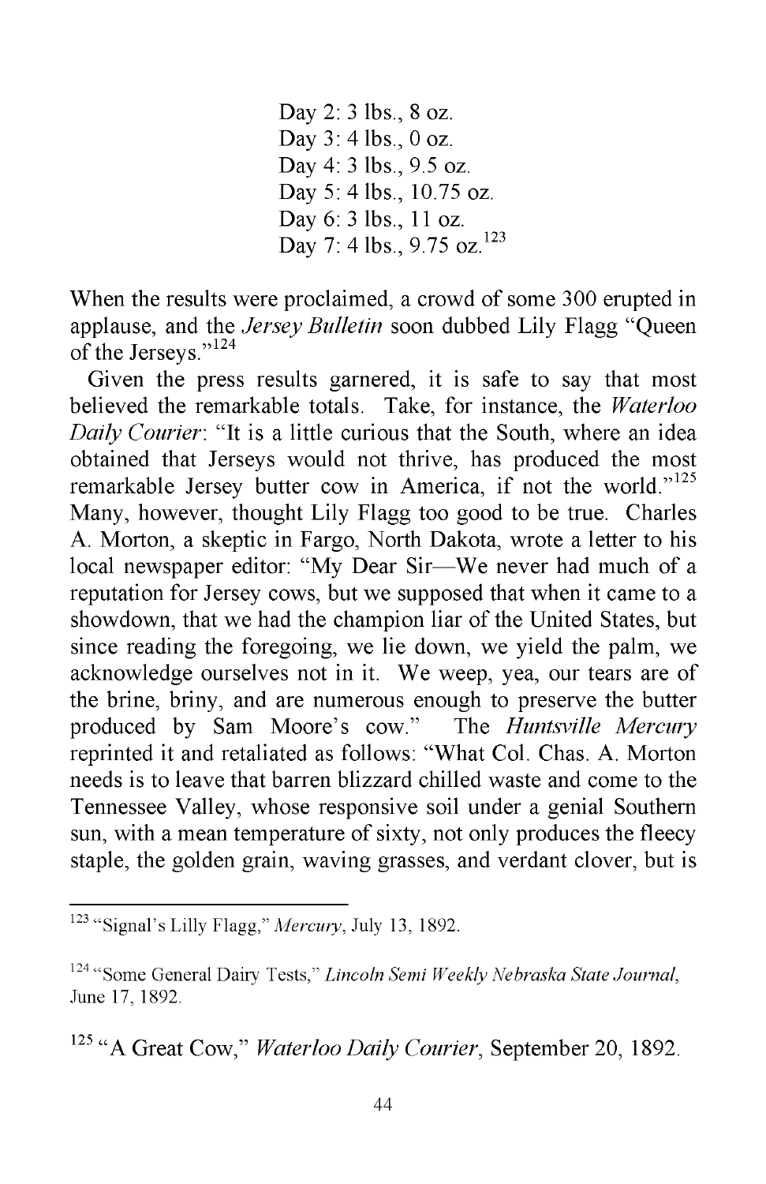Day 2: 3 lbs., 8 oz.
Day 3: 4 lbs., 0 oz.
Day 4: 3 lbs., 9.5 oz.
Day 5: 4 lbs., 10.75 oz.
Day 6: 3 lbs., 11 oz.
Day 7: 4 lbs., 9.75 oz.[123]

When the results were proclaimed, a crowd of some 300 erupted in applause, and the *Jersey Bulletin* soon dubbed Lily Flagg "Queen of the Jerseys."[124]

Given the press results garnered, it is safe to say that most believed the remarkable totals. Take, for instance, the *Waterloo Daily Courier*: "It is a little curious that the South, where an idea obtained that Jerseys would not thrive, has produced the most remarkable Jersey butter cow in America, if not the world."[125] Many, however, thought Lily Flagg too good to be true. Charles A. Morton, a skeptic in Fargo, North Dakota, wrote a letter to his local newspaper editor: "My Dear Sir—We never had much of a reputation for Jersey cows, but we supposed that when it came to a showdown, that we had the champion liar of the United States, but since reading the foregoing, we lie down, we yield the palm, we acknowledge ourselves not in it. We weep, yea, our tears are of the brine, briny, and are numerous enough to preserve the butter produced by Sam Moore's cow." The *Huntsville Mercury* reprinted it and retaliated as follows: "What Col. Chas. A. Morton needs is to leave that barren blizzard chilled waste and come to the Tennessee Valley, whose responsive soil under a genial Southern sun, with a mean temperature of sixty, not only produces the fleecy staple, the golden grain, waving grasses, and verdant clover, but is

---

[123] "Signal's Lilly Flagg," *Mercury*, July 13, 1892.

[124] "Some General Dairy Tests," *Lincoln Semi Weekly Nebraska State Journal*, June 17, 1892.

[125] "A Great Cow," *Waterloo Daily Courier*, September 20, 1892.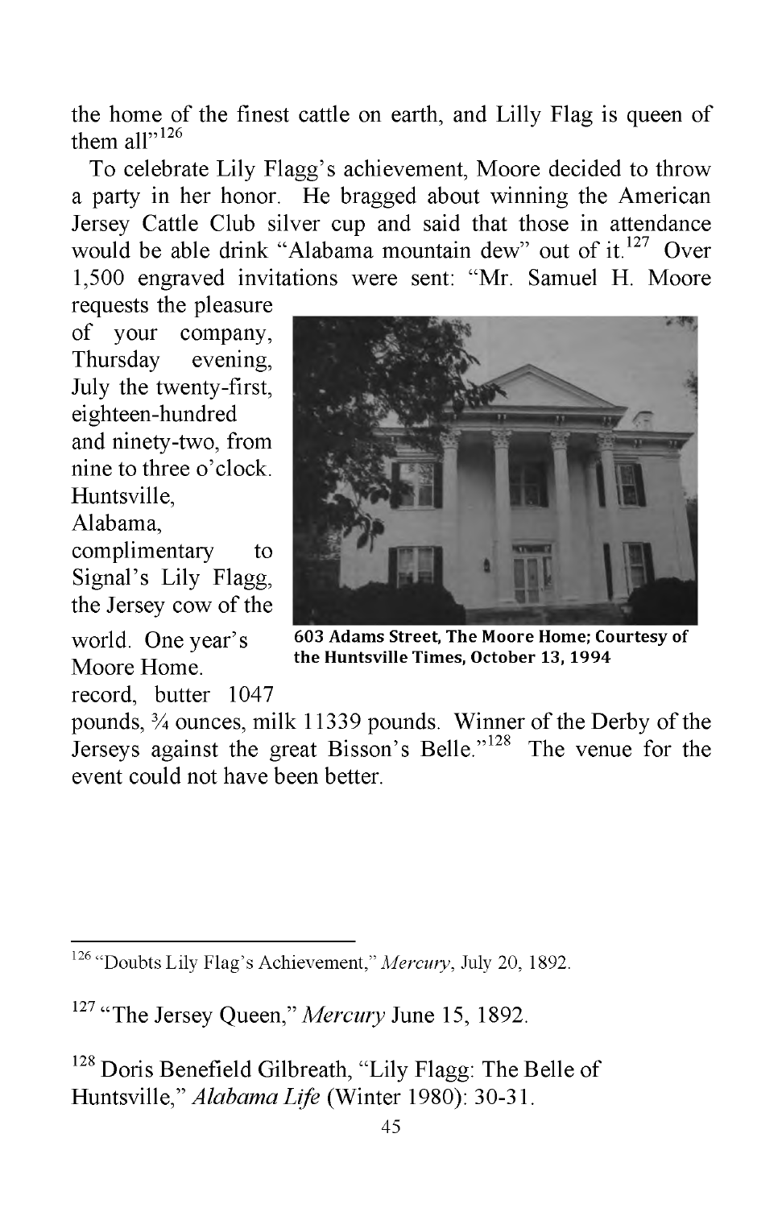the home of the finest cattle on earth, and Lilly Flag is queen of them all"[126]

To celebrate Lily Flagg's achievement, Moore decided to throw a party in her honor. He bragged about winning the American Jersey Cattle Club silver cup and said that those in attendance would be able drink "Alabama mountain dew" out of it.[127] Over 1,500 engraved invitations were sent: "Mr. Samuel H. Moore requests the pleasure of your company, Thursday evening, July the twenty-first, eighteen-hundred and ninety-two, from nine to three o'clock. Huntsville, Alabama, complimentary to Signal's Lily Flagg, the Jersey cow of the world. One year's record, butter 1047 pounds, ¾ ounces, milk 11339 pounds. Winner of the Derby of the Jerseys against the great Bisson's Belle."[128] The venue for the event could not have been better.

**603 Adams Street, The Moore Home; Courtesy of the Huntsville Times, October 13, 1994**

Moore Home.

---

[126] "Doubts Lily Flag's Achievement," *Mercury*, July 20, 1892.

[127] "The Jersey Queen," *Mercury* June 15, 1892.

[128] Doris Benefield Gilbreath, "Lily Flagg: The Belle of Huntsville," *Alabama Life* (Winter 1980): 30-31.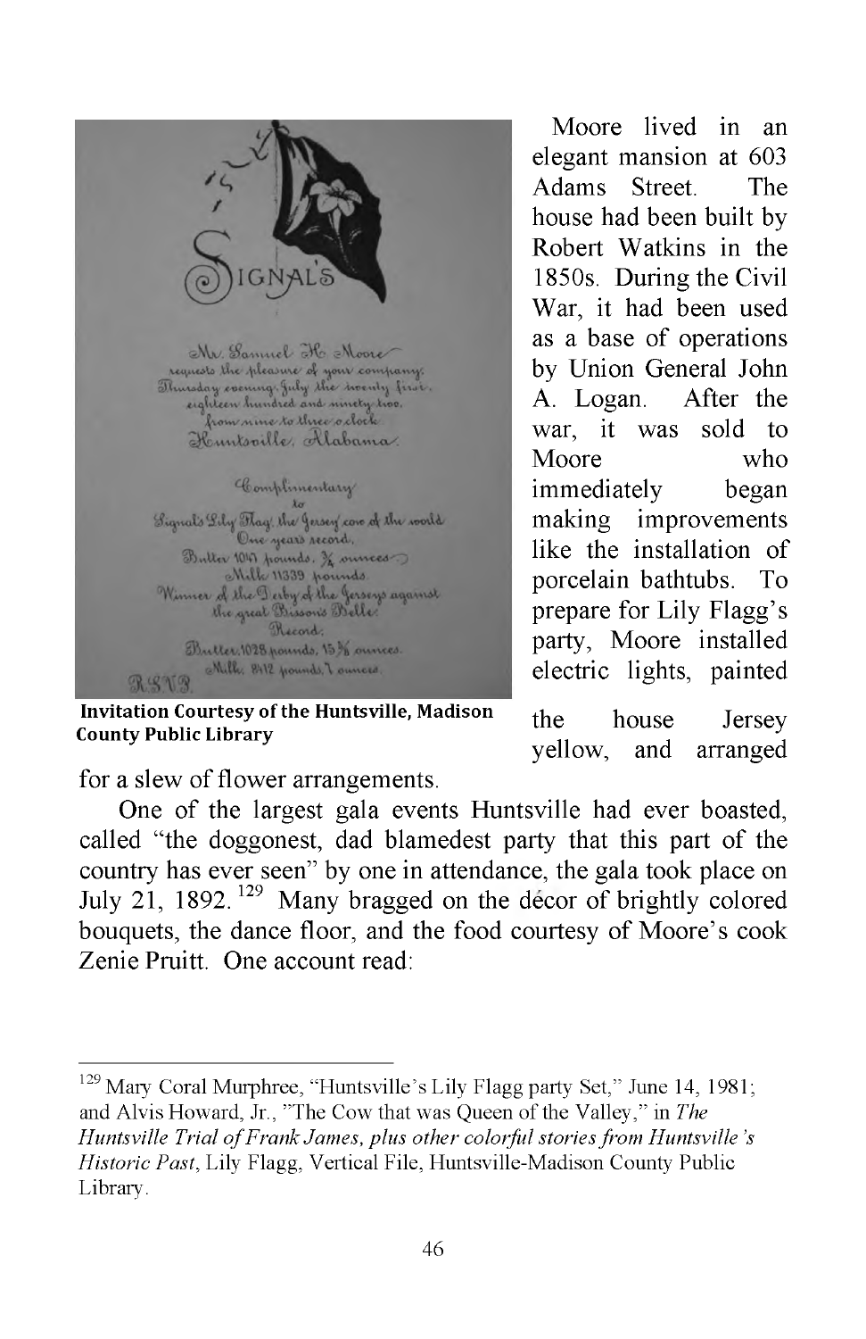Invitation Courtesy of the Huntsville, Madison County Public Library

Moore lived in an elegant mansion at 603 Adams Street. The house had been built by Robert Watkins in the 1850s. During the Civil War, it had been used as a base of operations by Union General John A. Logan. After the war, it was sold to Moore who immediately began making improvements like the installation of porcelain bathtubs. To prepare for Lily Flagg's party, Moore installed electric lights, painted the house Jersey yellow, and arranged for a slew of flower arrangements.

One of the largest gala events Huntsville had ever boasted, called "the doggonest, dad blamedest party that this part of the country has ever seen" by one in attendance, the gala took place on July 21, 1892.[129] Many bragged on the décor of brightly colored bouquets, the dance floor, and the food courtesy of Moore's cook Zenie Pruitt. One account read:

---

[129] Mary Coral Murphree, "Huntsville's Lily Flagg party Set," June 14, 1981; and Alvis Howard, Jr., "The Cow that was Queen of the Valley," in *The Huntsville Trial of Frank James, plus other colorful stories from Huntsville's Historic Past*, Lily Flagg, Vertical File, Huntsville-Madison County Public Library.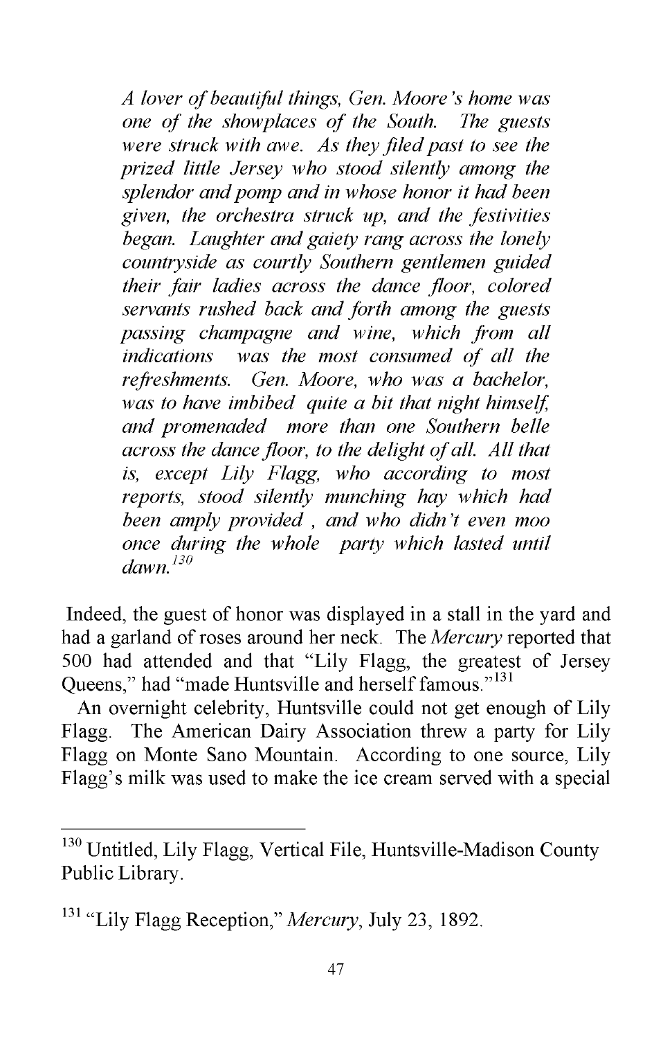> *A lover of beautiful things, Gen. Moore's home was one of the showplaces of the South. The guests were struck with awe. As they filed past to see the prized little Jersey who stood silently among the splendor and pomp and in whose honor it had been given, the orchestra struck up, and the festivities began. Laughter and gaiety rang across the lonely countryside as courtly Southern gentlemen guided their fair ladies across the dance floor, colored servants rushed back and forth among the guests passing champagne and wine, which from all indications was the most consumed of all the refreshments. Gen. Moore, who was a bachelor, was to have imbibed quite a bit that night himself, and promenaded more than one Southern belle across the dance floor, to the delight of all. All that is, except Lily Flagg, who according to most reports, stood silently munching hay which had been amply provided , and who didn't even moo once during the whole party which lasted until dawn.*[130]

Indeed, the guest of honor was displayed in a stall in the yard and had a garland of roses around her neck. The *Mercury* reported that 500 had attended and that "Lily Flagg, the greatest of Jersey Queens," had "made Huntsville and herself famous."[131]

An overnight celebrity, Huntsville could not get enough of Lily Flagg. The American Dairy Association threw a party for Lily Flagg on Monte Sano Mountain. According to one source, Lily Flagg's milk was used to make the ice cream served with a special

---

[130] Untitled, Lily Flagg, Vertical File, Huntsville-Madison County Public Library.

[131] "Lily Flagg Reception," *Mercury*, July 23, 1892.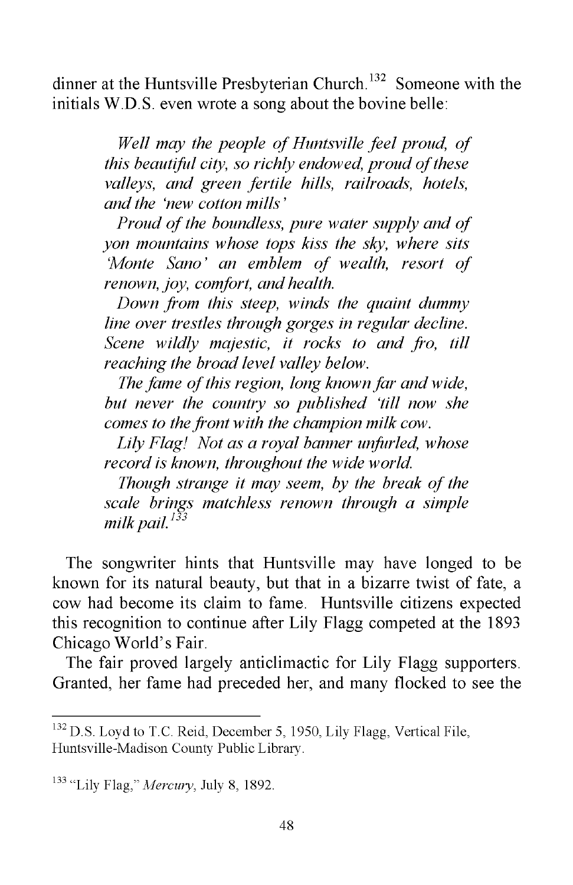dinner at the Huntsville Presbyterian Church.[132] Someone with the initials W.D.S. even wrote a song about the bovine belle:

> *Well may the people of Huntsville feel proud, of this beautiful city, so richly endowed, proud of these valleys, and green fertile hills, railroads, hotels, and the 'new cotton mills'*
>
> *Proud of the boundless, pure water supply and of yon mountains whose tops kiss the sky, where sits 'Monte Sano' an emblem of wealth, resort of renown, joy, comfort, and health.*
>
> *Down from this steep, winds the quaint dummy line over trestles through gorges in regular decline. Scene wildly majestic, it rocks to and fro, till reaching the broad level valley below.*
>
> *The fame of this region, long known far and wide, but never the country so published 'till now she comes to the front with the champion milk cow.*
>
> *Lily Flag! Not as a royal banner unfurled, whose record is known, throughout the wide world.*
>
> *Though strange it may seem, by the break of the scale brings matchless renown through a simple milk pail.*[133]

The songwriter hints that Huntsville may have longed to be known for its natural beauty, but that in a bizarre twist of fate, a cow had become its claim to fame. Huntsville citizens expected this recognition to continue after Lily Flagg competed at the 1893 Chicago World's Fair.

The fair proved largely anticlimactic for Lily Flagg supporters. Granted, her fame had preceded her, and many flocked to see the

---

[132] D.S. Loyd to T.C. Reid, December 5, 1950, Lily Flagg, Vertical File, Huntsville-Madison County Public Library.

[133] "Lily Flag," *Mercury*, July 8, 1892.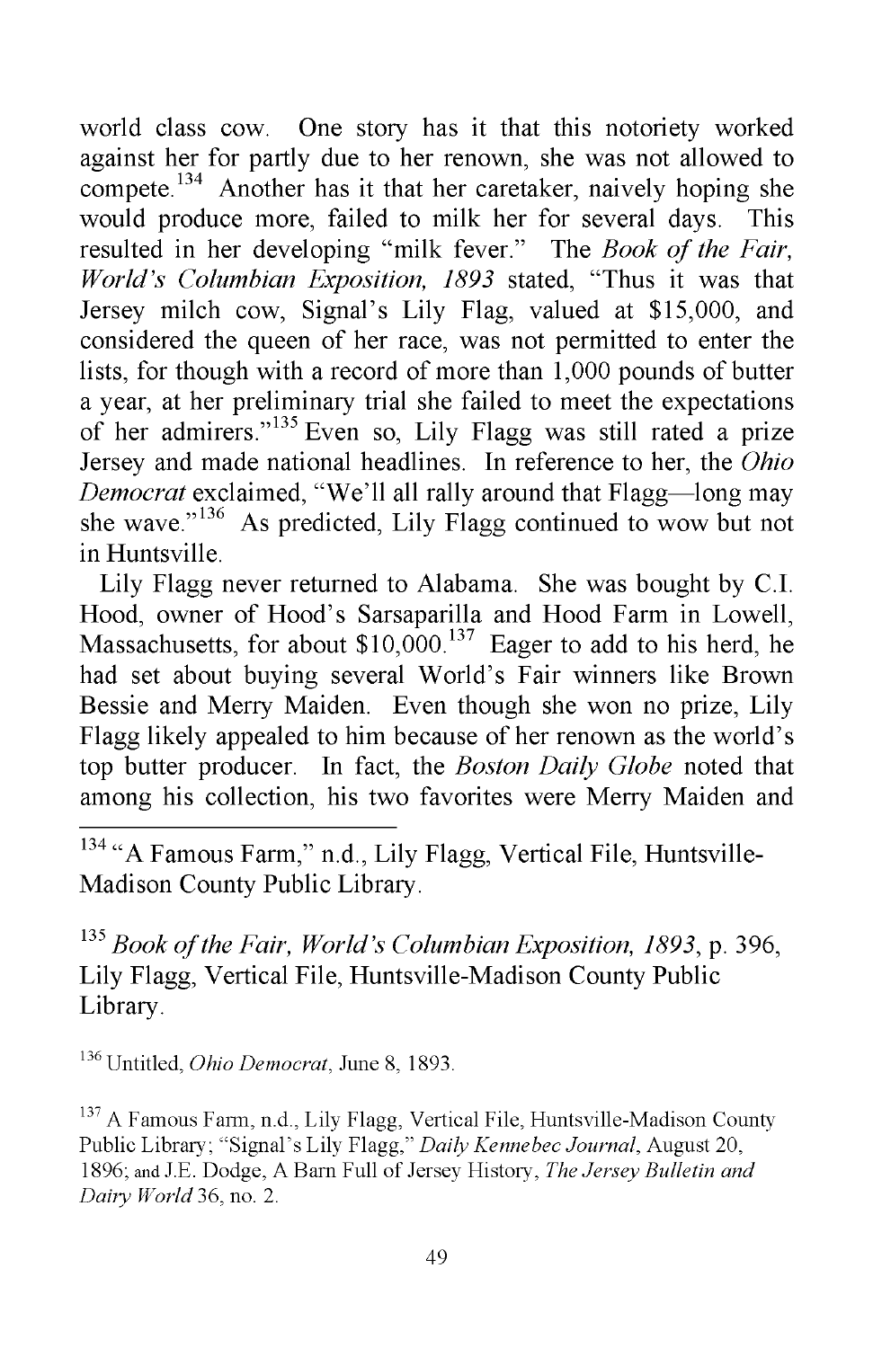world class cow. One story has it that this notoriety worked against her for partly due to her renown, she was not allowed to compete.[134] Another has it that her caretaker, naively hoping she would produce more, failed to milk her for several days. This resulted in her developing "milk fever." The *Book of the Fair, World's Columbian Exposition, 1893* stated, "Thus it was that Jersey milch cow, Signal's Lily Flag, valued at $15,000, and considered the queen of her race, was not permitted to enter the lists, for though with a record of more than 1,000 pounds of butter a year, at her preliminary trial she failed to meet the expectations of her admirers."[135] Even so, Lily Flagg was still rated a prize Jersey and made national headlines. In reference to her, the *Ohio Democrat* exclaimed, "We'll all rally around that Flagg—long may she wave."[136] As predicted, Lily Flagg continued to wow but not in Huntsville.

Lily Flagg never returned to Alabama. She was bought by C.I. Hood, owner of Hood's Sarsaparilla and Hood Farm in Lowell, Massachusetts, for about $10,000.[137] Eager to add to his herd, he had set about buying several World's Fair winners like Brown Bessie and Merry Maiden. Even though she won no prize, Lily Flagg likely appealed to him because of her renown as the world's top butter producer. In fact, the *Boston Daily Globe* noted that among his collection, his two favorites were Merry Maiden and

---

[134] "A Famous Farm," n.d., Lily Flagg, Vertical File, Huntsville-Madison County Public Library.

[135] *Book of the Fair, World's Columbian Exposition, 1893*, p. 396, Lily Flagg, Vertical File, Huntsville-Madison County Public Library.

[136] Untitled, *Ohio Democrat*, June 8, 1893.

[137] A Famous Farm, n.d., Lily Flagg, Vertical File, Huntsville-Madison County Public Library; "Signal's Lily Flagg," *Daily Kennebec Journal*, August 20, 1896; and J.E. Dodge, A Barn Full of Jersey History, *The Jersey Bulletin and Dairy World* 36, no. 2.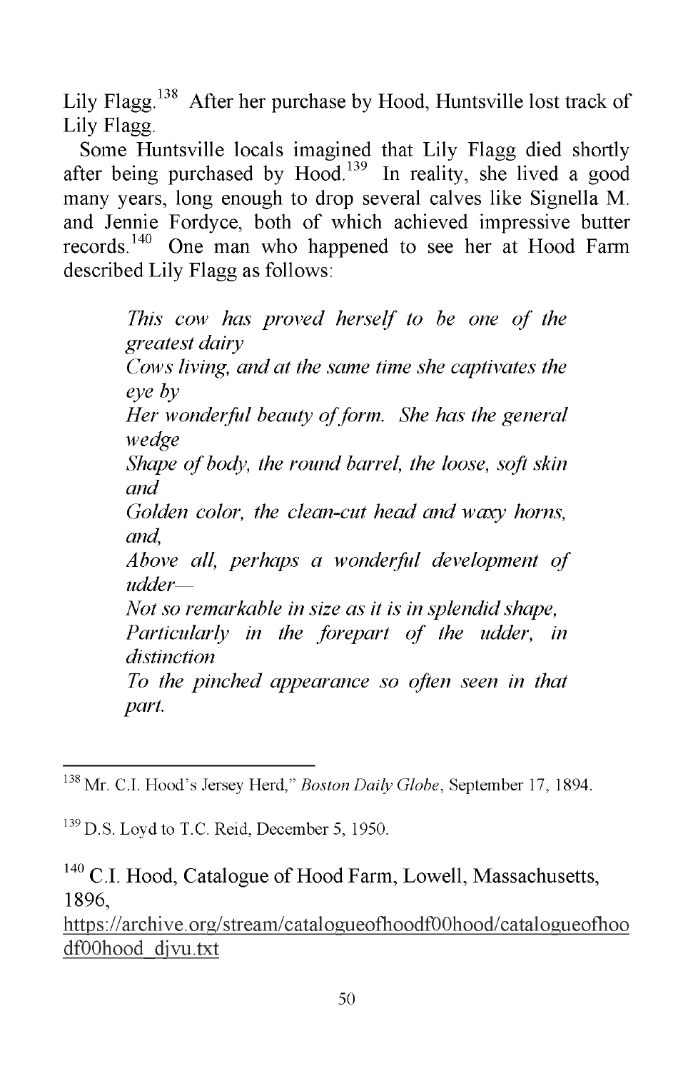Lily Flagg.[138] After her purchase by Hood, Huntsville lost track of Lily Flagg.

Some Huntsville locals imagined that Lily Flagg died shortly after being purchased by Hood.[139] In reality, she lived a good many years, long enough to drop several calves like Signella M. and Jennie Fordyce, both of which achieved impressive butter records.[140] One man who happened to see her at Hood Farm described Lily Flagg as follows:

> *This cow has proved herself to be one of the greatest dairy*
> *Cows living, and at the same time she captivates the eye by*
> *Her wonderful beauty of form. She has the general wedge*
> *Shape of body, the round barrel, the loose, soft skin and*
> *Golden color, the clean-cut head and waxy horns, and,*
> *Above all, perhaps a wonderful development of udder—*
> *Not so remarkable in size as it is in splendid shape,*
> *Particularly in the forepart of the udder, in distinction*
> *To the pinched appearance so often seen in that part.*

---

[138] Mr. C.I. Hood's Jersey Herd," *Boston Daily Globe*, September 17, 1894.

[139] D.S. Loyd to T.C. Reid, December 5, 1950.

[140] C.I. Hood, Catalogue of Hood Farm, Lowell, Massachusetts, 1896, https://archive.org/stream/catalogueofhoodf00hood/catalogueofhoodf00hood_djvu.txt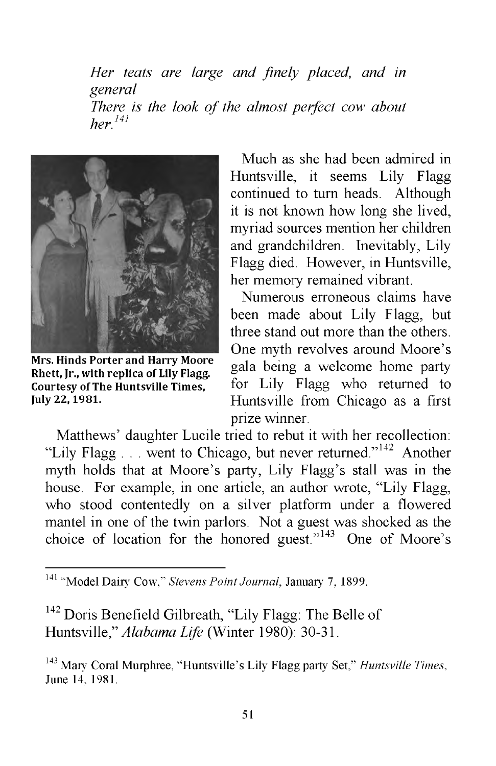*Her teats are large and finely placed, and in general*
*There is the look of the almost perfect cow about her.*[141]

Mrs. Hinds Porter and Harry Moore Rhett, Jr., with replica of Lily Flagg. Courtesy of The Huntsville Times, July 22, 1981.

Much as she had been admired in Huntsville, it seems Lily Flagg continued to turn heads. Although it is not known how long she lived, myriad sources mention her children and grandchildren. Inevitably, Lily Flagg died. However, in Huntsville, her memory remained vibrant.

Numerous erroneous claims have been made about Lily Flagg, but three stand out more than the others. One myth revolves around Moore's gala being a welcome home party for Lily Flagg who returned to Huntsville from Chicago as a first prize winner.

Matthews' daughter Lucile tried to rebut it with her recollection: "Lily Flagg . . . went to Chicago, but never returned."[142] Another myth holds that at Moore's party, Lily Flagg's stall was in the house. For example, in one article, an author wrote, "Lily Flagg, who stood contentedly on a silver platform under a flowered mantel in one of the twin parlors. Not a guest was shocked as the choice of location for the honored guest."[143] One of Moore's

---

[141] "Model Dairy Cow," *Stevens Point Journal*, January 7, 1899.

[142] Doris Benefield Gilbreath, "Lily Flagg: The Belle of Huntsville," *Alabama Life* (Winter 1980): 30-31.

[143] Mary Coral Murphree, "Huntsville's Lily Flagg party Set," *Huntsville Times*, June 14, 1981.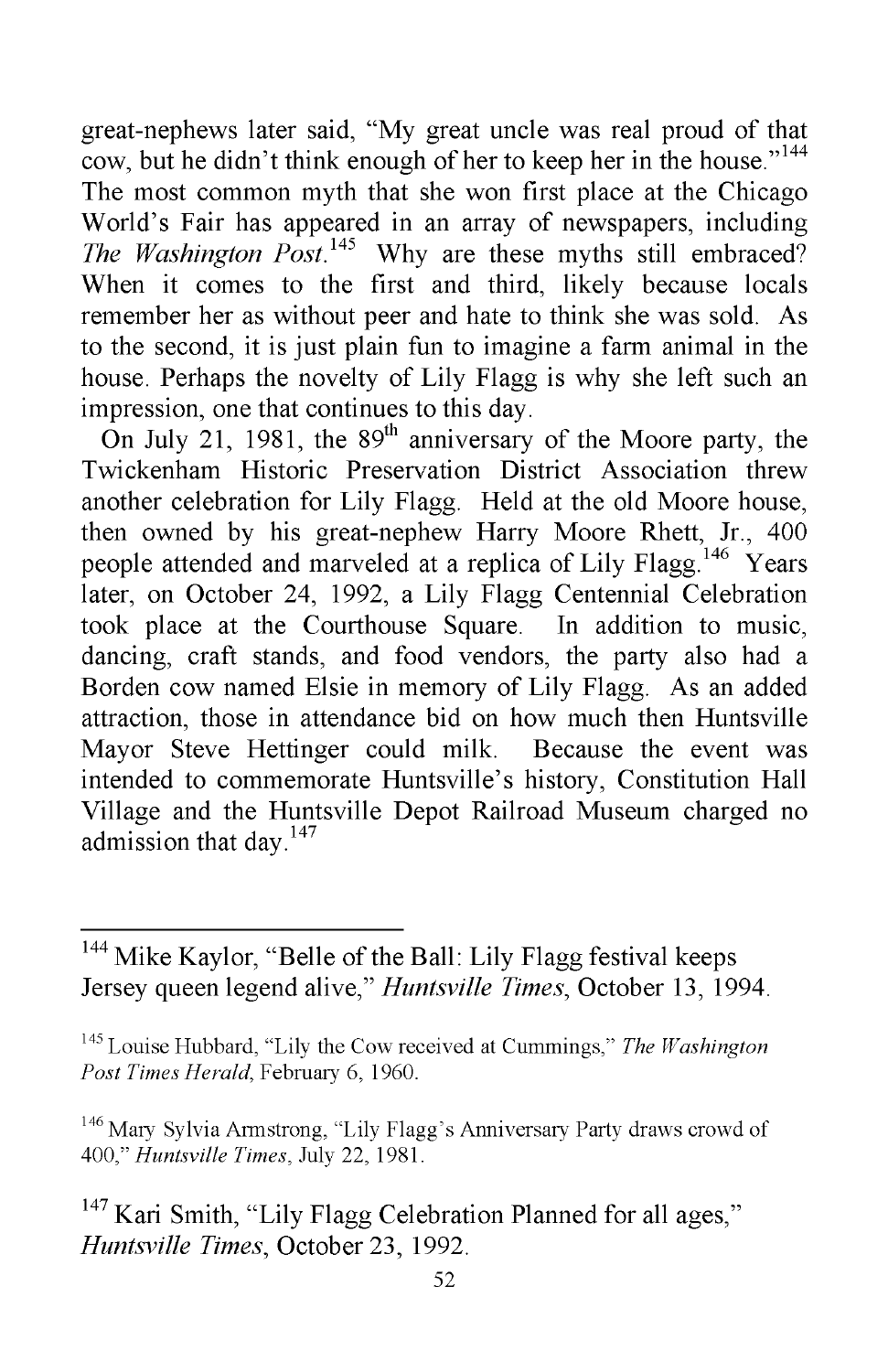great-nephews later said, "My great uncle was real proud of that cow, but he didn't think enough of her to keep her in the house."[144] The most common myth that she won first place at the Chicago World's Fair has appeared in an array of newspapers, including *The Washington Post*.[145] Why are these myths still embraced? When it comes to the first and third, likely because locals remember her as without peer and hate to think she was sold. As to the second, it is just plain fun to imagine a farm animal in the house. Perhaps the novelty of Lily Flagg is why she left such an impression, one that continues to this day.

On July 21, 1981, the 89th anniversary of the Moore party, the Twickenham Historic Preservation District Association threw another celebration for Lily Flagg. Held at the old Moore house, then owned by his great-nephew Harry Moore Rhett, Jr., 400 people attended and marveled at a replica of Lily Flagg.[146] Years later, on October 24, 1992, a Lily Flagg Centennial Celebration took place at the Courthouse Square. In addition to music, dancing, craft stands, and food vendors, the party also had a Borden cow named Elsie in memory of Lily Flagg. As an added attraction, those in attendance bid on how much then Huntsville Mayor Steve Hettinger could milk. Because the event was intended to commemorate Huntsville's history, Constitution Hall Village and the Huntsville Depot Railroad Museum charged no admission that day.[147]

---

[144] Mike Kaylor, "Belle of the Ball: Lily Flagg festival keeps Jersey queen legend alive," *Huntsville Times*, October 13, 1994.

[145] Louise Hubbard, "Lily the Cow received at Cummings," *The Washington Post Times Herald*, February 6, 1960.

[146] Mary Sylvia Armstrong, "Lily Flagg's Anniversary Party draws crowd of 400," *Huntsville Times*, July 22, 1981.

[147] Kari Smith, "Lily Flagg Celebration Planned for all ages," *Huntsville Times*, October 23, 1992.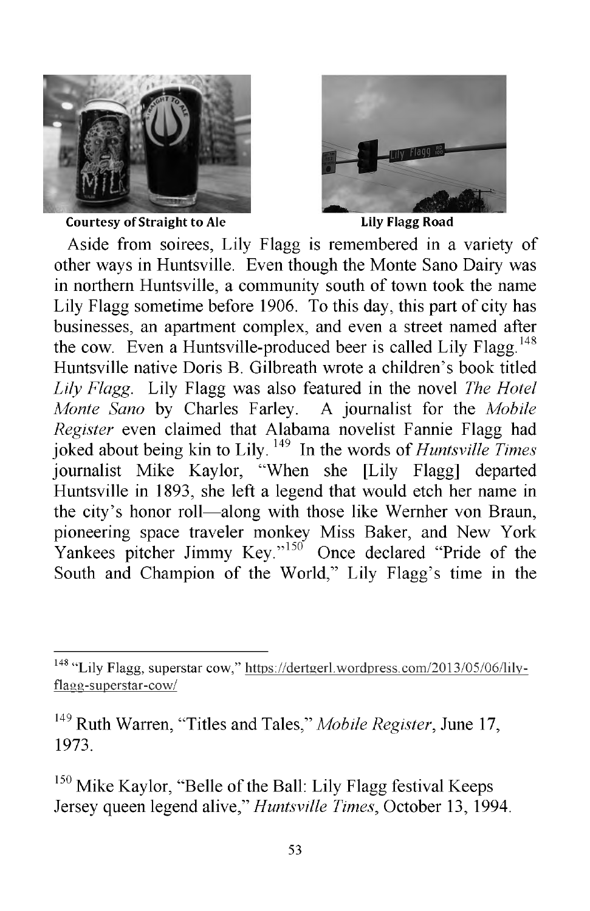Courtesy of Straight to Ale

Lily Flagg Road

Aside from soirees, Lily Flagg is remembered in a variety of other ways in Huntsville. Even though the Monte Sano Dairy was in northern Huntsville, a community south of town took the name Lily Flagg sometime before 1906. To this day, this part of city has businesses, an apartment complex, and even a street named after the cow. Even a Huntsville-produced beer is called Lily Flagg.[148] Huntsville native Doris B. Gilbreath wrote a children's book titled *Lily Flagg*. Lily Flagg was also featured in the novel *The Hotel Monte Sano* by Charles Farley. A journalist for the *Mobile Register* even claimed that Alabama novelist Fannie Flagg had joked about being kin to Lily.[149] In the words of *Huntsville Times* journalist Mike Kaylor, "When she [Lily Flagg] departed Huntsville in 1893, she left a legend that would etch her name in the city's honor roll—along with those like Wernher von Braun, pioneering space traveler monkey Miss Baker, and New York Yankees pitcher Jimmy Key."[150] Once declared "Pride of the South and Champion of the World," Lily Flagg's time in the

---

[148] "Lily Flagg, superstar cow," https://dertgerl.wordpress.com/2013/05/06/lily-flagg-superstar-cow/

[149] Ruth Warren, "Titles and Tales," *Mobile Register*, June 17, 1973.

[150] Mike Kaylor, "Belle of the Ball: Lily Flagg festival Keeps Jersey queen legend alive," *Huntsville Times*, October 13, 1994.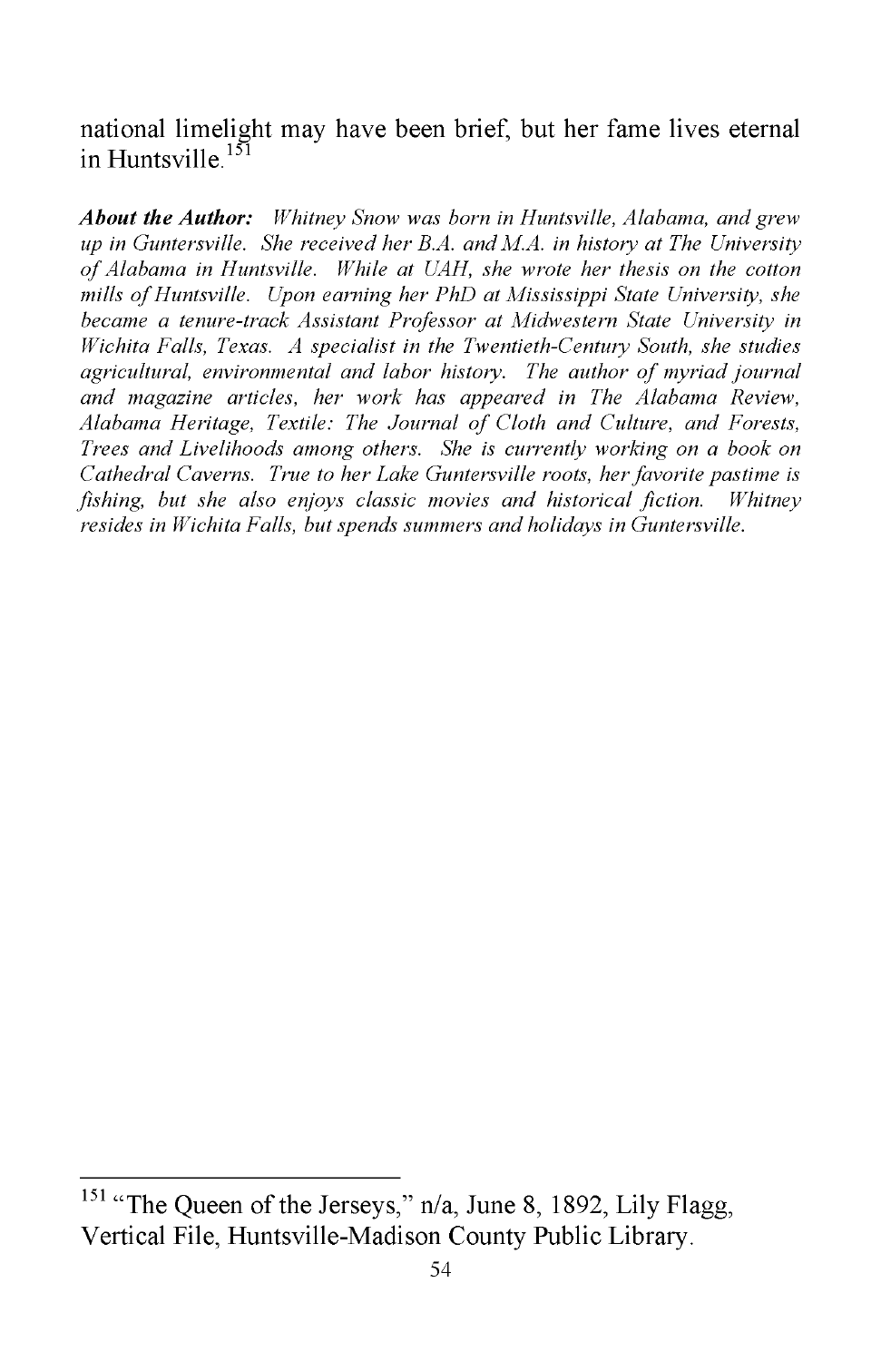national limelight may have been brief, but her fame lives eternal in Huntsville.[151]

***About the Author:*** *Whitney Snow was born in Huntsville, Alabama, and grew up in Guntersville. She received her B.A. and M.A. in history at The University of Alabama in Huntsville. While at UAH, she wrote her thesis on the cotton mills of Huntsville. Upon earning her PhD at Mississippi State University, she became a tenure-track Assistant Professor at Midwestern State University in Wichita Falls, Texas. A specialist in the Twentieth-Century South, she studies agricultural, environmental and labor history. The author of myriad journal and magazine articles, her work has appeared in The Alabama Review, Alabama Heritage, Textile: The Journal of Cloth and Culture, and Forests, Trees and Livelihoods among others. She is currently working on a book on Cathedral Caverns. True to her Lake Guntersville roots, her favorite pastime is fishing, but she also enjoys classic movies and historical fiction. Whitney resides in Wichita Falls, but spends summers and holidays in Guntersville.*

---

[151] "The Queen of the Jerseys," n/a, June 8, 1892, Lily Flagg, Vertical File, Huntsville-Madison County Public Library.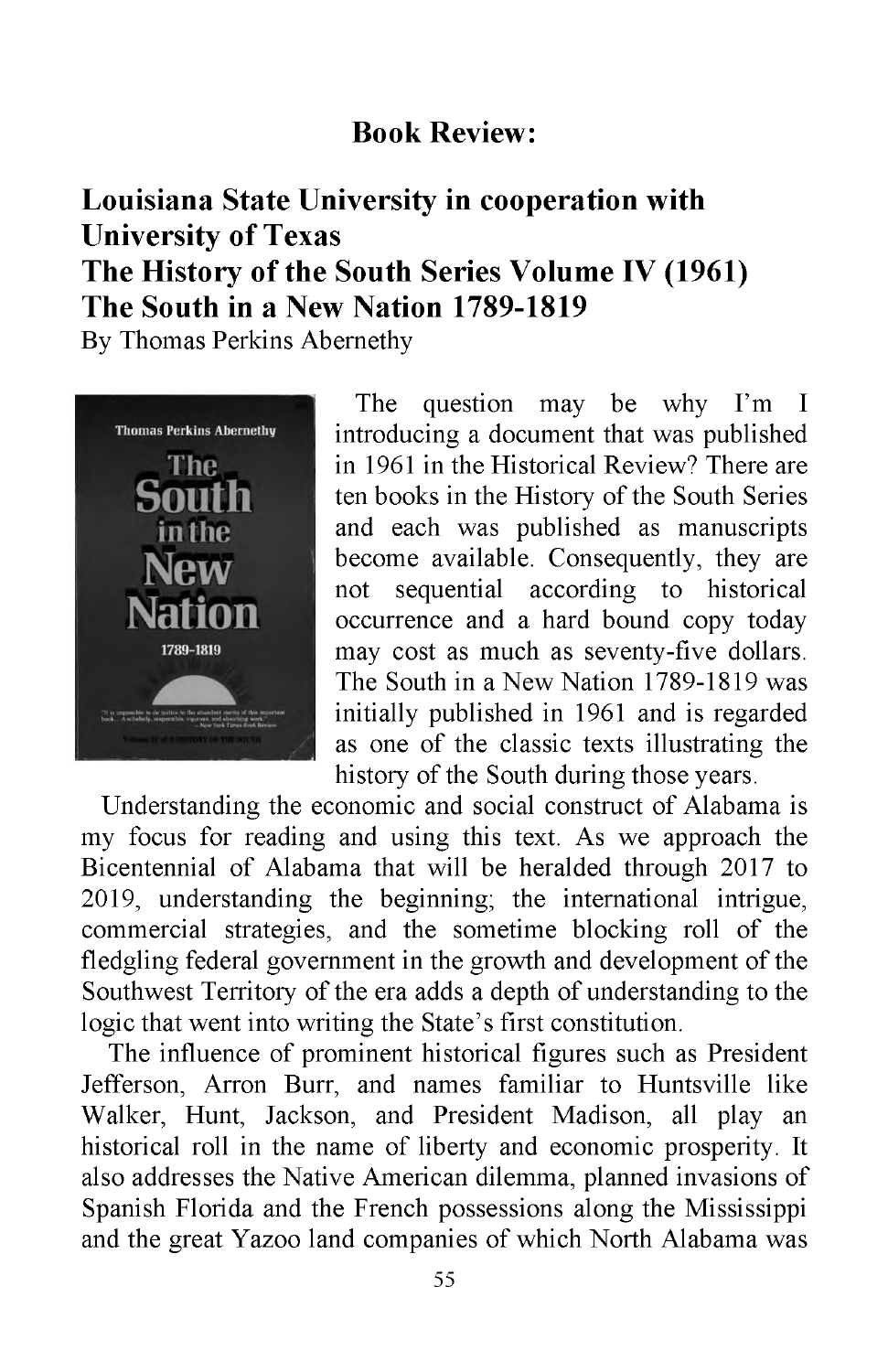## Book Review:

## Louisiana State University in cooperation with University of Texas
## The History of the South Series Volume IV (1961)
## The South in a New Nation 1789-1819

By Thomas Perkins Abernethy

The question may be why I'm I introducing a document that was published in 1961 in the Historical Review? There are ten books in the History of the South Series and each was published as manuscripts become available. Consequently, they are not sequential according to historical occurrence and a hard bound copy today may cost as much as seventy-five dollars. The South in a New Nation 1789-1819 was initially published in 1961 and is regarded as one of the classic texts illustrating the history of the South during those years.

Understanding the economic and social construct of Alabama is my focus for reading and using this text. As we approach the Bicentennial of Alabama that will be heralded through 2017 to 2019, understanding the beginning; the international intrigue, commercial strategies, and the sometime blocking roll of the fledgling federal government in the growth and development of the Southwest Territory of the era adds a depth of understanding to the logic that went into writing the State's first constitution.

The influence of prominent historical figures such as President Jefferson, Arron Burr, and names familiar to Huntsville like Walker, Hunt, Jackson, and President Madison, all play an historical roll in the name of liberty and economic prosperity. It also addresses the Native American dilemma, planned invasions of Spanish Florida and the French possessions along the Mississippi and the great Yazoo land companies of which North Alabama was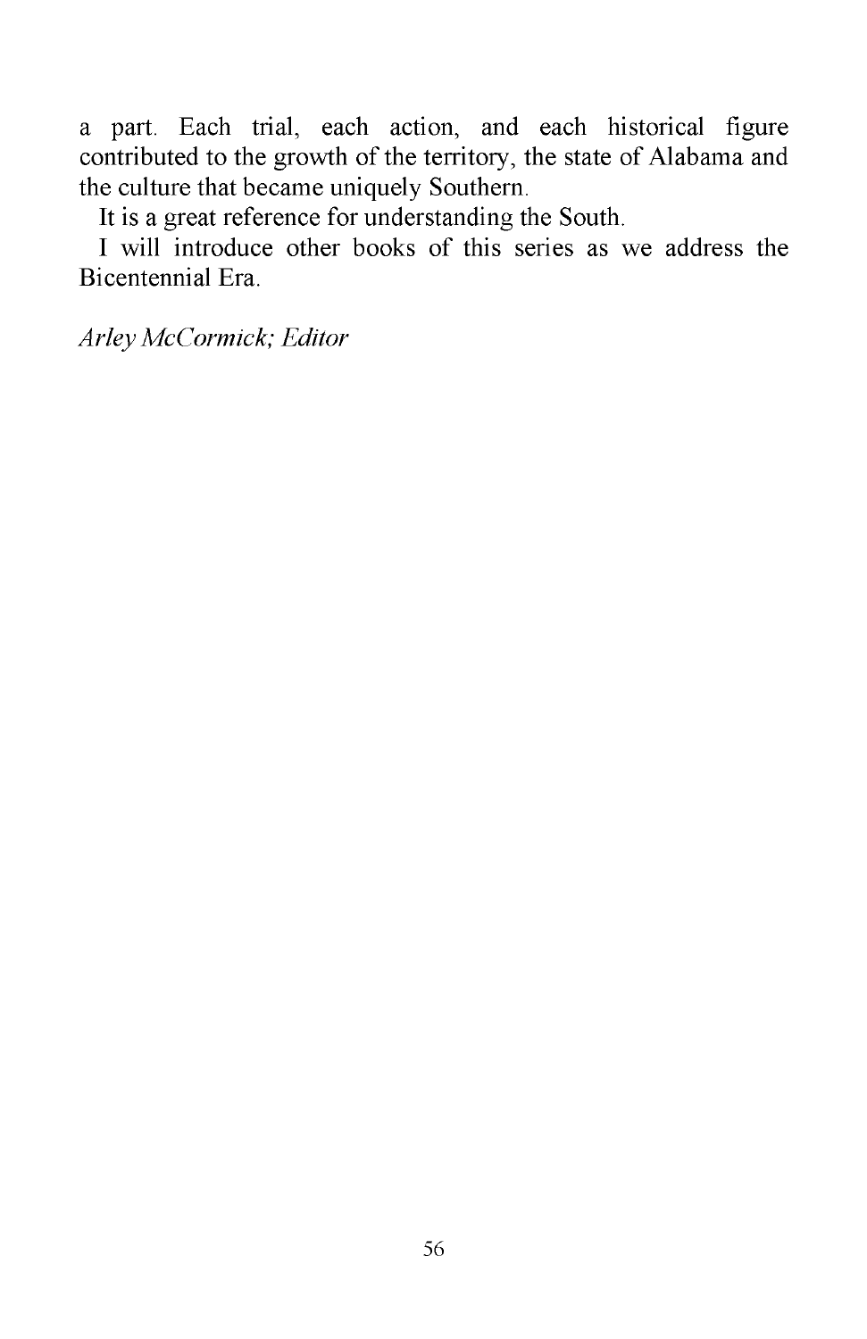a part. Each trial, each action, and each historical figure contributed to the growth of the territory, the state of Alabama and the culture that became uniquely Southern.

It is a great reference for understanding the South.

I will introduce other books of this series as we address the Bicentennial Era.

*Arley McCormick; Editor*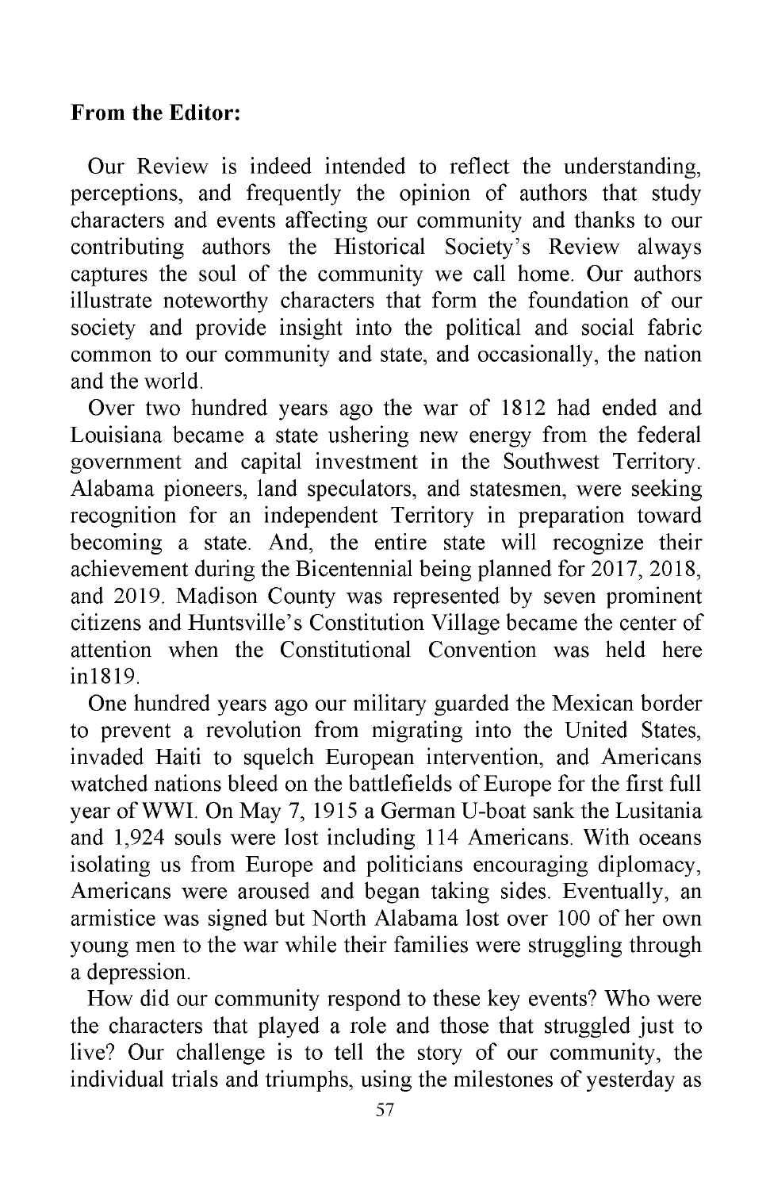**From the Editor:**

Our Review is indeed intended to reflect the understanding, perceptions, and frequently the opinion of authors that study characters and events affecting our community and thanks to our contributing authors the Historical Society's Review always captures the soul of the community we call home. Our authors illustrate noteworthy characters that form the foundation of our society and provide insight into the political and social fabric common to our community and state, and occasionally, the nation and the world.

Over two hundred years ago the war of 1812 had ended and Louisiana became a state ushering new energy from the federal government and capital investment in the Southwest Territory. Alabama pioneers, land speculators, and statesmen, were seeking recognition for an independent Territory in preparation toward becoming a state. And, the entire state will recognize their achievement during the Bicentennial being planned for 2017, 2018, and 2019. Madison County was represented by seven prominent citizens and Huntsville's Constitution Village became the center of attention when the Constitutional Convention was held here in1819.

One hundred years ago our military guarded the Mexican border to prevent a revolution from migrating into the United States, invaded Haiti to squelch European intervention, and Americans watched nations bleed on the battlefields of Europe for the first full year of WWI. On May 7, 1915 a German U-boat sank the Lusitania and 1,924 souls were lost including 114 Americans. With oceans isolating us from Europe and politicians encouraging diplomacy, Americans were aroused and began taking sides. Eventually, an armistice was signed but North Alabama lost over 100 of her own young men to the war while their families were struggling through a depression.

How did our community respond to these key events? Who were the characters that played a role and those that struggled just to live? Our challenge is to tell the story of our community, the individual trials and triumphs, using the milestones of yesterday as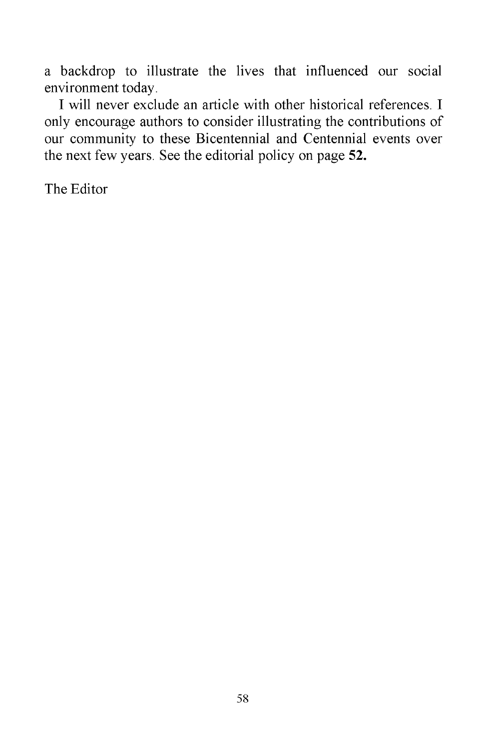a backdrop to illustrate the lives that influenced our social environment today.

I will never exclude an article with other historical references. I only encourage authors to consider illustrating the contributions of our community to these Bicentennial and Centennial events over the next few years. See the editorial policy on page **52.**

The Editor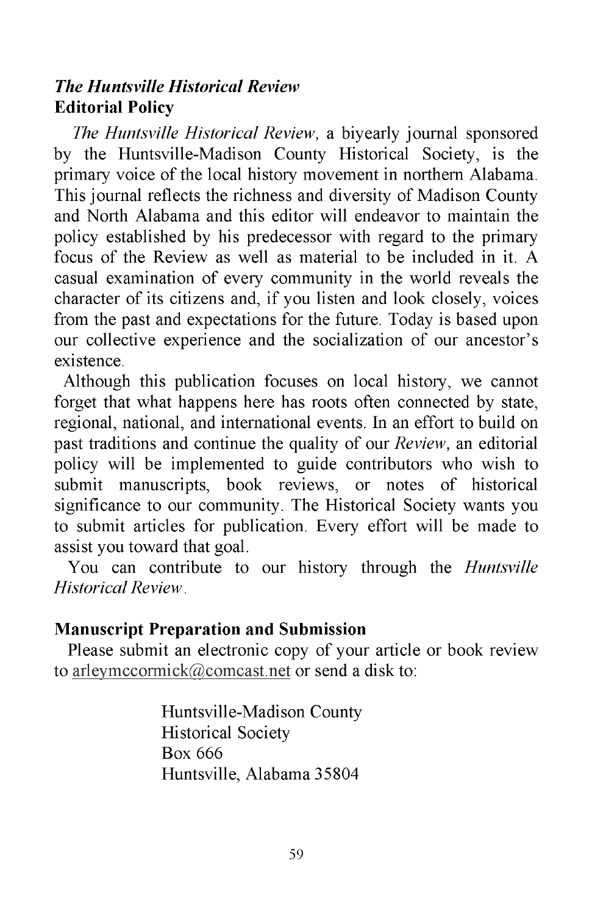***The Huntsville Historical Review***
**Editorial Policy**

*The Huntsville Historical Review,* a biyearly journal sponsored by the Huntsville-Madison County Historical Society, is the primary voice of the local history movement in northern Alabama. This journal reflects the richness and diversity of Madison County and North Alabama and this editor will endeavor to maintain the policy established by his predecessor with regard to the primary focus of the Review as well as material to be included in it. A casual examination of every community in the world reveals the character of its citizens and, if you listen and look closely, voices from the past and expectations for the future. Today is based upon our collective experience and the socialization of our ancestor's existence.

Although this publication focuses on local history, we cannot forget that what happens here has roots often connected by state, regional, national, and international events. In an effort to build on past traditions and continue the quality of our *Review*, an editorial policy will be implemented to guide contributors who wish to submit manuscripts, book reviews, or notes of historical significance to our community. The Historical Society wants you to submit articles for publication. Every effort will be made to assist you toward that goal.

You can contribute to our history through the *Huntsville Historical Review*.

**Manuscript Preparation and Submission**

Please submit an electronic copy of your article or book review to arleymccormick@comcast.net or send a disk to:

Huntsville-Madison County
Historical Society
Box 666
Huntsville, Alabama 35804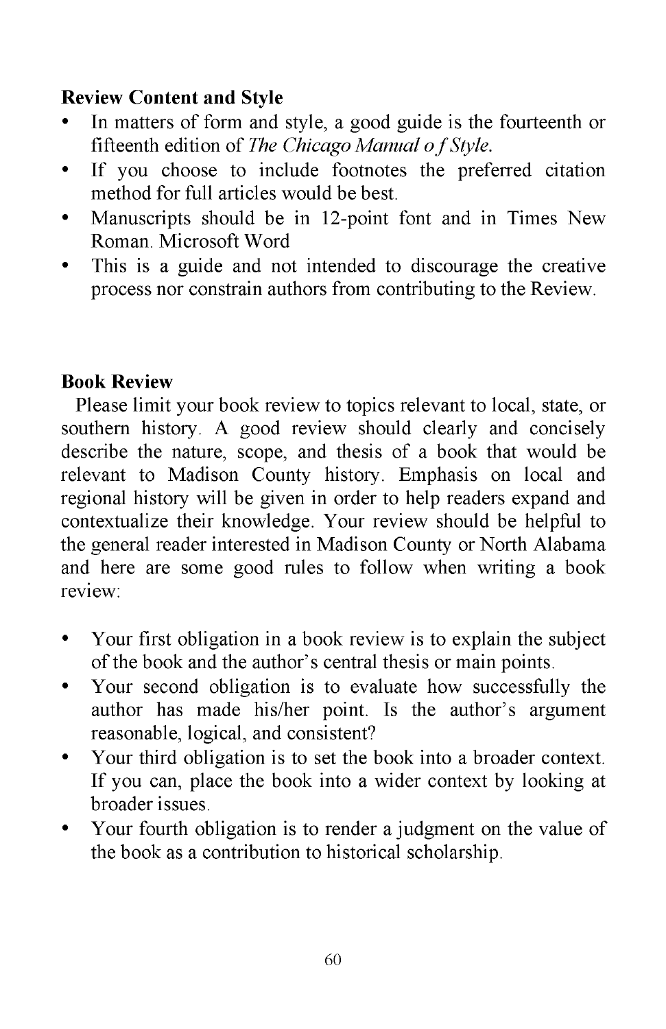**Review Content and Style**

- In matters of form and style, a good guide is the fourteenth or fifteenth edition of *The Chicago Manual of Style.*
- If you choose to include footnotes the preferred citation method for full articles would be best.
- Manuscripts should be in 12-point font and in Times New Roman. Microsoft Word
- This is a guide and not intended to discourage the creative process nor constrain authors from contributing to the Review.

**Book Review**

Please limit your book review to topics relevant to local, state, or southern history. A good review should clearly and concisely describe the nature, scope, and thesis of a book that would be relevant to Madison County history. Emphasis on local and regional history will be given in order to help readers expand and contextualize their knowledge. Your review should be helpful to the general reader interested in Madison County or North Alabama and here are some good rules to follow when writing a book review:

- Your first obligation in a book review is to explain the subject of the book and the author's central thesis or main points.
- Your second obligation is to evaluate how successfully the author has made his/her point. Is the author's argument reasonable, logical, and consistent?
- Your third obligation is to set the book into a broader context. If you can, place the book into a wider context by looking at broader issues.
- Your fourth obligation is to render a judgment on the value of the book as a contribution to historical scholarship.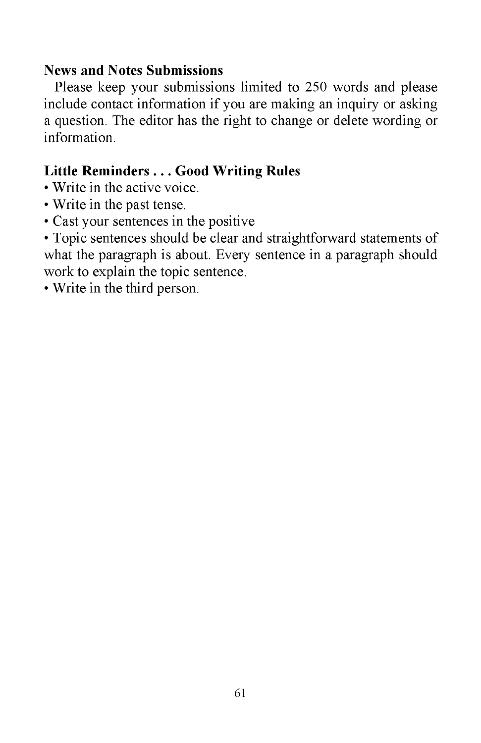**News and Notes Submissions**

Please keep your submissions limited to 250 words and please include contact information if you are making an inquiry or asking a question. The editor has the right to change or delete wording or information.

**Little Reminders . . . Good Writing Rules**

- Write in the active voice.
- Write in the past tense.
- Cast your sentences in the positive
- Topic sentences should be clear and straightforward statements of what the paragraph is about. Every sentence in a paragraph should work to explain the topic sentence.
- Write in the third person.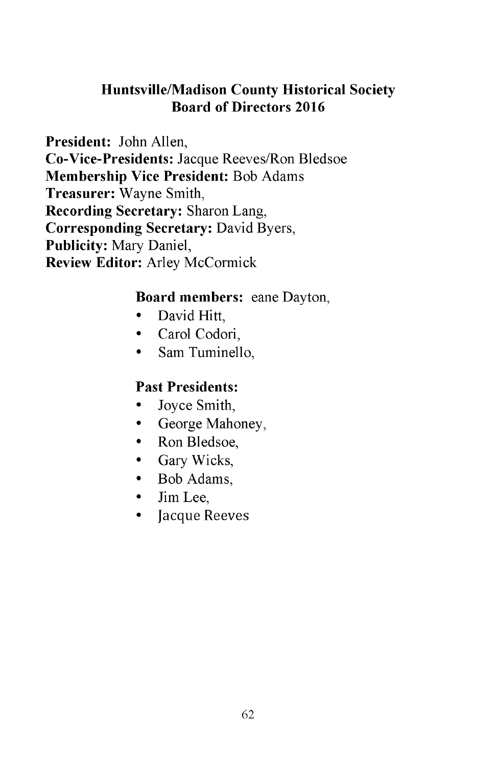## Huntsville/Madison County Historical Society
## Board of Directors 2016

**President:** John Allen,
**Co-Vice-Presidents:** Jacque Reeves/Ron Bledsoe
**Membership Vice President:** Bob Adams
**Treasurer:** Wayne Smith,
**Recording Secretary:** Sharon Lang,
**Corresponding Secretary:** David Byers,
**Publicity:** Mary Daniel,
**Review Editor:** Arley McCormick

**Board members:** eane Dayton,

- David Hitt,
- Carol Codori,
- Sam Tuminello,

**Past Presidents:**

- Joyce Smith,
- George Mahoney,
- Ron Bledsoe,
- Gary Wicks,
- Bob Adams,
- Jim Lee,
- Jacque Reeves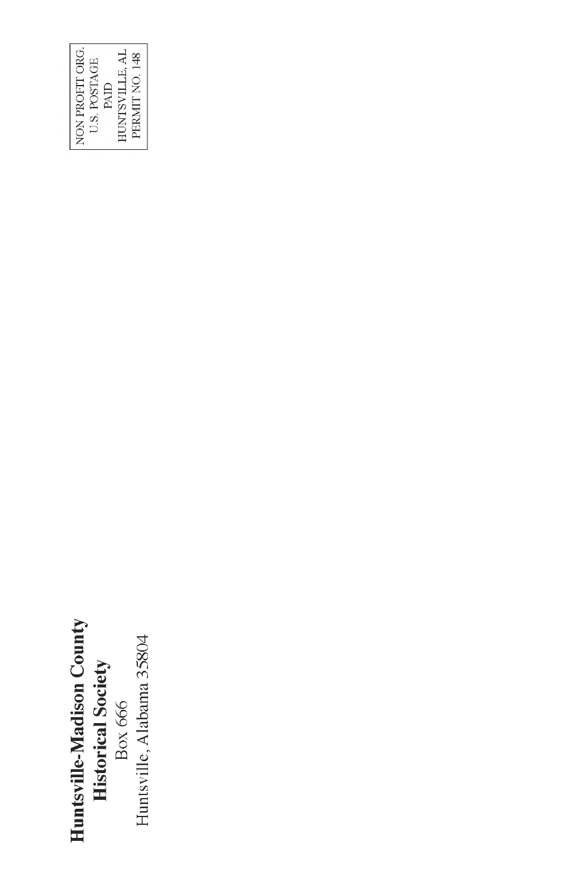**Huntsville-Madison County**
**Historical Society**
Box 666
Huntsville, Alabama 35804

NON PROFIT ORG.
U.S. POSTAGE
PAID
HUNTSVILLE, AL
PERMIT NO. 148